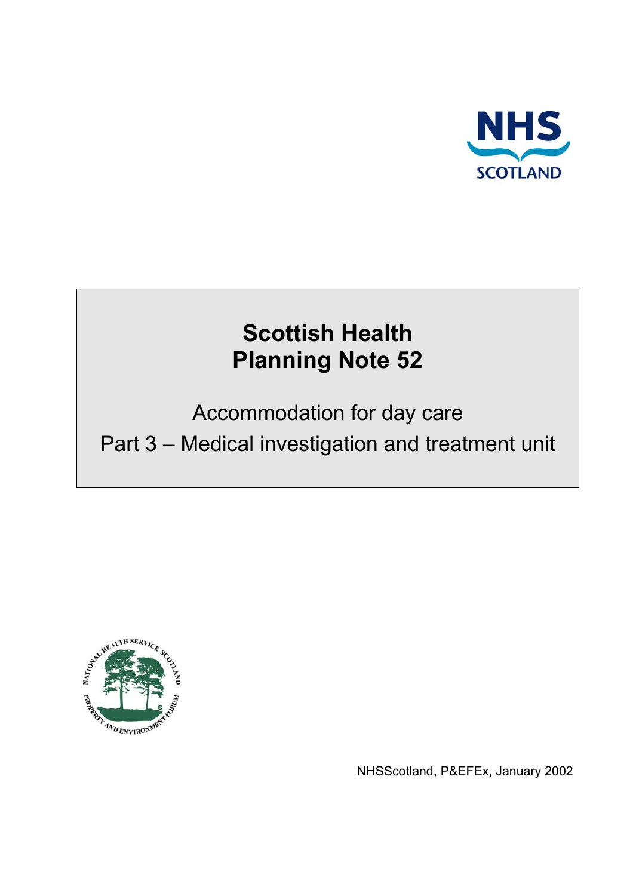NHS SCOTLAND

# Scottish Health Planning Note 52

## Accommodation for day care

## Part 3 – Medical investigation and treatment unit

NATIONAL HEALTH SERVICE SCOTLAND PROPERTY AND ENVIRONMENT FORUM

NHSScotland, P&EFEx, January 2002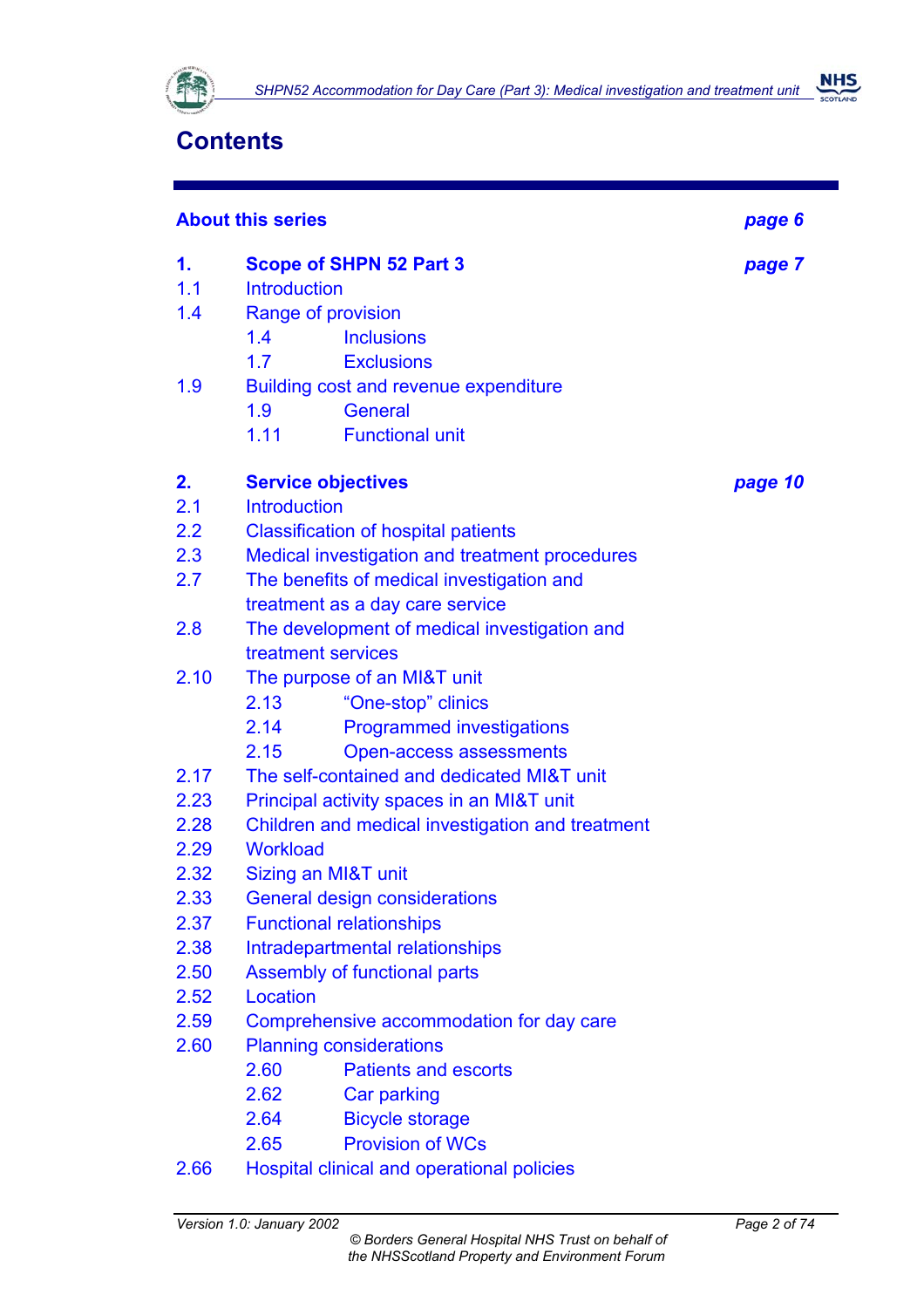# Contents

**About this series** *page 6*

**1. Scope of SHPN 52 Part 3** *page 7*

1.1 Introduction
1.4 Range of provision
- 1.4 Inclusions
- 1.7 Exclusions

1.9 Building cost and revenue expenditure
- 1.9 General
- 1.11 Functional unit

**2. Service objectives** *page 10*

2.1 Introduction
2.2 Classification of hospital patients
2.3 Medical investigation and treatment procedures
2.7 The benefits of medical investigation and treatment as a day care service
2.8 The development of medical investigation and treatment services
2.10 The purpose of an MI&T unit
- 2.13 “One-stop” clinics
- 2.14 Programmed investigations
- 2.15 Open-access assessments

2.17 The self-contained and dedicated MI&T unit
2.23 Principal activity spaces in an MI&T unit
2.28 Children and medical investigation and treatment
2.29 Workload
2.32 Sizing an MI&T unit
2.33 General design considerations
2.37 Functional relationships
2.38 Intradepartmental relationships
2.50 Assembly of functional parts
2.52 Location
2.59 Comprehensive accommodation for day care
2.60 Planning considerations
- 2.60 Patients and escorts
- 2.62 Car parking
- 2.64 Bicycle storage
- 2.65 Provision of WCs

2.66 Hospital clinical and operational policies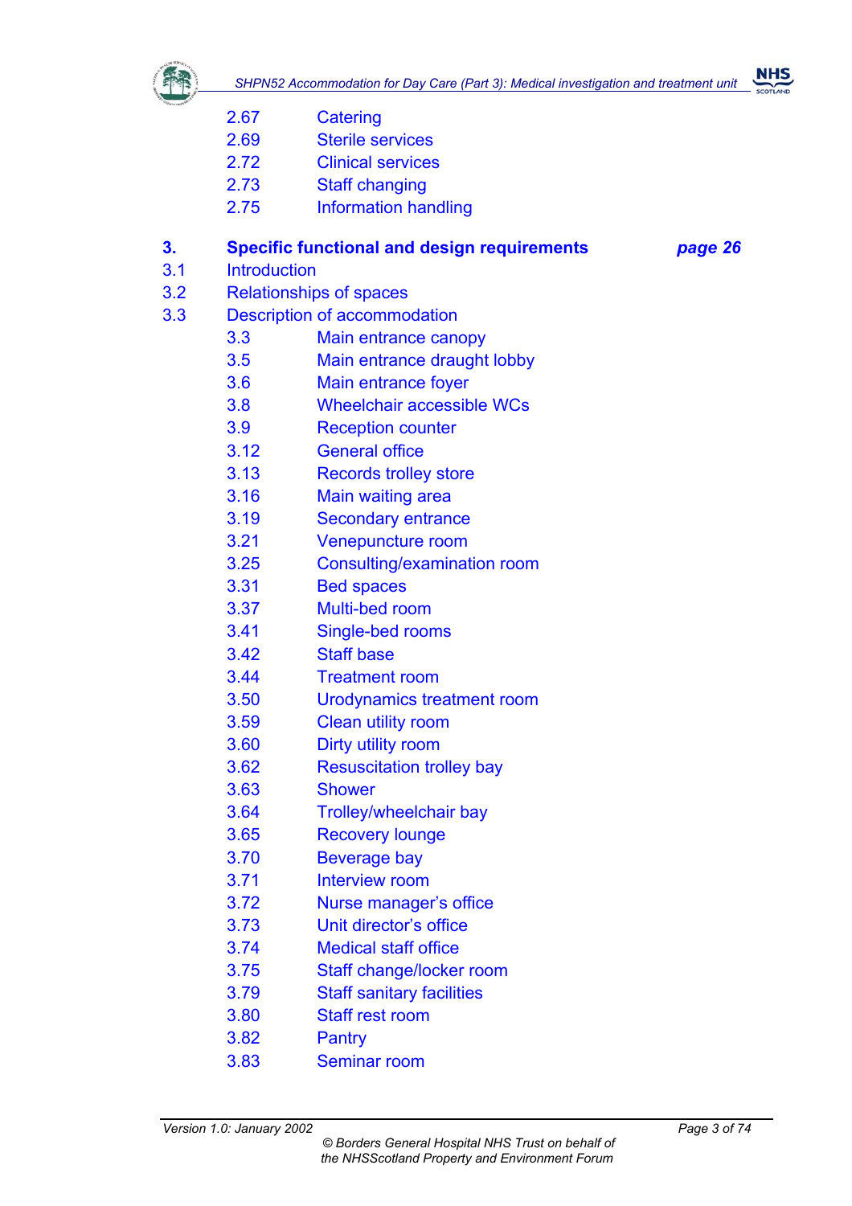2.67 Catering
2.69 Sterile services
2.72 Clinical services
2.73 Staff changing
2.75 Information handling

**3. Specific functional and design requirements** ***page 26***

3.1 Introduction
3.2 Relationships of spaces
3.3 Description of accommodation

3.3 Main entrance canopy
3.5 Main entrance draught lobby
3.6 Main entrance foyer
3.8 Wheelchair accessible WCs
3.9 Reception counter
3.12 General office
3.13 Records trolley store
3.16 Main waiting area
3.19 Secondary entrance
3.21 Venepuncture room
3.25 Consulting/examination room
3.31 Bed spaces
3.37 Multi-bed room
3.41 Single-bed rooms
3.42 Staff base
3.44 Treatment room
3.50 Urodynamics treatment room
3.59 Clean utility room
3.60 Dirty utility room
3.62 Resuscitation trolley bay
3.63 Shower
3.64 Trolley/wheelchair bay
3.65 Recovery lounge
3.70 Beverage bay
3.71 Interview room
3.72 Nurse manager's office
3.73 Unit director's office
3.74 Medical staff office
3.75 Staff change/locker room
3.79 Staff sanitary facilities
3.80 Staff rest room
3.82 Pantry
3.83 Seminar room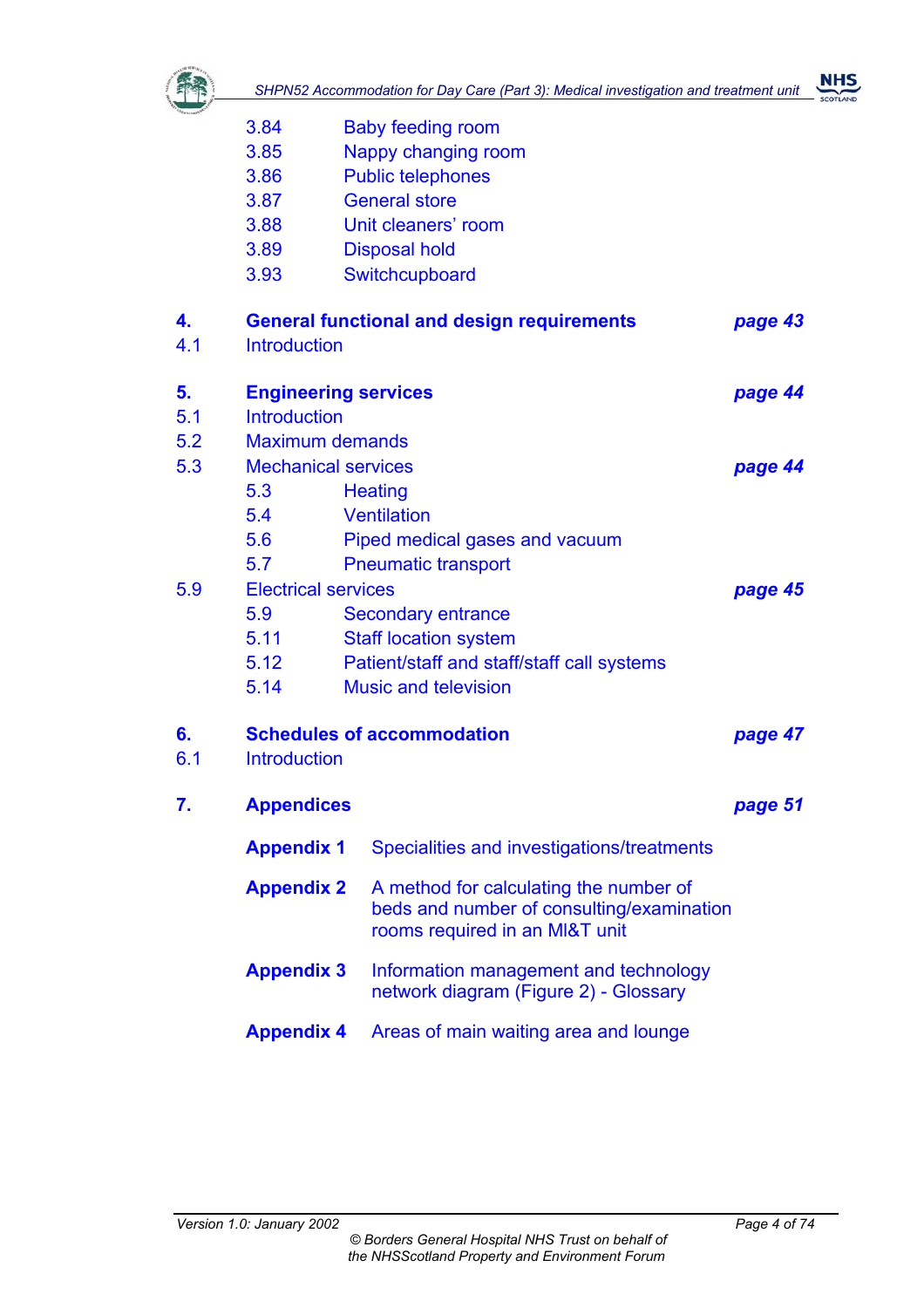| | | | |
|---|---|---|---|
| | 3.84 | Baby feeding room | |
| | 3.85 | Nappy changing room | |
| | 3.86 | Public telephones | |
| | 3.87 | General store | |
| | 3.88 | Unit cleaners' room | |
| | 3.89 | Disposal hold | |
| | 3.93 | Switchcupboard | |
| **4.** | **General functional and design requirements** | | ***page 43*** |
| 4.1 | Introduction | | |
| **5.** | **Engineering services** | | ***page 44*** |
| 5.1 | Introduction | | |
| 5.2 | Maximum demands | | |
| 5.3 | Mechanical services | | ***page 44*** |
| | 5.3 | Heating | |
| | 5.4 | Ventilation | |
| | 5.6 | Piped medical gases and vacuum | |
| | 5.7 | Pneumatic transport | |
| 5.9 | Electrical services | | ***page 45*** |
| | 5.9 | Secondary entrance | |
| | 5.11 | Staff location system | |
| | 5.12 | Patient/staff and staff/staff call systems | |
| | 5.14 | Music and television | |
| **6.** | **Schedules of accommodation** | | ***page 47*** |
| 6.1 | Introduction | | |
| **7.** | **Appendices** | | ***page 51*** |
| | **Appendix 1** | Specialities and investigations/treatments | |
| | **Appendix 2** | A method for calculating the number of beds and number of consulting/examination rooms required in an MI&T unit | |
| | **Appendix 3** | Information management and technology network diagram (Figure 2) - Glossary | |
| | **Appendix 4** | Areas of main waiting area and lounge | |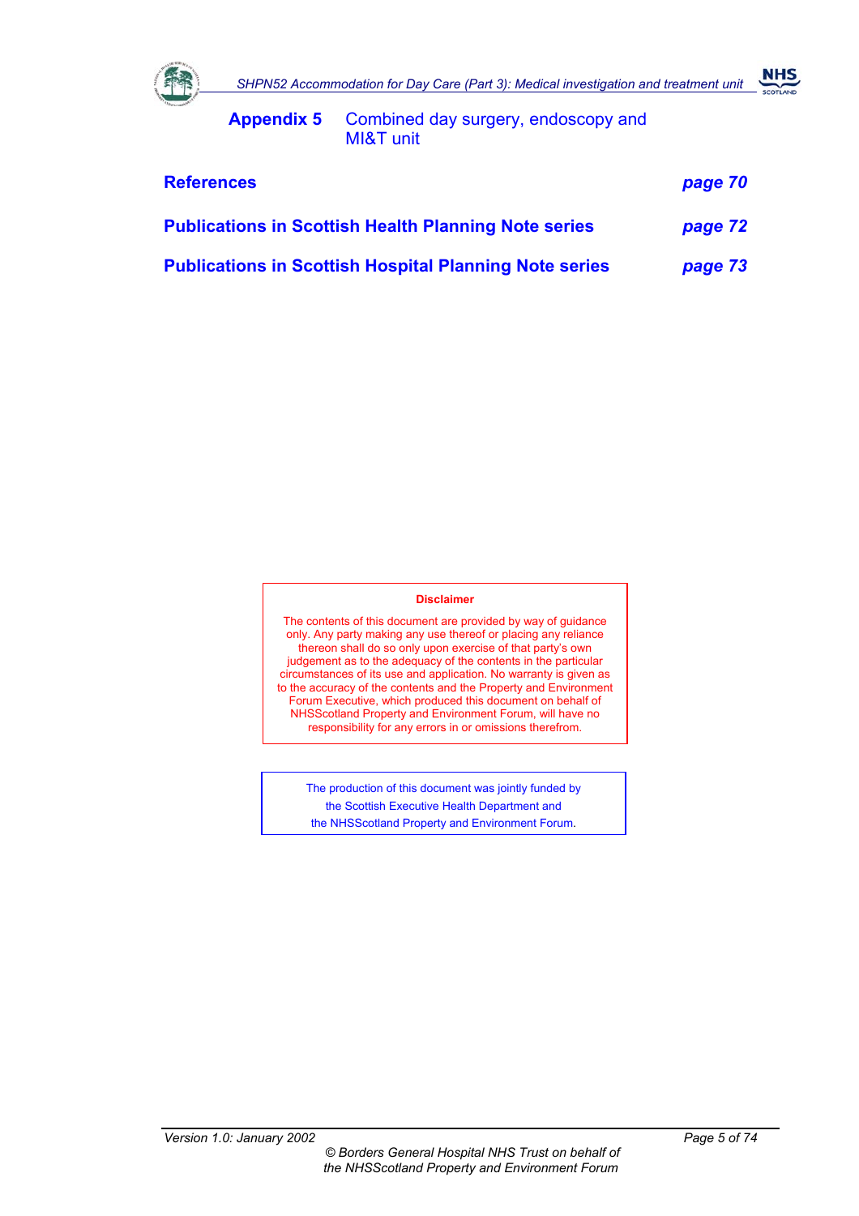**Appendix 5** Combined day surgery, endoscopy and MI&T unit

**References** *page 70*

**Publications in Scottish Health Planning Note series** *page 72*

**Publications in Scottish Hospital Planning Note series** *page 73*

**Disclaimer**

The contents of this document are provided by way of guidance only. Any party making any use thereof or placing any reliance thereon shall do so only upon exercise of that party's own judgement as to the adequacy of the contents in the particular circumstances of its use and application. No warranty is given as to the accuracy of the contents and the Property and Environment Forum Executive, which produced this document on behalf of NHSScotland Property and Environment Forum, will have no responsibility for any errors in or omissions therefrom.

The production of this document was jointly funded by the Scottish Executive Health Department and the NHSScotland Property and Environment Forum.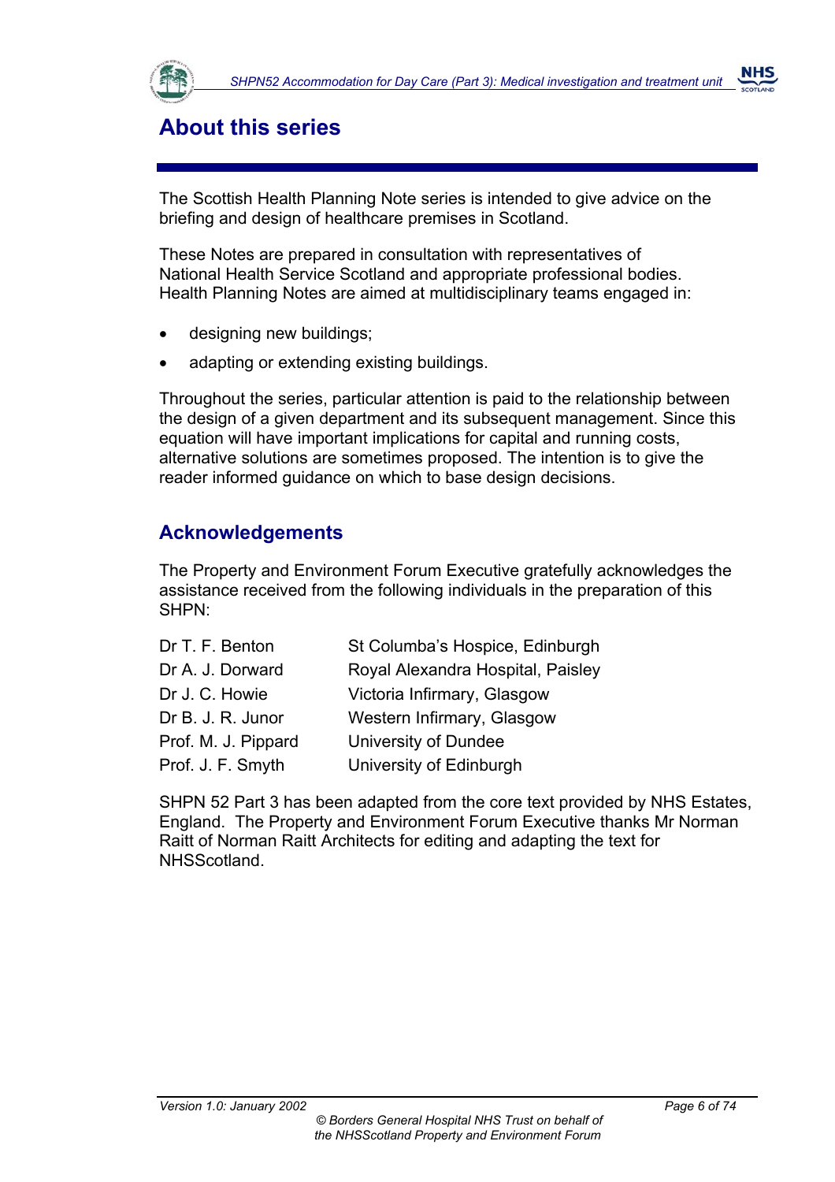# About this series

The Scottish Health Planning Note series is intended to give advice on the briefing and design of healthcare premises in Scotland.

These Notes are prepared in consultation with representatives of National Health Service Scotland and appropriate professional bodies. Health Planning Notes are aimed at multidisciplinary teams engaged in:

- designing new buildings;
- adapting or extending existing buildings.

Throughout the series, particular attention is paid to the relationship between the design of a given department and its subsequent management. Since this equation will have important implications for capital and running costs, alternative solutions are sometimes proposed. The intention is to give the reader informed guidance on which to base design decisions.

## Acknowledgements

The Property and Environment Forum Executive gratefully acknowledges the assistance received from the following individuals in the preparation of this SHPN:

| | |
|---|---|
| Dr T. F. Benton | St Columba's Hospice, Edinburgh |
| Dr A. J. Dorward | Royal Alexandra Hospital, Paisley |
| Dr J. C. Howie | Victoria Infirmary, Glasgow |
| Dr B. J. R. Junor | Western Infirmary, Glasgow |
| Prof. M. J. Pippard | University of Dundee |
| Prof. J. F. Smyth | University of Edinburgh |

SHPN 52 Part 3 has been adapted from the core text provided by NHS Estates, England. The Property and Environment Forum Executive thanks Mr Norman Raitt of Norman Raitt Architects for editing and adapting the text for NHSScotland.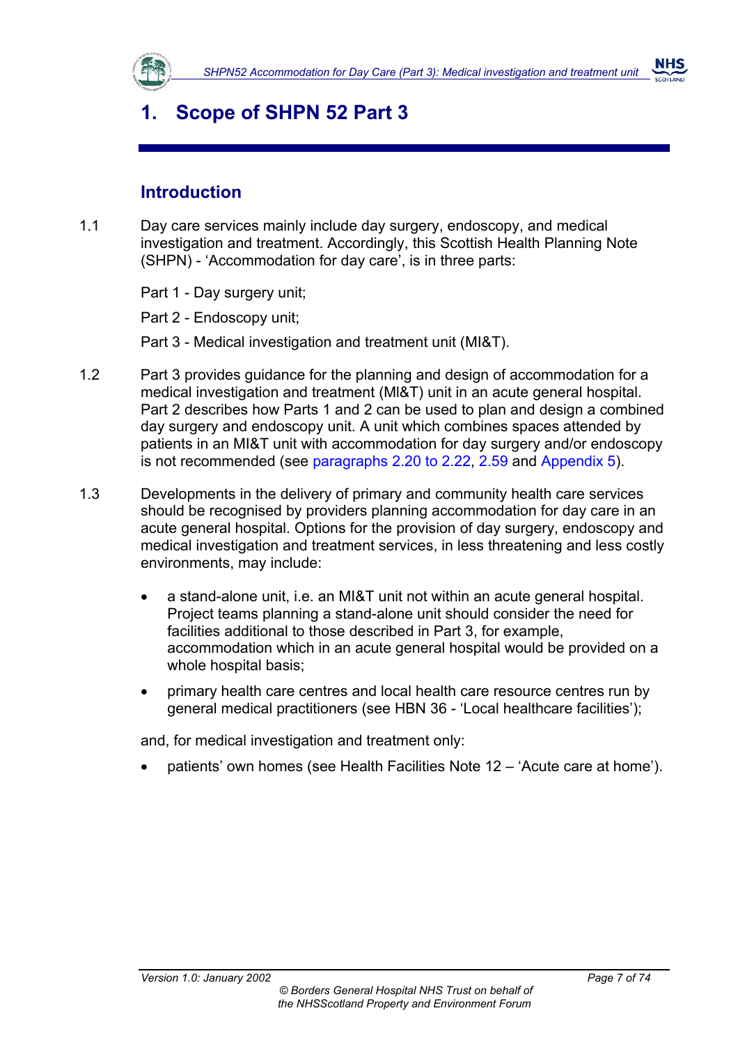# 1. Scope of SHPN 52 Part 3

## Introduction

1.1 Day care services mainly include day surgery, endoscopy, and medical investigation and treatment. Accordingly, this Scottish Health Planning Note (SHPN) - 'Accommodation for day care', is in three parts:

Part 1 - Day surgery unit;

Part 2 - Endoscopy unit;

Part 3 - Medical investigation and treatment unit (MI&T).

1.2 Part 3 provides guidance for the planning and design of accommodation for a medical investigation and treatment (MI&T) unit in an acute general hospital. Part 2 describes how Parts 1 and 2 can be used to plan and design a combined day surgery and endoscopy unit. A unit which combines spaces attended by patients in an MI&T unit with accommodation for day surgery and/or endoscopy is not recommended (see paragraphs 2.20 to 2.22, 2.59 and Appendix 5).

1.3 Developments in the delivery of primary and community health care services should be recognised by providers planning accommodation for day care in an acute general hospital. Options for the provision of day surgery, endoscopy and medical investigation and treatment services, in less threatening and less costly environments, may include:

- a stand-alone unit, i.e. an MI&T unit not within an acute general hospital. Project teams planning a stand-alone unit should consider the need for facilities additional to those described in Part 3, for example, accommodation which in an acute general hospital would be provided on a whole hospital basis;
- primary health care centres and local health care resource centres run by general medical practitioners (see HBN 36 - 'Local healthcare facilities');

and, for medical investigation and treatment only:

- patients' own homes (see Health Facilities Note 12 – 'Acute care at home').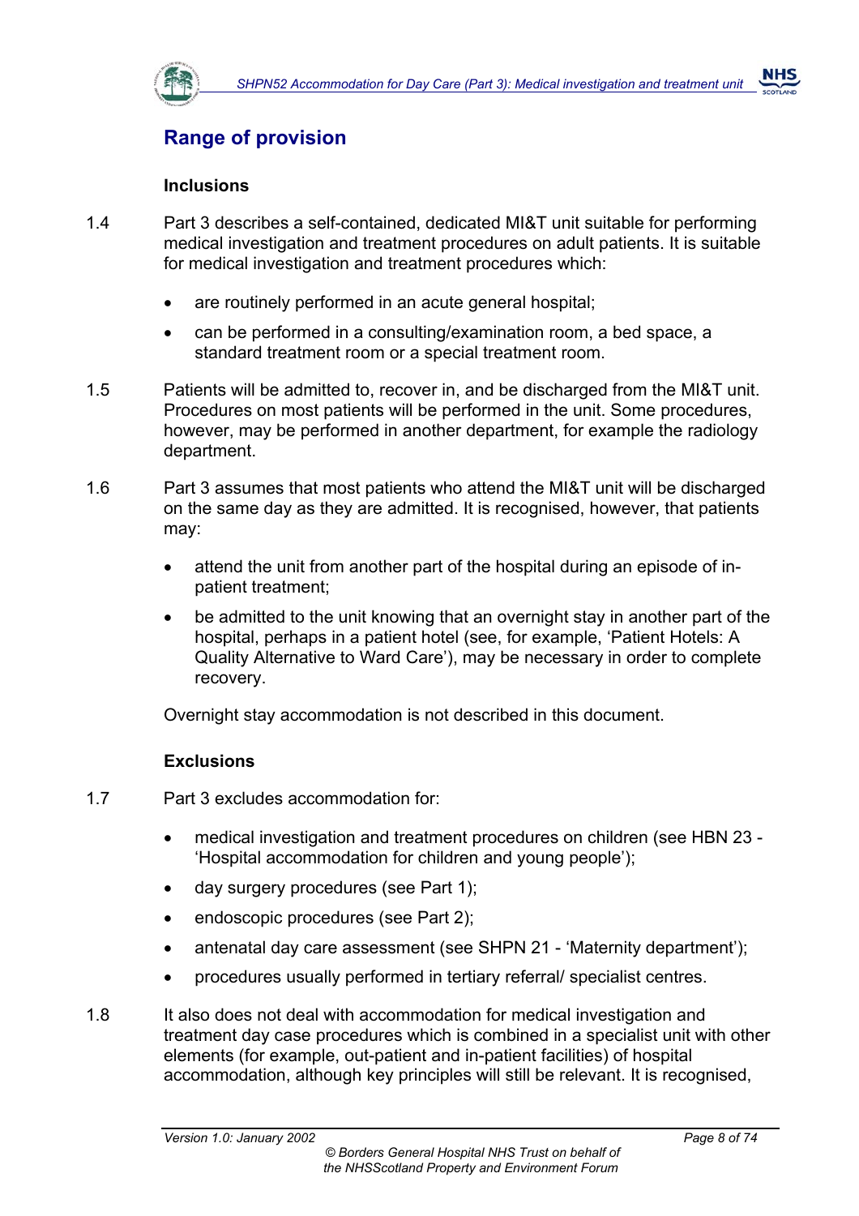## Range of provision

### Inclusions

1.4 Part 3 describes a self-contained, dedicated MI&T unit suitable for performing medical investigation and treatment procedures on adult patients. It is suitable for medical investigation and treatment procedures which:

- are routinely performed in an acute general hospital;
- can be performed in a consulting/examination room, a bed space, a standard treatment room or a special treatment room.

1.5 Patients will be admitted to, recover in, and be discharged from the MI&T unit. Procedures on most patients will be performed in the unit. Some procedures, however, may be performed in another department, for example the radiology department.

1.6 Part 3 assumes that most patients who attend the MI&T unit will be discharged on the same day as they are admitted. It is recognised, however, that patients may:

- attend the unit from another part of the hospital during an episode of in-patient treatment;
- be admitted to the unit knowing that an overnight stay in another part of the hospital, perhaps in a patient hotel (see, for example, 'Patient Hotels: A Quality Alternative to Ward Care'), may be necessary in order to complete recovery.

Overnight stay accommodation is not described in this document.

### Exclusions

1.7 Part 3 excludes accommodation for:

- medical investigation and treatment procedures on children (see HBN 23 - 'Hospital accommodation for children and young people');
- day surgery procedures (see Part 1);
- endoscopic procedures (see Part 2);
- antenatal day care assessment (see SHPN 21 - 'Maternity department');
- procedures usually performed in tertiary referral/ specialist centres.

1.8 It also does not deal with accommodation for medical investigation and treatment day case procedures which is combined in a specialist unit with other elements (for example, out-patient and in-patient facilities) of hospital accommodation, although key principles will still be relevant. It is recognised,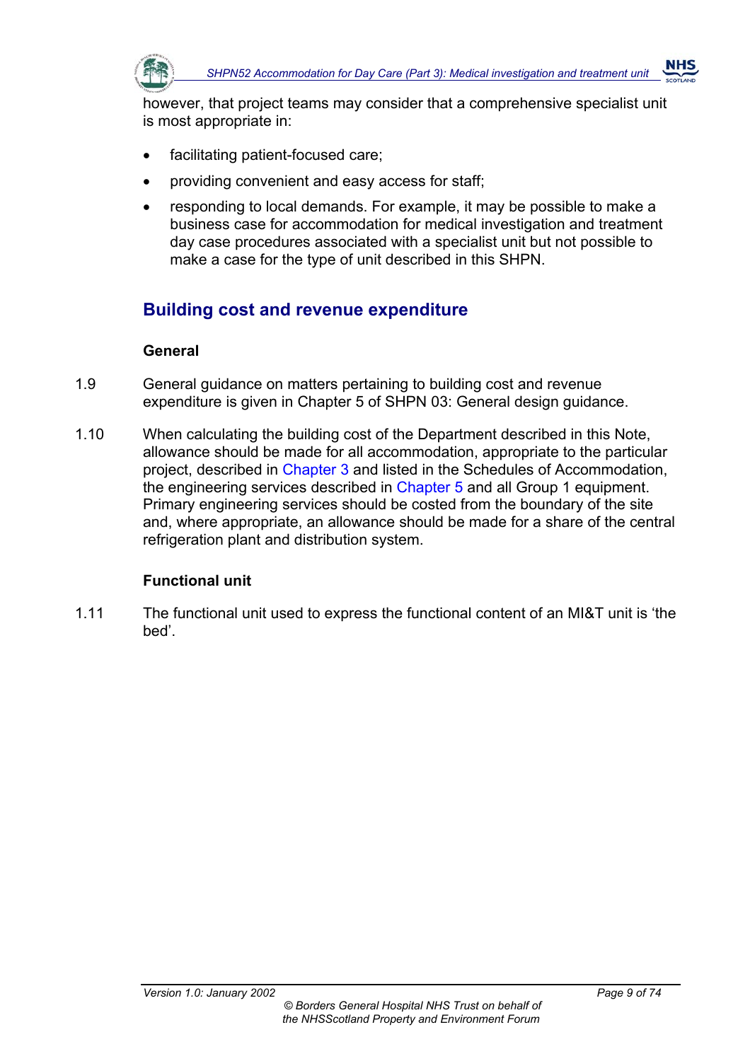however, that project teams may consider that a comprehensive specialist unit is most appropriate in:

- facilitating patient-focused care;
- providing convenient and easy access for staff;
- responding to local demands. For example, it may be possible to make a business case for accommodation for medical investigation and treatment day case procedures associated with a specialist unit but not possible to make a case for the type of unit described in this SHPN.

## Building cost and revenue expenditure

### General

1.9 General guidance on matters pertaining to building cost and revenue expenditure is given in Chapter 5 of SHPN 03: General design guidance.

1.10 When calculating the building cost of the Department described in this Note, allowance should be made for all accommodation, appropriate to the particular project, described in Chapter 3 and listed in the Schedules of Accommodation, the engineering services described in Chapter 5 and all Group 1 equipment. Primary engineering services should be costed from the boundary of the site and, where appropriate, an allowance should be made for a share of the central refrigeration plant and distribution system.

### Functional unit

1.11 The functional unit used to express the functional content of an MI&T unit is 'the bed'.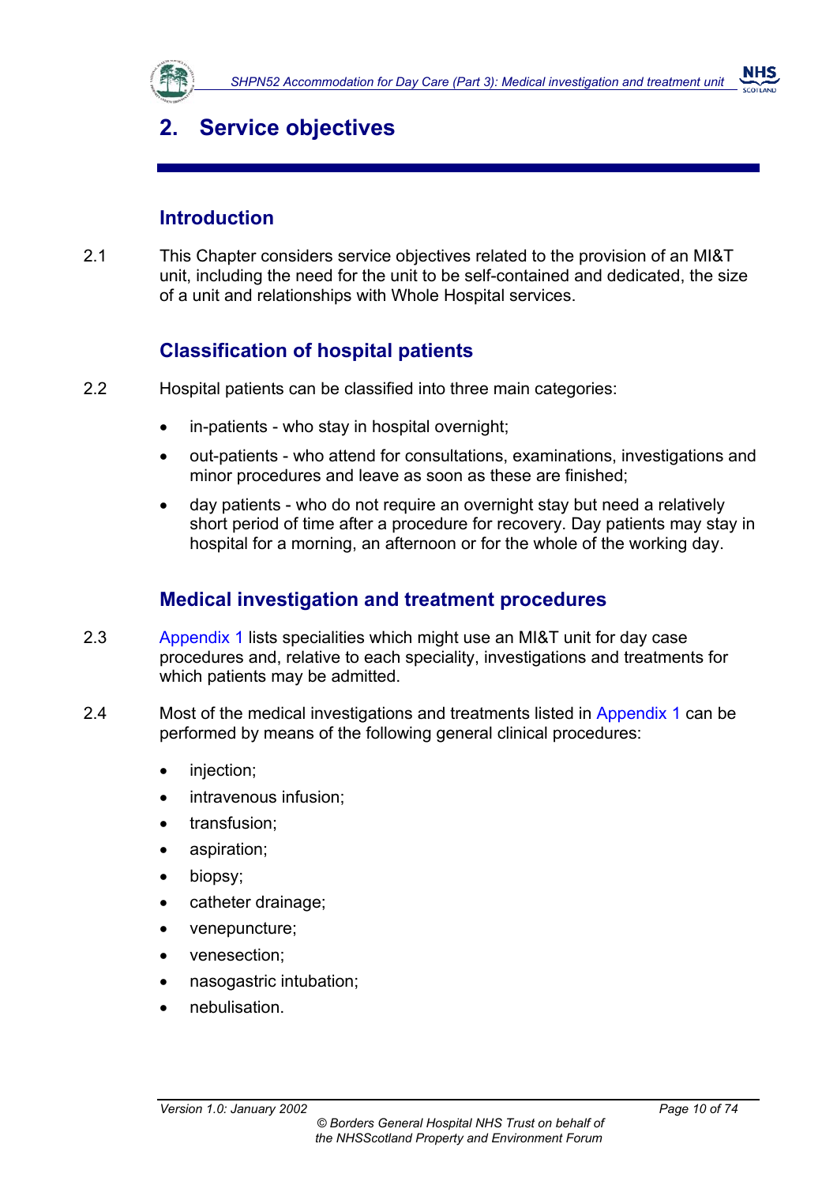# 2. Service objectives

## Introduction

2.1 This Chapter considers service objectives related to the provision of an MI&T unit, including the need for the unit to be self-contained and dedicated, the size of a unit and relationships with Whole Hospital services.

## Classification of hospital patients

2.2 Hospital patients can be classified into three main categories:

- in-patients - who stay in hospital overnight;
- out-patients - who attend for consultations, examinations, investigations and minor procedures and leave as soon as these are finished;
- day patients - who do not require an overnight stay but need a relatively short period of time after a procedure for recovery. Day patients may stay in hospital for a morning, an afternoon or for the whole of the working day.

## Medical investigation and treatment procedures

2.3 Appendix 1 lists specialities which might use an MI&T unit for day case procedures and, relative to each speciality, investigations and treatments for which patients may be admitted.

2.4 Most of the medical investigations and treatments listed in Appendix 1 can be performed by means of the following general clinical procedures:

- injection;
- intravenous infusion;
- transfusion;
- aspiration;
- biopsy;
- catheter drainage;
- venepuncture;
- venesection;
- nasogastric intubation;
- nebulisation.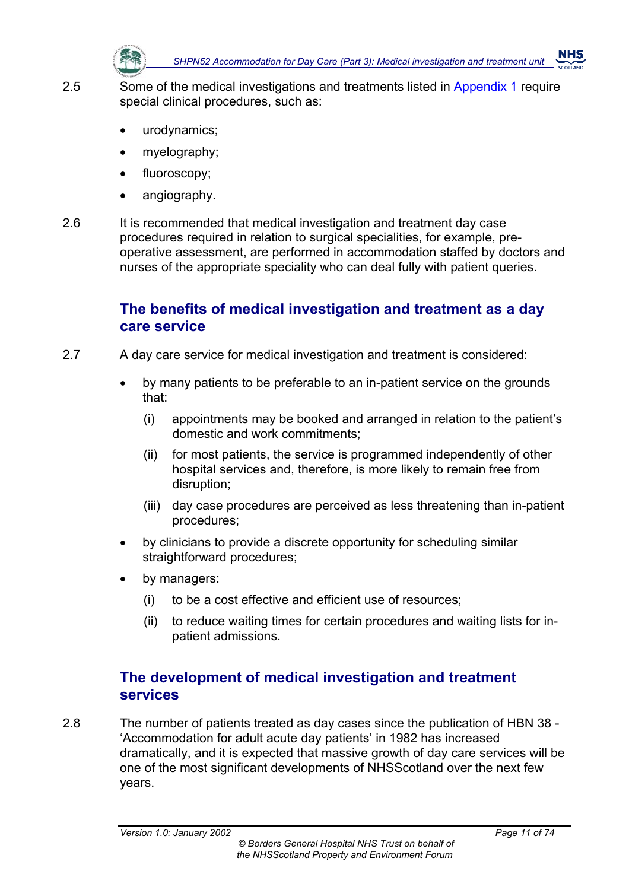2.5 Some of the medical investigations and treatments listed in Appendix 1 require special clinical procedures, such as:

- urodynamics;
- myelography;
- fluoroscopy;
- angiography.

2.6 It is recommended that medical investigation and treatment day case procedures required in relation to surgical specialities, for example, pre-operative assessment, are performed in accommodation staffed by doctors and nurses of the appropriate speciality who can deal fully with patient queries.

## The benefits of medical investigation and treatment as a day care service

2.7 A day care service for medical investigation and treatment is considered:

- by many patients to be preferable to an in-patient service on the grounds that:
  - (i) appointments may be booked and arranged in relation to the patient's domestic and work commitments;
  - (ii) for most patients, the service is programmed independently of other hospital services and, therefore, is more likely to remain free from disruption;
  - (iii) day case procedures are perceived as less threatening than in-patient procedures;
- by clinicians to provide a discrete opportunity for scheduling similar straightforward procedures;
- by managers:
  - (i) to be a cost effective and efficient use of resources;
  - (ii) to reduce waiting times for certain procedures and waiting lists for in-patient admissions.

## The development of medical investigation and treatment services

2.8 The number of patients treated as day cases since the publication of HBN 38 - 'Accommodation for adult acute day patients' in 1982 has increased dramatically, and it is expected that massive growth of day care services will be one of the most significant developments of NHSScotland over the next few years.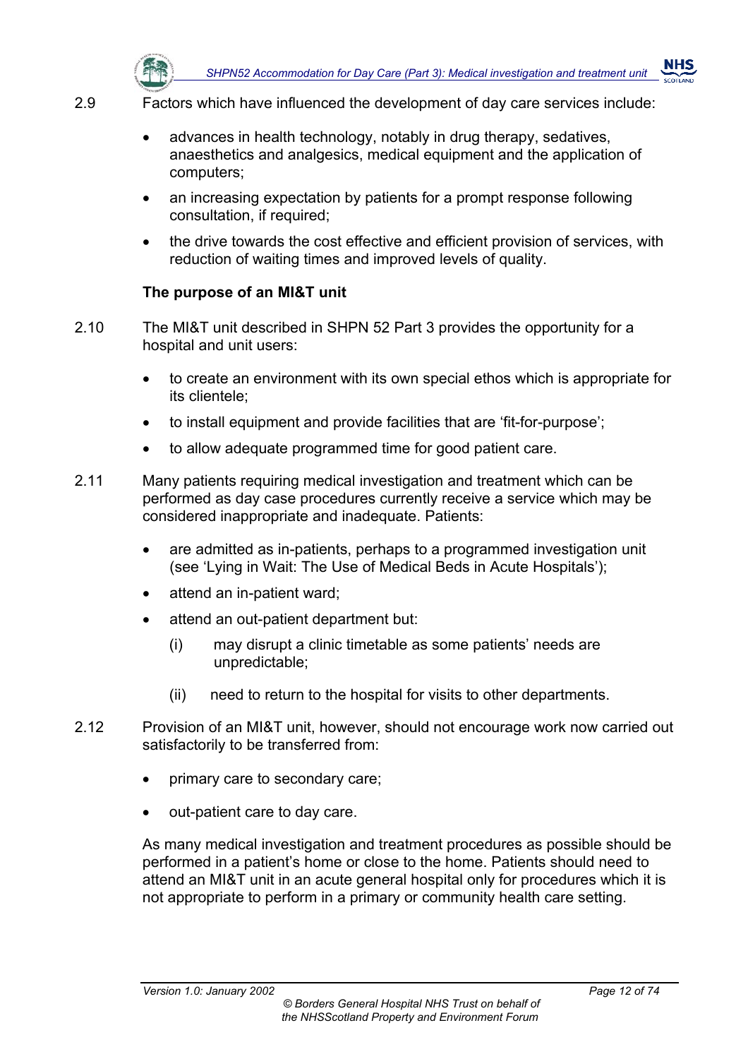2.9 Factors which have influenced the development of day care services include:

- advances in health technology, notably in drug therapy, sedatives, anaesthetics and analgesics, medical equipment and the application of computers;
- an increasing expectation by patients for a prompt response following consultation, if required;
- the drive towards the cost effective and efficient provision of services, with reduction of waiting times and improved levels of quality.

**The purpose of an MI&T unit**

2.10 The MI&T unit described in SHPN 52 Part 3 provides the opportunity for a hospital and unit users:

- to create an environment with its own special ethos which is appropriate for its clientele;
- to install equipment and provide facilities that are 'fit-for-purpose';
- to allow adequate programmed time for good patient care.

2.11 Many patients requiring medical investigation and treatment which can be performed as day case procedures currently receive a service which may be considered inappropriate and inadequate. Patients:

- are admitted as in-patients, perhaps to a programmed investigation unit (see 'Lying in Wait: The Use of Medical Beds in Acute Hospitals');
- attend an in-patient ward;
- attend an out-patient department but:
  - (i) may disrupt a clinic timetable as some patients' needs are unpredictable;
  - (ii) need to return to the hospital for visits to other departments.

2.12 Provision of an MI&T unit, however, should not encourage work now carried out satisfactorily to be transferred from:

- primary care to secondary care;
- out-patient care to day care.

As many medical investigation and treatment procedures as possible should be performed in a patient's home or close to the home. Patients should need to attend an MI&T unit in an acute general hospital only for procedures which it is not appropriate to perform in a primary or community health care setting.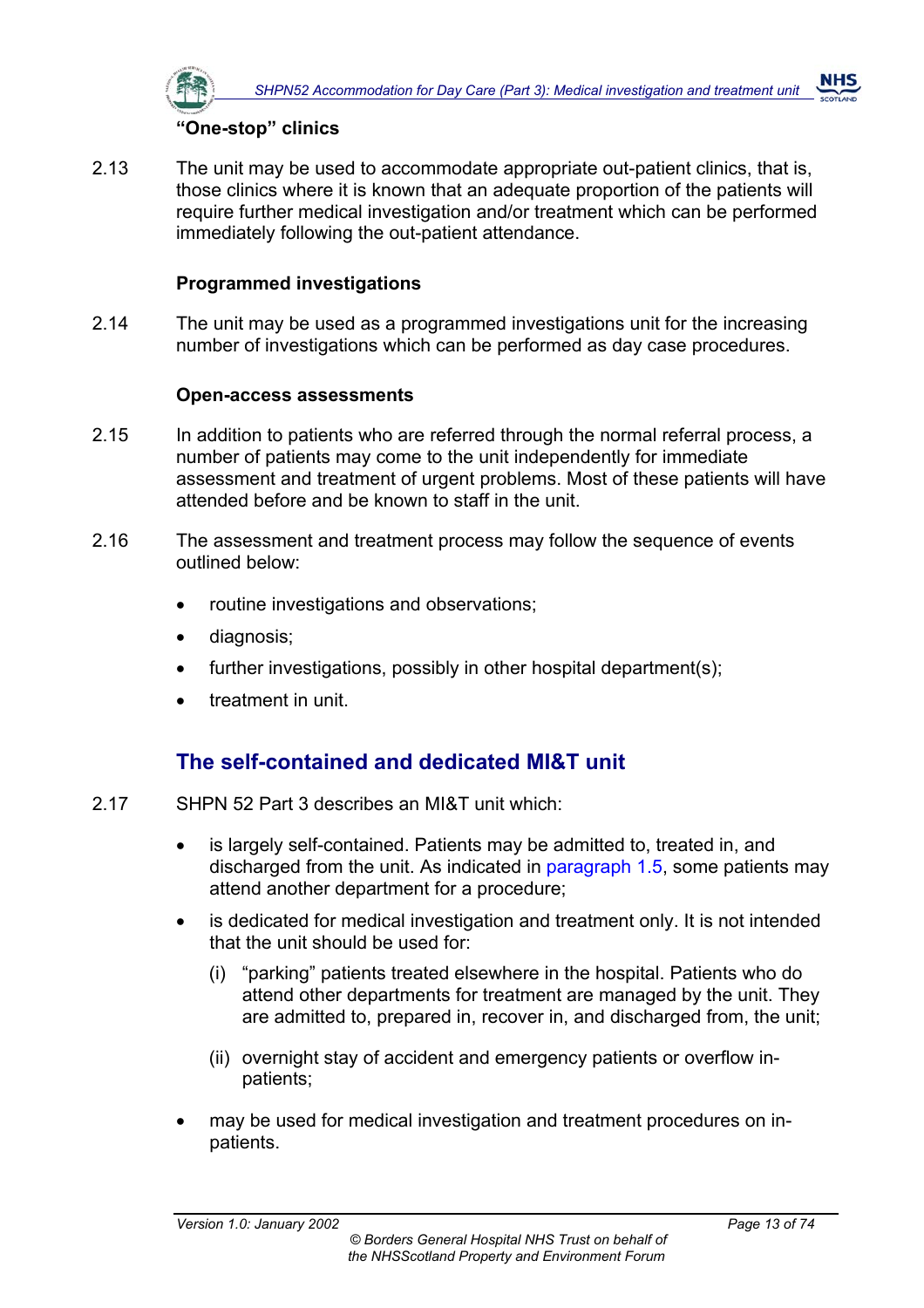### "One-stop" clinics

2.13 The unit may be used to accommodate appropriate out-patient clinics, that is, those clinics where it is known that an adequate proportion of the patients will require further medical investigation and/or treatment which can be performed immediately following the out-patient attendance.

### Programmed investigations

2.14 The unit may be used as a programmed investigations unit for the increasing number of investigations which can be performed as day case procedures.

### Open-access assessments

2.15 In addition to patients who are referred through the normal referral process, a number of patients may come to the unit independently for immediate assessment and treatment of urgent problems. Most of these patients will have attended before and be known to staff in the unit.

2.16 The assessment and treatment process may follow the sequence of events outlined below:

- routine investigations and observations;
- diagnosis;
- further investigations, possibly in other hospital department(s);
- treatment in unit.

## The self-contained and dedicated MI&T unit

2.17 SHPN 52 Part 3 describes an MI&T unit which:

- is largely self-contained. Patients may be admitted to, treated in, and discharged from the unit. As indicated in paragraph 1.5, some patients may attend another department for a procedure;
- is dedicated for medical investigation and treatment only. It is not intended that the unit should be used for:
  - (i) "parking" patients treated elsewhere in the hospital. Patients who do attend other departments for treatment are managed by the unit. They are admitted to, prepared in, recover in, and discharged from, the unit;
  - (ii) overnight stay of accident and emergency patients or overflow in-patients;
- may be used for medical investigation and treatment procedures on in-patients.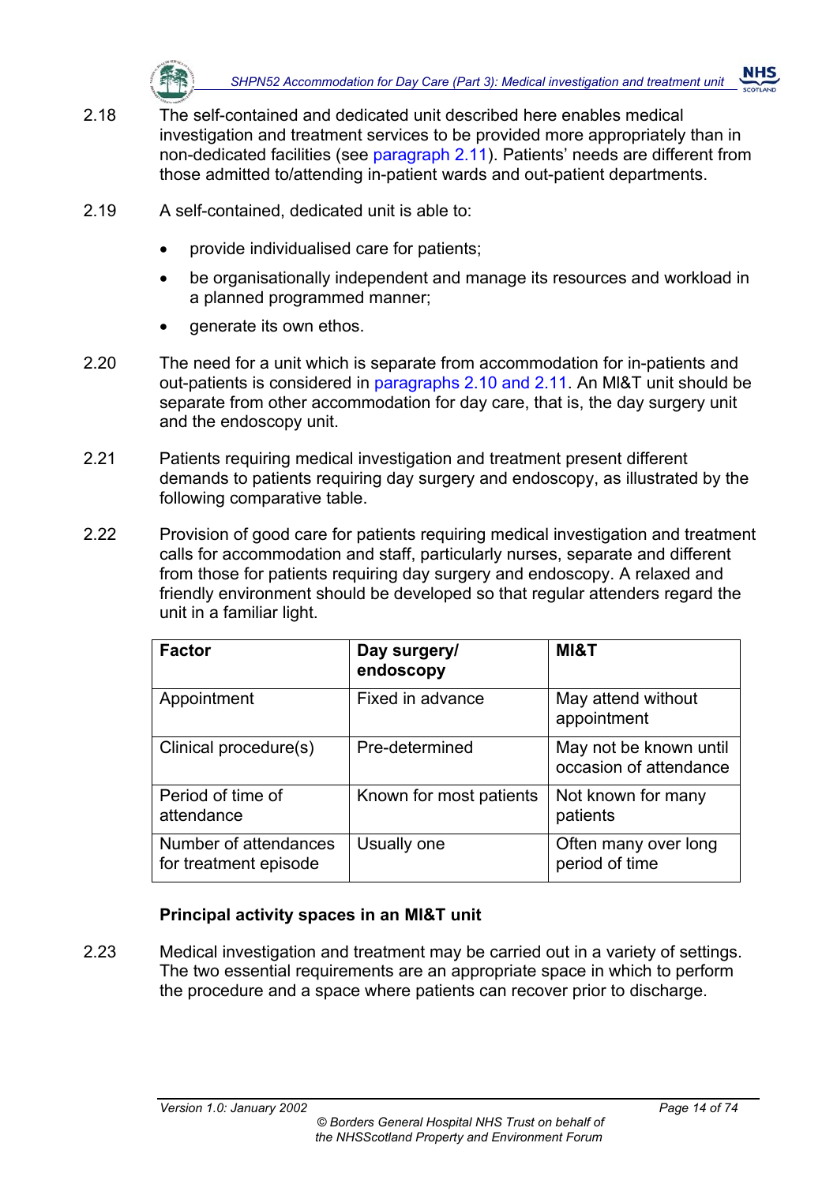2.18 The self-contained and dedicated unit described here enables medical investigation and treatment services to be provided more appropriately than in non-dedicated facilities (see paragraph 2.11). Patients' needs are different from those admitted to/attending in-patient wards and out-patient departments.

2.19 A self-contained, dedicated unit is able to:

- provide individualised care for patients;
- be organisationally independent and manage its resources and workload in a planned programmed manner;
- generate its own ethos.

2.20 The need for a unit which is separate from accommodation for in-patients and out-patients is considered in paragraphs 2.10 and 2.11. An MI&T unit should be separate from other accommodation for day care, that is, the day surgery unit and the endoscopy unit.

2.21 Patients requiring medical investigation and treatment present different demands to patients requiring day surgery and endoscopy, as illustrated by the following comparative table.

2.22 Provision of good care for patients requiring medical investigation and treatment calls for accommodation and staff, particularly nurses, separate and different from those for patients requiring day surgery and endoscopy. A relaxed and friendly environment should be developed so that regular attenders regard the unit in a familiar light.

| **Factor** | **Day surgery/ endoscopy** | **MI&T** |
|---|---|---|
| Appointment | Fixed in advance | May attend without appointment |
| Clinical procedure(s) | Pre-determined | May not be known until occasion of attendance |
| Period of time of attendance | Known for most patients | Not known for many patients |
| Number of attendances for treatment episode | Usually one | Often many over long period of time |

**Principal activity spaces in an MI&T unit**

2.23 Medical investigation and treatment may be carried out in a variety of settings. The two essential requirements are an appropriate space in which to perform the procedure and a space where patients can recover prior to discharge.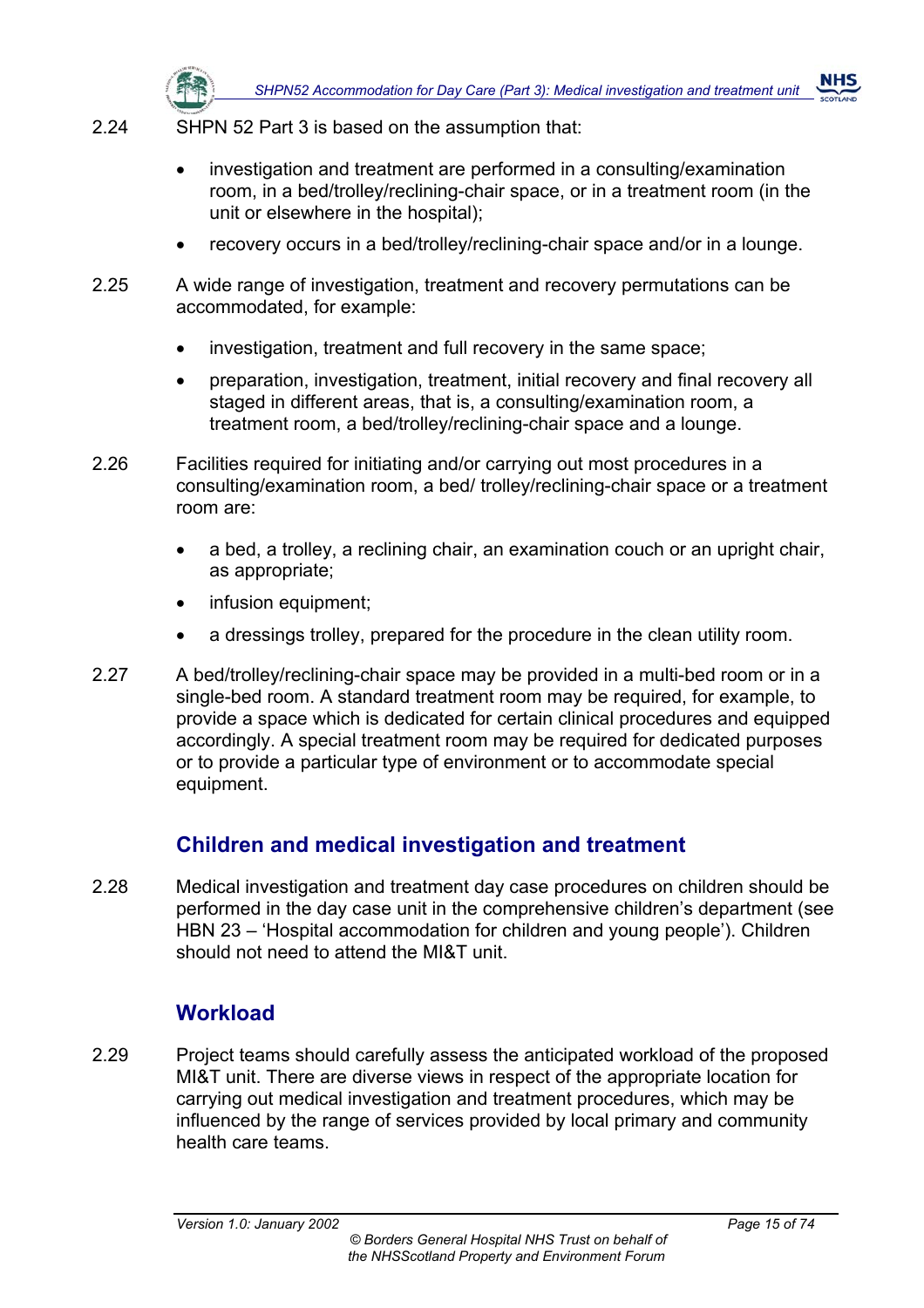2.24 SHPN 52 Part 3 is based on the assumption that:

- investigation and treatment are performed in a consulting/examination room, in a bed/trolley/reclining-chair space, or in a treatment room (in the unit or elsewhere in the hospital);
- recovery occurs in a bed/trolley/reclining-chair space and/or in a lounge.

2.25 A wide range of investigation, treatment and recovery permutations can be accommodated, for example:

- investigation, treatment and full recovery in the same space;
- preparation, investigation, treatment, initial recovery and final recovery all staged in different areas, that is, a consulting/examination room, a treatment room, a bed/trolley/reclining-chair space and a lounge.

2.26 Facilities required for initiating and/or carrying out most procedures in a consulting/examination room, a bed/ trolley/reclining-chair space or a treatment room are:

- a bed, a trolley, a reclining chair, an examination couch or an upright chair, as appropriate;
- infusion equipment;
- a dressings trolley, prepared for the procedure in the clean utility room.

2.27 A bed/trolley/reclining-chair space may be provided in a multi-bed room or in a single-bed room. A standard treatment room may be required, for example, to provide a space which is dedicated for certain clinical procedures and equipped accordingly. A special treatment room may be required for dedicated purposes or to provide a particular type of environment or to accommodate special equipment.

## Children and medical investigation and treatment

2.28 Medical investigation and treatment day case procedures on children should be performed in the day case unit in the comprehensive children's department (see HBN 23 – 'Hospital accommodation for children and young people'). Children should not need to attend the MI&T unit.

## Workload

2.29 Project teams should carefully assess the anticipated workload of the proposed MI&T unit. There are diverse views in respect of the appropriate location for carrying out medical investigation and treatment procedures, which may be influenced by the range of services provided by local primary and community health care teams.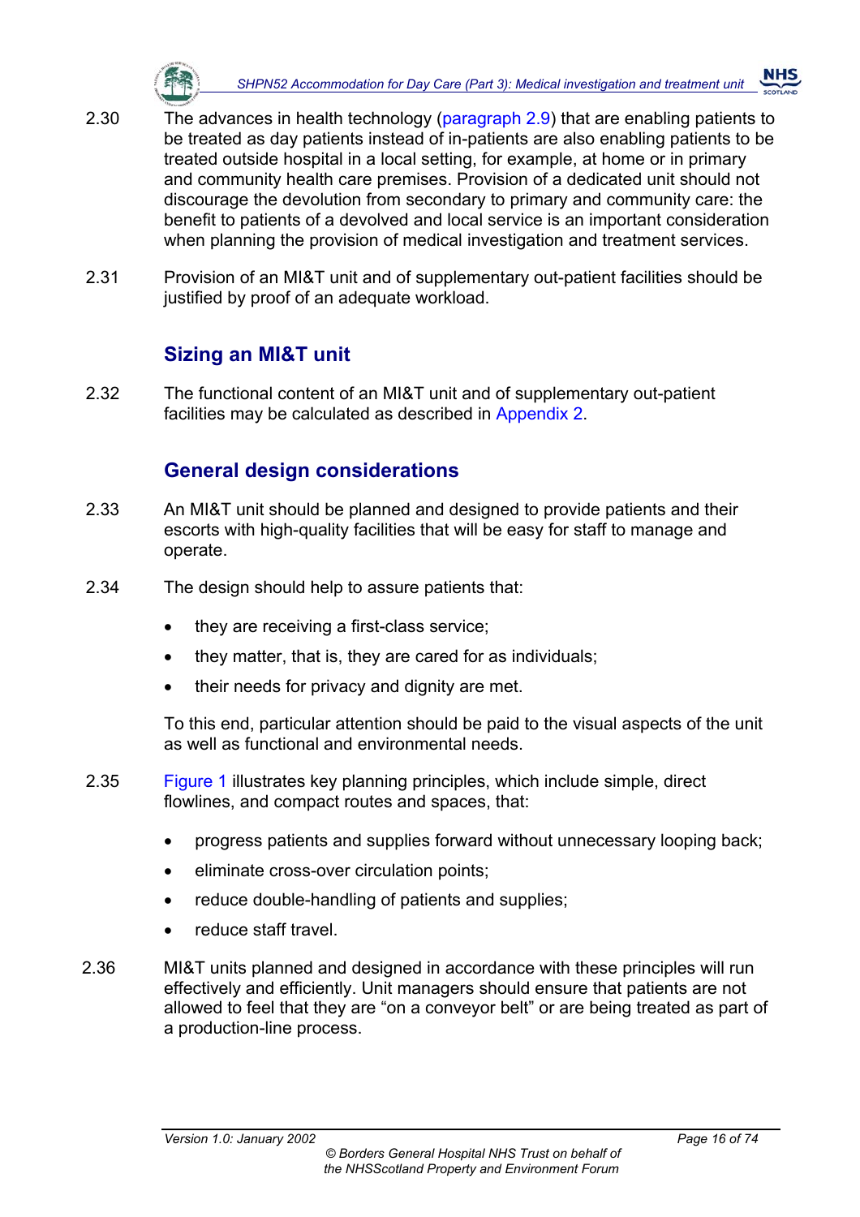2.30 The advances in health technology (paragraph 2.9) that are enabling patients to be treated as day patients instead of in-patients are also enabling patients to be treated outside hospital in a local setting, for example, at home or in primary and community health care premises. Provision of a dedicated unit should not discourage the devolution from secondary to primary and community care: the benefit to patients of a devolved and local service is an important consideration when planning the provision of medical investigation and treatment services.

2.31 Provision of an MI&T unit and of supplementary out-patient facilities should be justified by proof of an adequate workload.

## Sizing an MI&T unit

2.32 The functional content of an MI&T unit and of supplementary out-patient facilities may be calculated as described in Appendix 2.

## General design considerations

2.33 An MI&T unit should be planned and designed to provide patients and their escorts with high-quality facilities that will be easy for staff to manage and operate.

2.34 The design should help to assure patients that:

- they are receiving a first-class service;
- they matter, that is, they are cared for as individuals;
- their needs for privacy and dignity are met.

To this end, particular attention should be paid to the visual aspects of the unit as well as functional and environmental needs.

2.35 Figure 1 illustrates key planning principles, which include simple, direct flowlines, and compact routes and spaces, that:

- progress patients and supplies forward without unnecessary looping back;
- eliminate cross-over circulation points;
- reduce double-handling of patients and supplies;
- reduce staff travel.

2.36 MI&T units planned and designed in accordance with these principles will run effectively and efficiently. Unit managers should ensure that patients are not allowed to feel that they are "on a conveyor belt" or are being treated as part of a production-line process.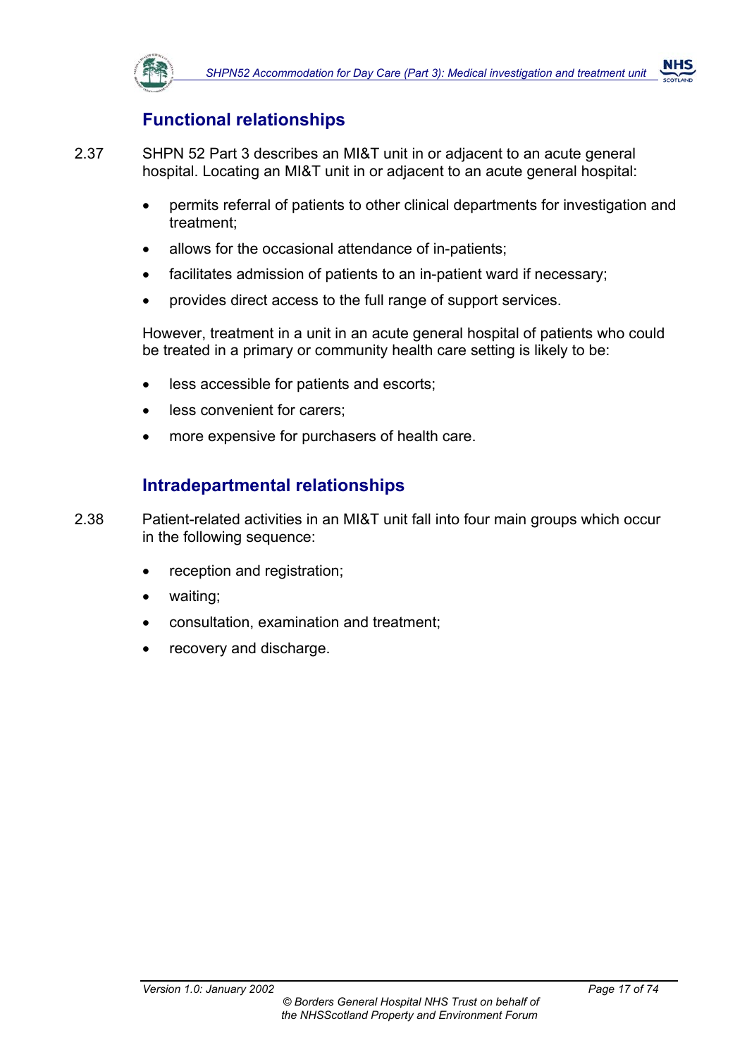## Functional relationships

2.37 SHPN 52 Part 3 describes an MI&T unit in or adjacent to an acute general hospital. Locating an MI&T unit in or adjacent to an acute general hospital:

- permits referral of patients to other clinical departments for investigation and treatment;
- allows for the occasional attendance of in-patients;
- facilitates admission of patients to an in-patient ward if necessary;
- provides direct access to the full range of support services.

However, treatment in a unit in an acute general hospital of patients who could be treated in a primary or community health care setting is likely to be:

- less accessible for patients and escorts;
- less convenient for carers;
- more expensive for purchasers of health care.

## Intradepartmental relationships

2.38 Patient-related activities in an MI&T unit fall into four main groups which occur in the following sequence:

- reception and registration;
- waiting;
- consultation, examination and treatment;
- recovery and discharge.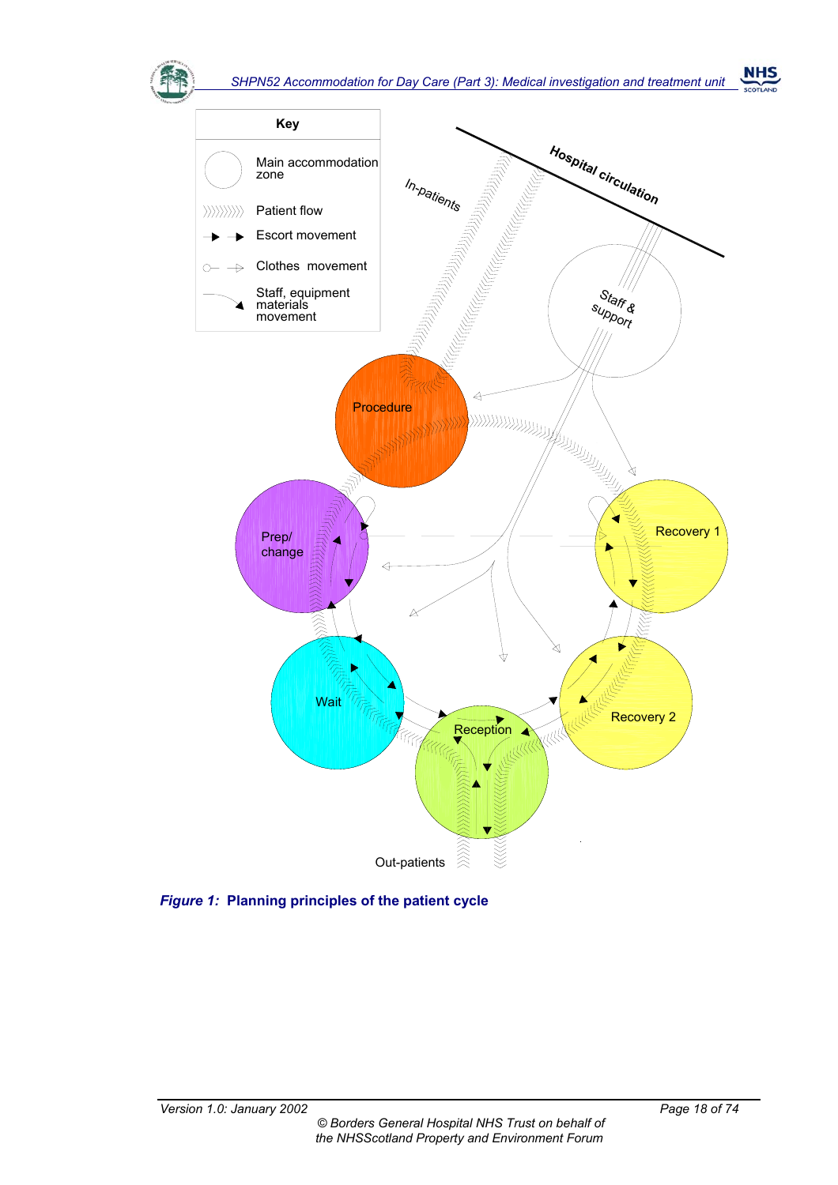Key

- Main accommodation zone
- Patient flow
- Escort movement
- Clothes movement
- Staff, equipment materials movement

Hospital circulation

In-patients

Staff & support

Procedure

Prep/ change

Recovery 1

Wait

Reception

Recovery 2

Out-patients

***Figure 1:* Planning principles of the patient cycle**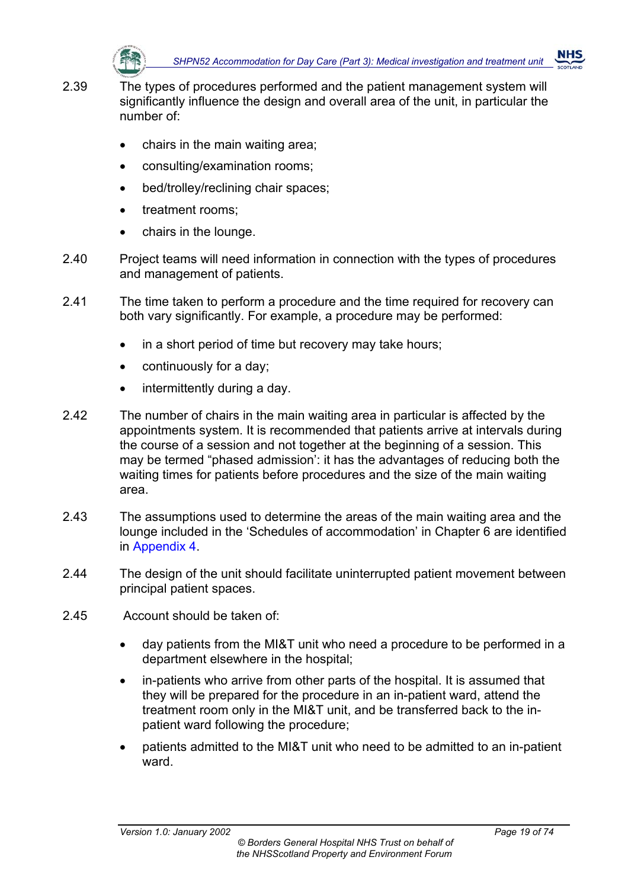2.39 The types of procedures performed and the patient management system will significantly influence the design and overall area of the unit, in particular the number of:

- chairs in the main waiting area;
- consulting/examination rooms;
- bed/trolley/reclining chair spaces;
- treatment rooms;
- chairs in the lounge.

2.40 Project teams will need information in connection with the types of procedures and management of patients.

2.41 The time taken to perform a procedure and the time required for recovery can both vary significantly. For example, a procedure may be performed:

- in a short period of time but recovery may take hours;
- continuously for a day;
- intermittently during a day.

2.42 The number of chairs in the main waiting area in particular is affected by the appointments system. It is recommended that patients arrive at intervals during the course of a session and not together at the beginning of a session. This may be termed "phased admission': it has the advantages of reducing both the waiting times for patients before procedures and the size of the main waiting area.

2.43 The assumptions used to determine the areas of the main waiting area and the lounge included in the 'Schedules of accommodation' in Chapter 6 are identified in Appendix 4.

2.44 The design of the unit should facilitate uninterrupted patient movement between principal patient spaces.

2.45 Account should be taken of:

- day patients from the MI&T unit who need a procedure to be performed in a department elsewhere in the hospital;
- in-patients who arrive from other parts of the hospital. It is assumed that they will be prepared for the procedure in an in-patient ward, attend the treatment room only in the MI&T unit, and be transferred back to the in-patient ward following the procedure;
- patients admitted to the MI&T unit who need to be admitted to an in-patient ward.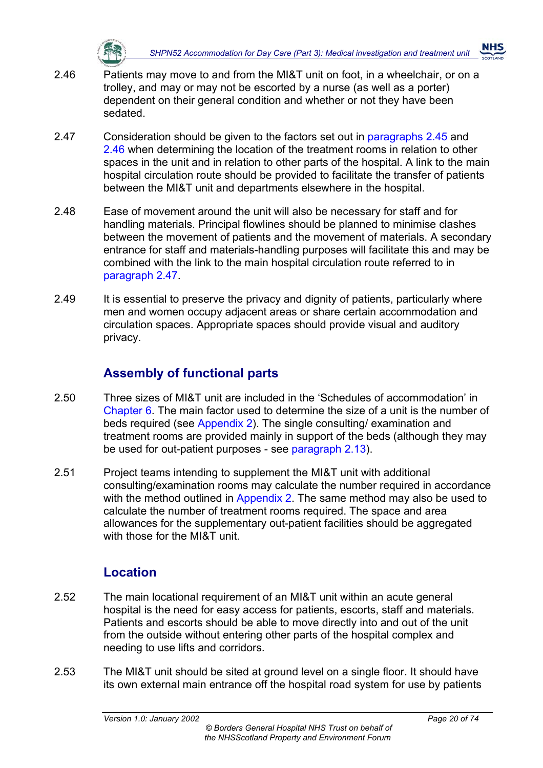2.46 Patients may move to and from the MI&T unit on foot, in a wheelchair, or on a trolley, and may or may not be escorted by a nurse (as well as a porter) dependent on their general condition and whether or not they have been sedated.

2.47 Consideration should be given to the factors set out in paragraphs 2.45 and 2.46 when determining the location of the treatment rooms in relation to other spaces in the unit and in relation to other parts of the hospital. A link to the main hospital circulation route should be provided to facilitate the transfer of patients between the MI&T unit and departments elsewhere in the hospital.

2.48 Ease of movement around the unit will also be necessary for staff and for handling materials. Principal flowlines should be planned to minimise clashes between the movement of patients and the movement of materials. A secondary entrance for staff and materials-handling purposes will facilitate this and may be combined with the link to the main hospital circulation route referred to in paragraph 2.47.

2.49 It is essential to preserve the privacy and dignity of patients, particularly where men and women occupy adjacent areas or share certain accommodation and circulation spaces. Appropriate spaces should provide visual and auditory privacy.

## Assembly of functional parts

2.50 Three sizes of MI&T unit are included in the 'Schedules of accommodation' in Chapter 6. The main factor used to determine the size of a unit is the number of beds required (see Appendix 2). The single consulting/ examination and treatment rooms are provided mainly in support of the beds (although they may be used for out-patient purposes - see paragraph 2.13).

2.51 Project teams intending to supplement the MI&T unit with additional consulting/examination rooms may calculate the number required in accordance with the method outlined in Appendix 2. The same method may also be used to calculate the number of treatment rooms required. The space and area allowances for the supplementary out-patient facilities should be aggregated with those for the MI&T unit.

## Location

2.52 The main locational requirement of an MI&T unit within an acute general hospital is the need for easy access for patients, escorts, staff and materials. Patients and escorts should be able to move directly into and out of the unit from the outside without entering other parts of the hospital complex and needing to use lifts and corridors.

2.53 The MI&T unit should be sited at ground level on a single floor. It should have its own external main entrance off the hospital road system for use by patients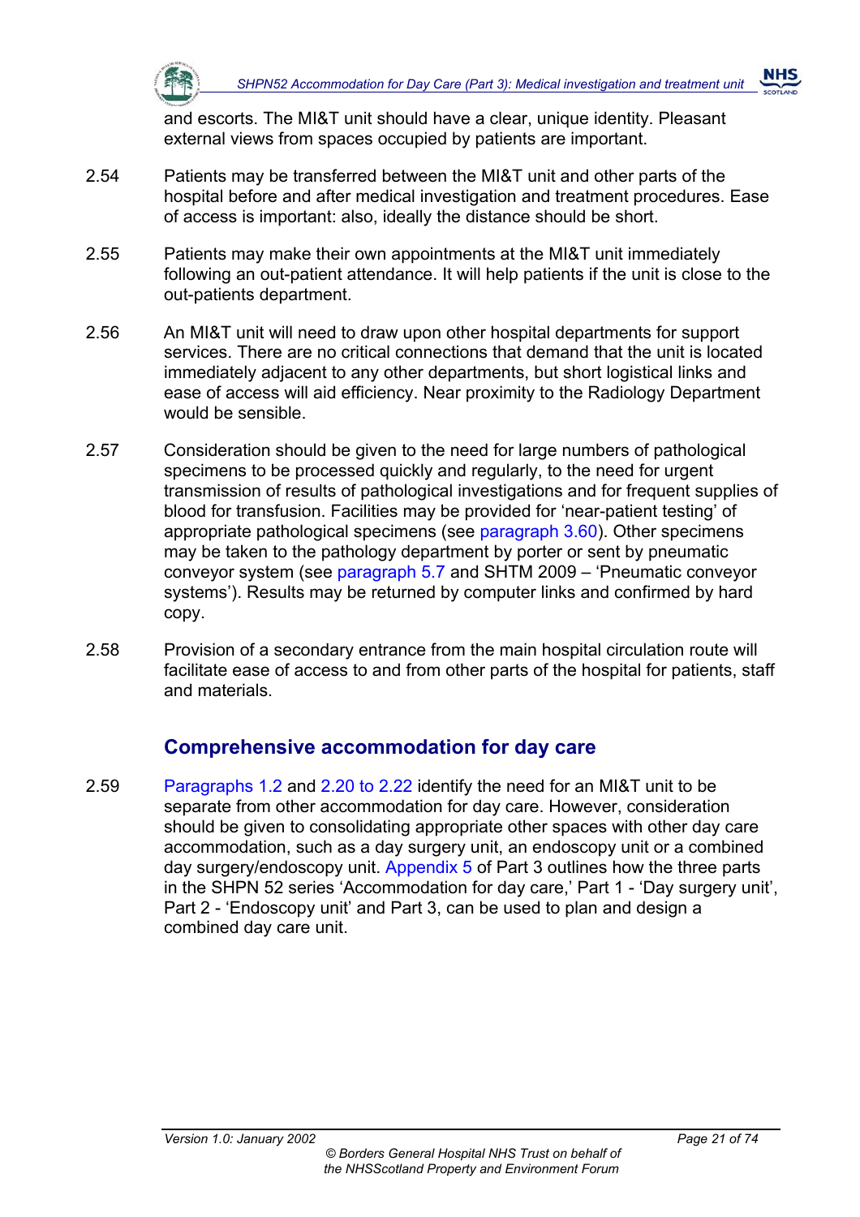and escorts. The MI&T unit should have a clear, unique identity. Pleasant external views from spaces occupied by patients are important.

2.54 Patients may be transferred between the MI&T unit and other parts of the hospital before and after medical investigation and treatment procedures. Ease of access is important: also, ideally the distance should be short.

2.55 Patients may make their own appointments at the MI&T unit immediately following an out-patient attendance. It will help patients if the unit is close to the out-patients department.

2.56 An MI&T unit will need to draw upon other hospital departments for support services. There are no critical connections that demand that the unit is located immediately adjacent to any other departments, but short logistical links and ease of access will aid efficiency. Near proximity to the Radiology Department would be sensible.

2.57 Consideration should be given to the need for large numbers of pathological specimens to be processed quickly and regularly, to the need for urgent transmission of results of pathological investigations and for frequent supplies of blood for transfusion. Facilities may be provided for 'near-patient testing' of appropriate pathological specimens (see paragraph 3.60). Other specimens may be taken to the pathology department by porter or sent by pneumatic conveyor system (see paragraph 5.7 and SHTM 2009 – 'Pneumatic conveyor systems'). Results may be returned by computer links and confirmed by hard copy.

2.58 Provision of a secondary entrance from the main hospital circulation route will facilitate ease of access to and from other parts of the hospital for patients, staff and materials.

## Comprehensive accommodation for day care

2.59 Paragraphs 1.2 and 2.20 to 2.22 identify the need for an MI&T unit to be separate from other accommodation for day care. However, consideration should be given to consolidating appropriate other spaces with other day care accommodation, such as a day surgery unit, an endoscopy unit or a combined day surgery/endoscopy unit. Appendix 5 of Part 3 outlines how the three parts in the SHPN 52 series 'Accommodation for day care,' Part 1 - 'Day surgery unit', Part 2 - 'Endoscopy unit' and Part 3, can be used to plan and design a combined day care unit.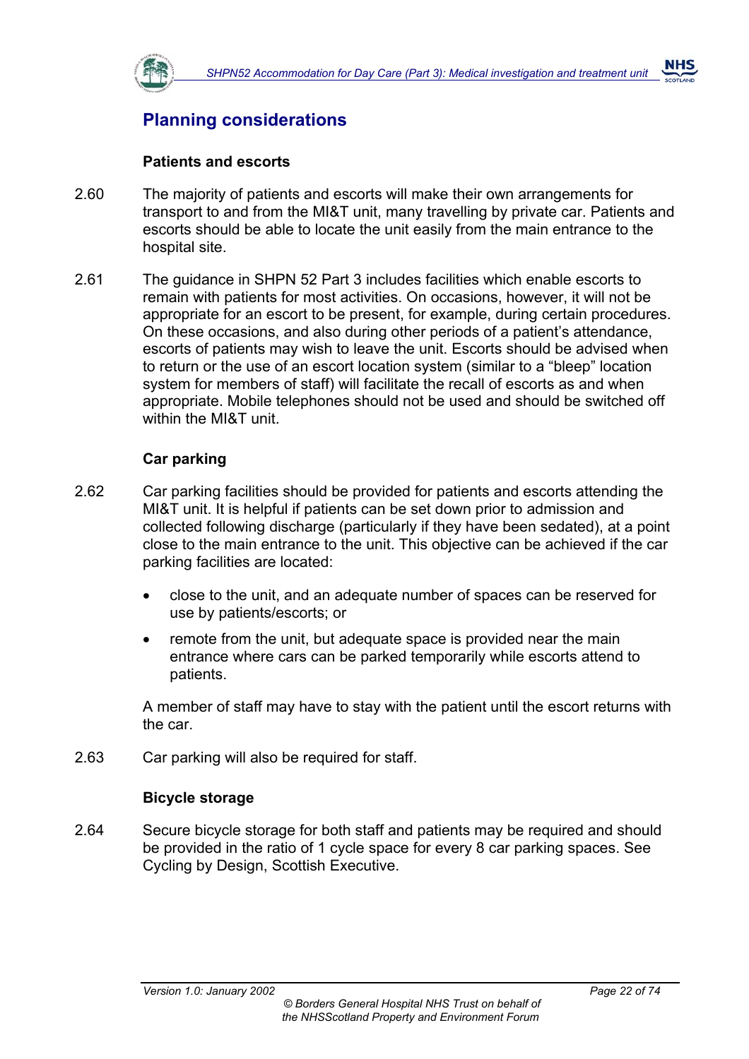## Planning considerations

### Patients and escorts

2.60 The majority of patients and escorts will make their own arrangements for transport to and from the MI&T unit, many travelling by private car. Patients and escorts should be able to locate the unit easily from the main entrance to the hospital site.

2.61 The guidance in SHPN 52 Part 3 includes facilities which enable escorts to remain with patients for most activities. On occasions, however, it will not be appropriate for an escort to be present, for example, during certain procedures. On these occasions, and also during other periods of a patient's attendance, escorts of patients may wish to leave the unit. Escorts should be advised when to return or the use of an escort location system (similar to a "bleep" location system for members of staff) will facilitate the recall of escorts as and when appropriate. Mobile telephones should not be used and should be switched off within the MI&T unit.

### Car parking

2.62 Car parking facilities should be provided for patients and escorts attending the MI&T unit. It is helpful if patients can be set down prior to admission and collected following discharge (particularly if they have been sedated), at a point close to the main entrance to the unit. This objective can be achieved if the car parking facilities are located:

- close to the unit, and an adequate number of spaces can be reserved for use by patients/escorts; or
- remote from the unit, but adequate space is provided near the main entrance where cars can be parked temporarily while escorts attend to patients.

A member of staff may have to stay with the patient until the escort returns with the car.

2.63 Car parking will also be required for staff.

### Bicycle storage

2.64 Secure bicycle storage for both staff and patients may be required and should be provided in the ratio of 1 cycle space for every 8 car parking spaces. See Cycling by Design, Scottish Executive.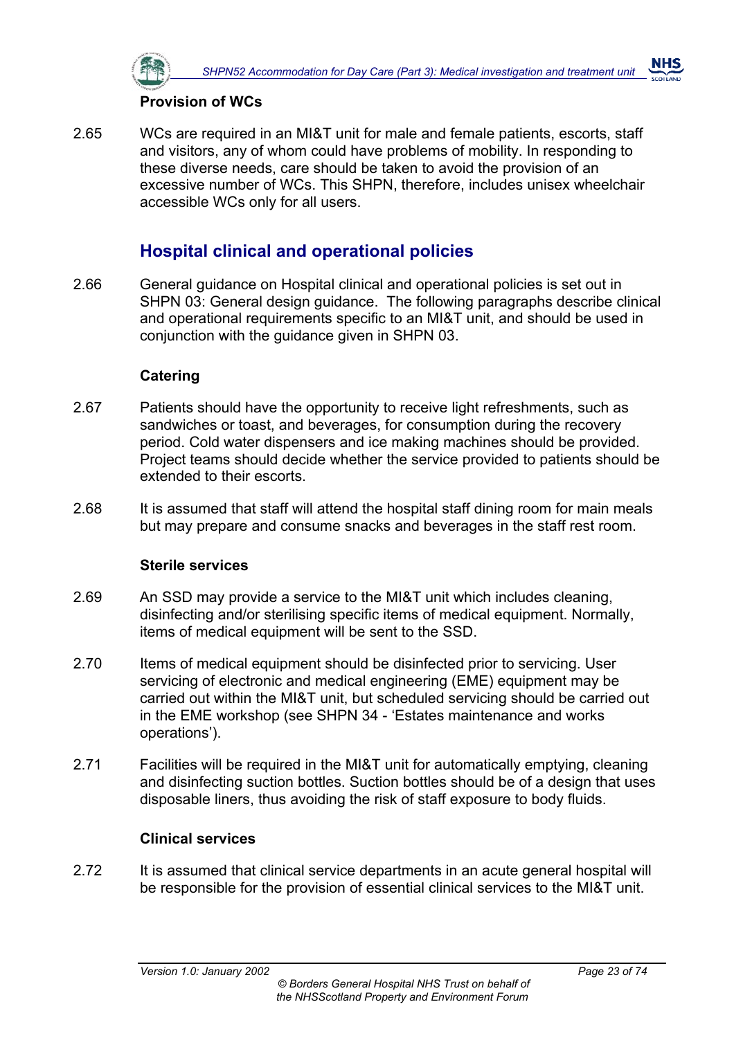### Provision of WCs

2.65 WCs are required in an MI&T unit for male and female patients, escorts, staff and visitors, any of whom could have problems of mobility. In responding to these diverse needs, care should be taken to avoid the provision of an excessive number of WCs. This SHPN, therefore, includes unisex wheelchair accessible WCs only for all users.

## Hospital clinical and operational policies

2.66 General guidance on Hospital clinical and operational policies is set out in SHPN 03: General design guidance. The following paragraphs describe clinical and operational requirements specific to an MI&T unit, and should be used in conjunction with the guidance given in SHPN 03.

### Catering

2.67 Patients should have the opportunity to receive light refreshments, such as sandwiches or toast, and beverages, for consumption during the recovery period. Cold water dispensers and ice making machines should be provided. Project teams should decide whether the service provided to patients should be extended to their escorts.

2.68 It is assumed that staff will attend the hospital staff dining room for main meals but may prepare and consume snacks and beverages in the staff rest room.

### Sterile services

2.69 An SSD may provide a service to the MI&T unit which includes cleaning, disinfecting and/or sterilising specific items of medical equipment. Normally, items of medical equipment will be sent to the SSD.

2.70 Items of medical equipment should be disinfected prior to servicing. User servicing of electronic and medical engineering (EME) equipment may be carried out within the MI&T unit, but scheduled servicing should be carried out in the EME workshop (see SHPN 34 - 'Estates maintenance and works operations').

2.71 Facilities will be required in the MI&T unit for automatically emptying, cleaning and disinfecting suction bottles. Suction bottles should be of a design that uses disposable liners, thus avoiding the risk of staff exposure to body fluids.

### Clinical services

2.72 It is assumed that clinical service departments in an acute general hospital will be responsible for the provision of essential clinical services to the MI&T unit.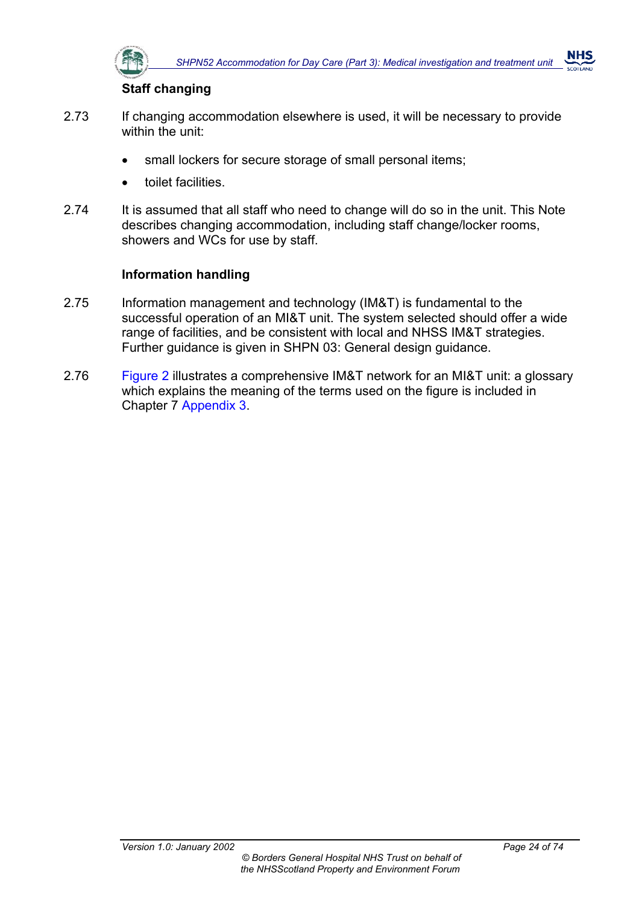### Staff changing

2.73 If changing accommodation elsewhere is used, it will be necessary to provide within the unit:

- small lockers for secure storage of small personal items;
- toilet facilities.

2.74 It is assumed that all staff who need to change will do so in the unit. This Note describes changing accommodation, including staff change/locker rooms, showers and WCs for use by staff.

### Information handling

2.75 Information management and technology (IM&T) is fundamental to the successful operation of an MI&T unit. The system selected should offer a wide range of facilities, and be consistent with local and NHSS IM&T strategies. Further guidance is given in SHPN 03: General design guidance.

2.76 Figure 2 illustrates a comprehensive IM&T network for an MI&T unit: a glossary which explains the meaning of the terms used on the figure is included in Chapter 7 Appendix 3.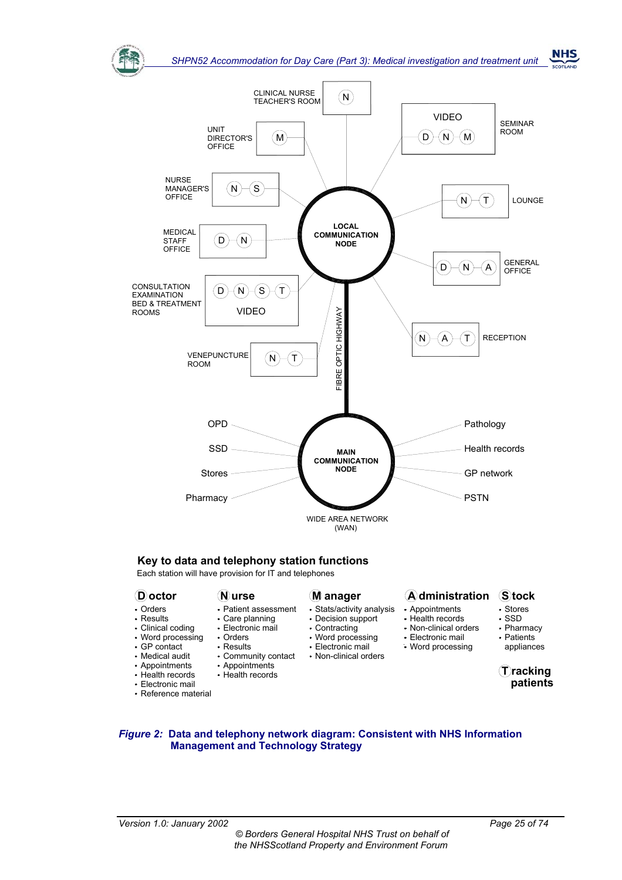CLINICAL NURSE TEACHER'S ROOM — N

UNIT DIRECTOR'S OFFICE — M

SEMINAR ROOM — VIDEO — D N M

NURSE MANAGER'S OFFICE — N S

LOUNGE — N T

MEDICAL STAFF OFFICE — D N

LOCAL COMMUNICATION NODE

GENERAL OFFICE — D N A

CONSULTATION EXAMINATION BED & TREATMENT ROOMS — D N S T — VIDEO

RECEPTION — N A T

VENEPUNCTURE ROOM — N T

FIBRE OPTIC HIGHWAY

MAIN COMMUNICATION NODE

OPD, SSD, Stores, Pharmacy

Pathology, Health records, GP network, PSTN

WIDE AREA NETWORK (WAN)

## Key to data and telephony station functions

Each station will have provision for IT and telephones

**D octor**
- Orders
- Results
- Clinical coding
- Word processing
- GP contact
- Medical audit
- Appointments
- Health records
- Electronic mail
- Reference material

**N urse**
- Patient assessment
- Care planning
- Electronic mail
- Orders
- Results
- Community contact
- Appointments
- Health records

**M anager**
- Stats/activity analysis
- Decision support
- Contracting
- Word processing
- Electronic mail
- Non-clinical orders

**A dministration**
- Appointments
- Health records
- Non-clinical orders
- Electronic mail
- Word processing

**S tock**
- Stores
- SSD
- Pharmacy
- Patients appliances

**T racking patients**

***Figure 2:* Data and telephony network diagram: Consistent with NHS Information Management and Technology Strategy**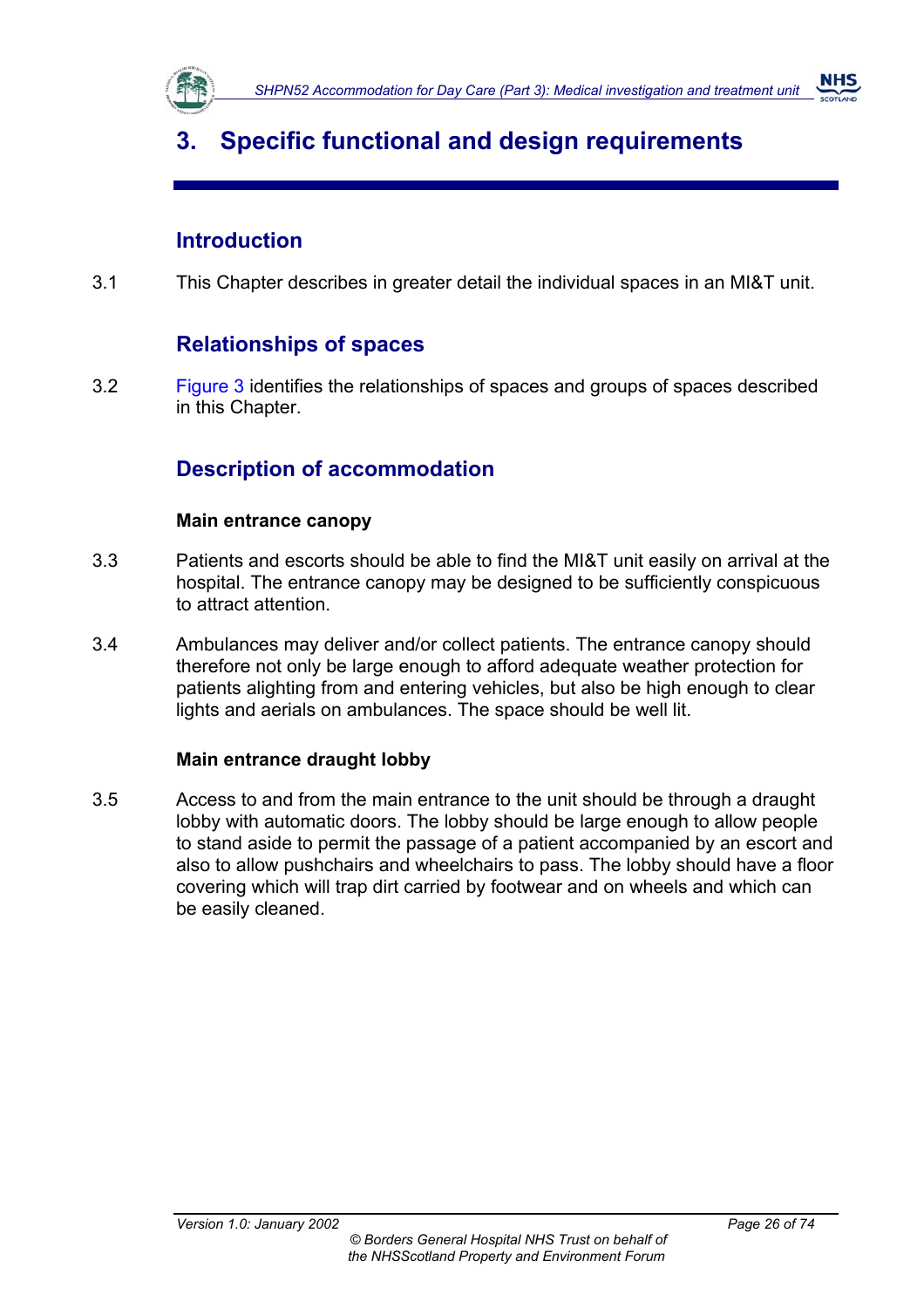# 3. Specific functional and design requirements

## Introduction

3.1 This Chapter describes in greater detail the individual spaces in an MI&T unit.

## Relationships of spaces

3.2 Figure 3 identifies the relationships of spaces and groups of spaces described in this Chapter.

## Description of accommodation

### Main entrance canopy

3.3 Patients and escorts should be able to find the MI&T unit easily on arrival at the hospital. The entrance canopy may be designed to be sufficiently conspicuous to attract attention.

3.4 Ambulances may deliver and/or collect patients. The entrance canopy should therefore not only be large enough to afford adequate weather protection for patients alighting from and entering vehicles, but also be high enough to clear lights and aerials on ambulances. The space should be well lit.

### Main entrance draught lobby

3.5 Access to and from the main entrance to the unit should be through a draught lobby with automatic doors. The lobby should be large enough to allow people to stand aside to permit the passage of a patient accompanied by an escort and also to allow pushchairs and wheelchairs to pass. The lobby should have a floor covering which will trap dirt carried by footwear and on wheels and which can be easily cleaned.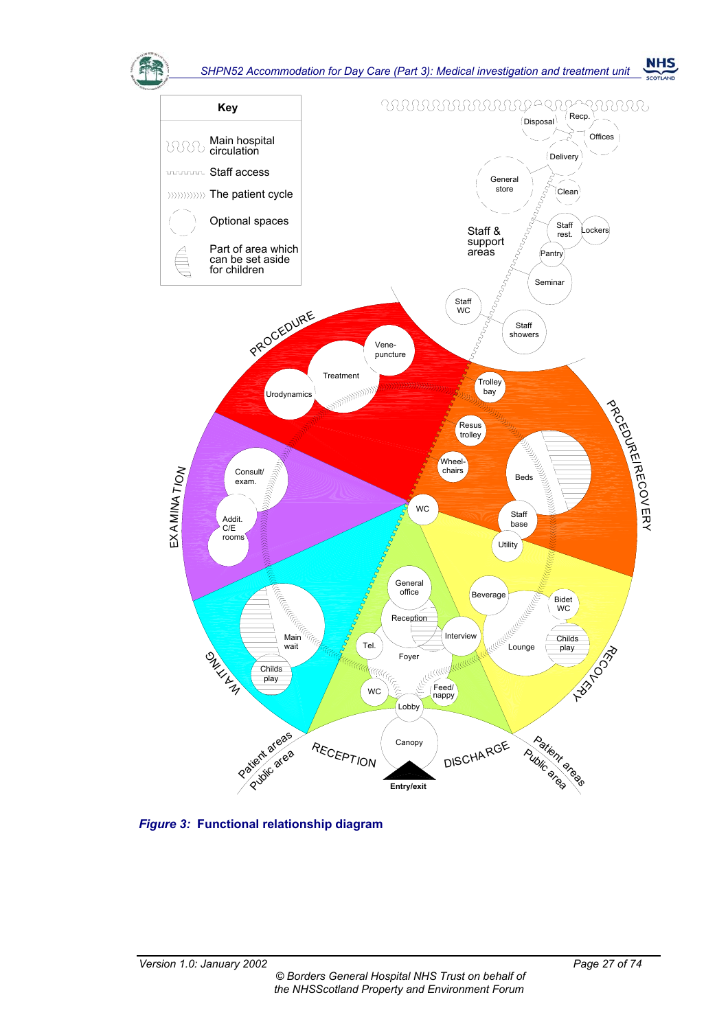Key

- Main hospital circulation
- Staff access
- The patient cycle
- Optional spaces
- Part of area which can be set aside for children

Staff & support areas: Disposal, Recp., Offices, Delivery, General store, Clean, Staff rest., Lockers, Pantry, Seminar, Staff WC, Staff showers

PROCEDURE: Vene-puncture, Treatment, Urodynamics

PRCEDURE/RECOVERY: Trolley bay, Resus trolley, Wheel-chairs, Beds, WC, Staff base, Utility

EXAMINATION: Consult/ exam., Addit. C/E rooms

RECOVERY: Beverage, Bidet WC, Lounge, Childs play

WAITING: Main wait, Childs play

RECEPTION: General office, Reception, Interview, Tel., Foyer, WC, Feed/ nappy, Lobby, Canopy

DISCHARGE

Patient areas / Public area

**Entry/exit**

***Figure 3:* Functional relationship diagram**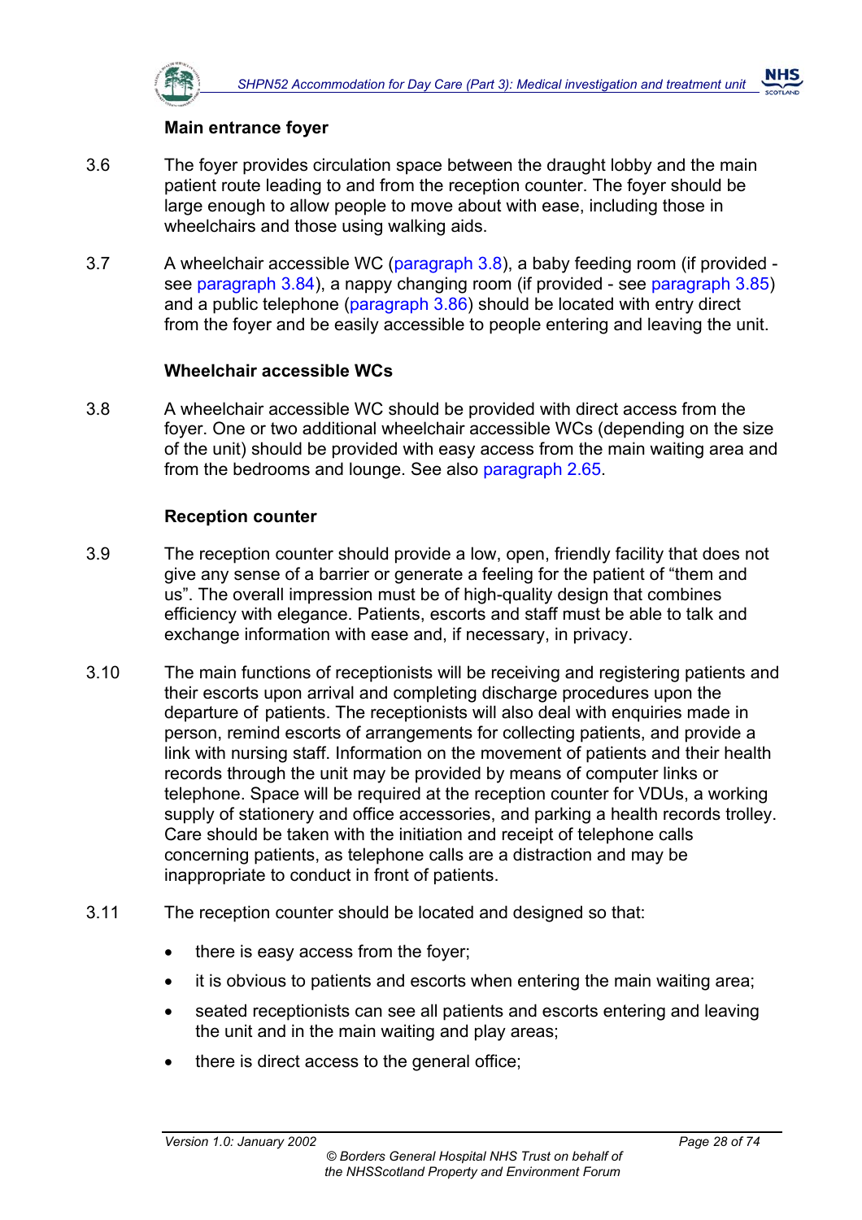### Main entrance foyer

3.6 The foyer provides circulation space between the draught lobby and the main patient route leading to and from the reception counter. The foyer should be large enough to allow people to move about with ease, including those in wheelchairs and those using walking aids.

3.7 A wheelchair accessible WC (paragraph 3.8), a baby feeding room (if provided - see paragraph 3.84), a nappy changing room (if provided - see paragraph 3.85) and a public telephone (paragraph 3.86) should be located with entry direct from the foyer and be easily accessible to people entering and leaving the unit.

### Wheelchair accessible WCs

3.8 A wheelchair accessible WC should be provided with direct access from the foyer. One or two additional wheelchair accessible WCs (depending on the size of the unit) should be provided with easy access from the main waiting area and from the bedrooms and lounge. See also paragraph 2.65.

### Reception counter

3.9 The reception counter should provide a low, open, friendly facility that does not give any sense of a barrier or generate a feeling for the patient of "them and us". The overall impression must be of high-quality design that combines efficiency with elegance. Patients, escorts and staff must be able to talk and exchange information with ease and, if necessary, in privacy.

3.10 The main functions of receptionists will be receiving and registering patients and their escorts upon arrival and completing discharge procedures upon the departure of patients. The receptionists will also deal with enquiries made in person, remind escorts of arrangements for collecting patients, and provide a link with nursing staff. Information on the movement of patients and their health records through the unit may be provided by means of computer links or telephone. Space will be required at the reception counter for VDUs, a working supply of stationery and office accessories, and parking a health records trolley. Care should be taken with the initiation and receipt of telephone calls concerning patients, as telephone calls are a distraction and may be inappropriate to conduct in front of patients.

3.11 The reception counter should be located and designed so that:

- there is easy access from the foyer;
- it is obvious to patients and escorts when entering the main waiting area;
- seated receptionists can see all patients and escorts entering and leaving the unit and in the main waiting and play areas;
- there is direct access to the general office;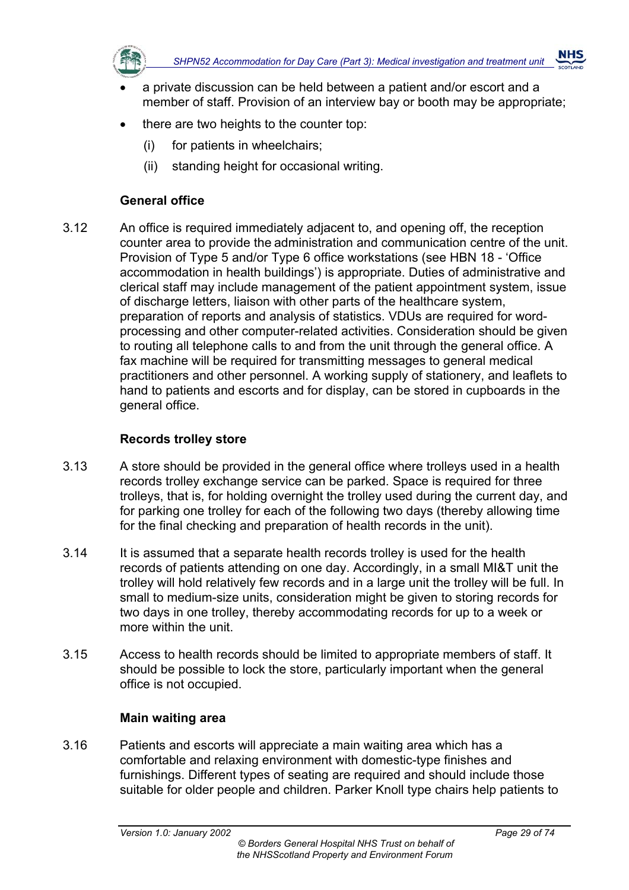- a private discussion can be held between a patient and/or escort and a member of staff. Provision of an interview bay or booth may be appropriate;
- there are two heights to the counter top:
  - (i) for patients in wheelchairs;
  - (ii) standing height for occasional writing.

### General office

3.12 An office is required immediately adjacent to, and opening off, the reception counter area to provide the administration and communication centre of the unit. Provision of Type 5 and/or Type 6 office workstations (see HBN 18 - 'Office accommodation in health buildings') is appropriate. Duties of administrative and clerical staff may include management of the patient appointment system, issue of discharge letters, liaison with other parts of the healthcare system, preparation of reports and analysis of statistics. VDUs are required for word-processing and other computer-related activities. Consideration should be given to routing all telephone calls to and from the unit through the general office. A fax machine will be required for transmitting messages to general medical practitioners and other personnel. A working supply of stationery, and leaflets to hand to patients and escorts and for display, can be stored in cupboards in the general office.

### Records trolley store

3.13 A store should be provided in the general office where trolleys used in a health records trolley exchange service can be parked. Space is required for three trolleys, that is, for holding overnight the trolley used during the current day, and for parking one trolley for each of the following two days (thereby allowing time for the final checking and preparation of health records in the unit).

3.14 It is assumed that a separate health records trolley is used for the health records of patients attending on one day. Accordingly, in a small MI&T unit the trolley will hold relatively few records and in a large unit the trolley will be full. In small to medium-size units, consideration might be given to storing records for two days in one trolley, thereby accommodating records for up to a week or more within the unit.

3.15 Access to health records should be limited to appropriate members of staff. It should be possible to lock the store, particularly important when the general office is not occupied.

### Main waiting area

3.16 Patients and escorts will appreciate a main waiting area which has a comfortable and relaxing environment with domestic-type finishes and furnishings. Different types of seating are required and should include those suitable for older people and children. Parker Knoll type chairs help patients to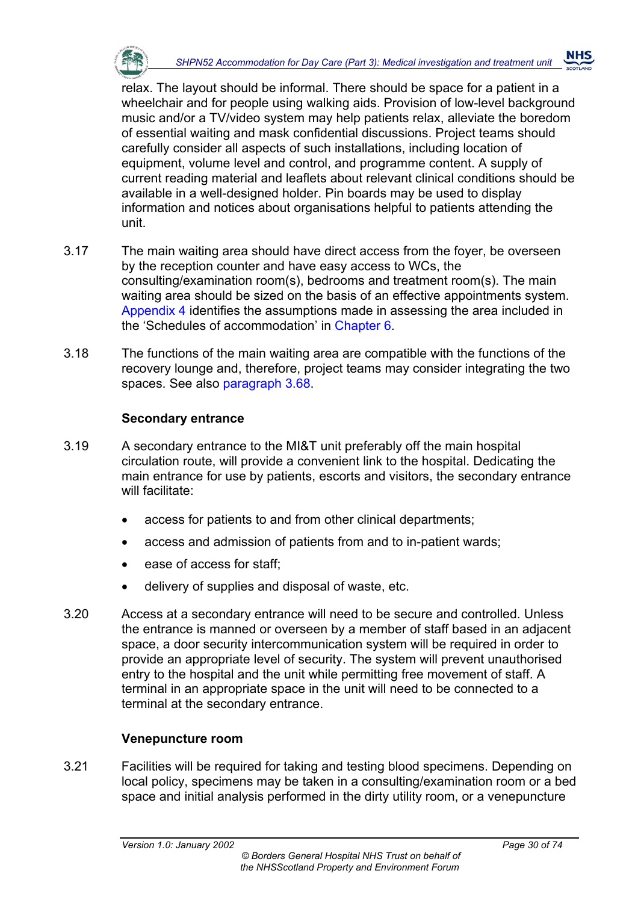relax. The layout should be informal. There should be space for a patient in a wheelchair and for people using walking aids. Provision of low-level background music and/or a TV/video system may help patients relax, alleviate the boredom of essential waiting and mask confidential discussions. Project teams should carefully consider all aspects of such installations, including location of equipment, volume level and control, and programme content. A supply of current reading material and leaflets about relevant clinical conditions should be available in a well-designed holder. Pin boards may be used to display information and notices about organisations helpful to patients attending the unit.

3.17 The main waiting area should have direct access from the foyer, be overseen by the reception counter and have easy access to WCs, the consulting/examination room(s), bedrooms and treatment room(s). The main waiting area should be sized on the basis of an effective appointments system. Appendix 4 identifies the assumptions made in assessing the area included in the 'Schedules of accommodation' in Chapter 6.

3.18 The functions of the main waiting area are compatible with the functions of the recovery lounge and, therefore, project teams may consider integrating the two spaces. See also paragraph 3.68.

**Secondary entrance**

3.19 A secondary entrance to the MI&T unit preferably off the main hospital circulation route, will provide a convenient link to the hospital. Dedicating the main entrance for use by patients, escorts and visitors, the secondary entrance will facilitate:

- access for patients to and from other clinical departments;
- access and admission of patients from and to in-patient wards;
- ease of access for staff;
- delivery of supplies and disposal of waste, etc.

3.20 Access at a secondary entrance will need to be secure and controlled. Unless the entrance is manned or overseen by a member of staff based in an adjacent space, a door security intercommunication system will be required in order to provide an appropriate level of security. The system will prevent unauthorised entry to the hospital and the unit while permitting free movement of staff. A terminal in an appropriate space in the unit will need to be connected to a terminal at the secondary entrance.

**Venepuncture room**

3.21 Facilities will be required for taking and testing blood specimens. Depending on local policy, specimens may be taken in a consulting/examination room or a bed space and initial analysis performed in the dirty utility room, or a venepuncture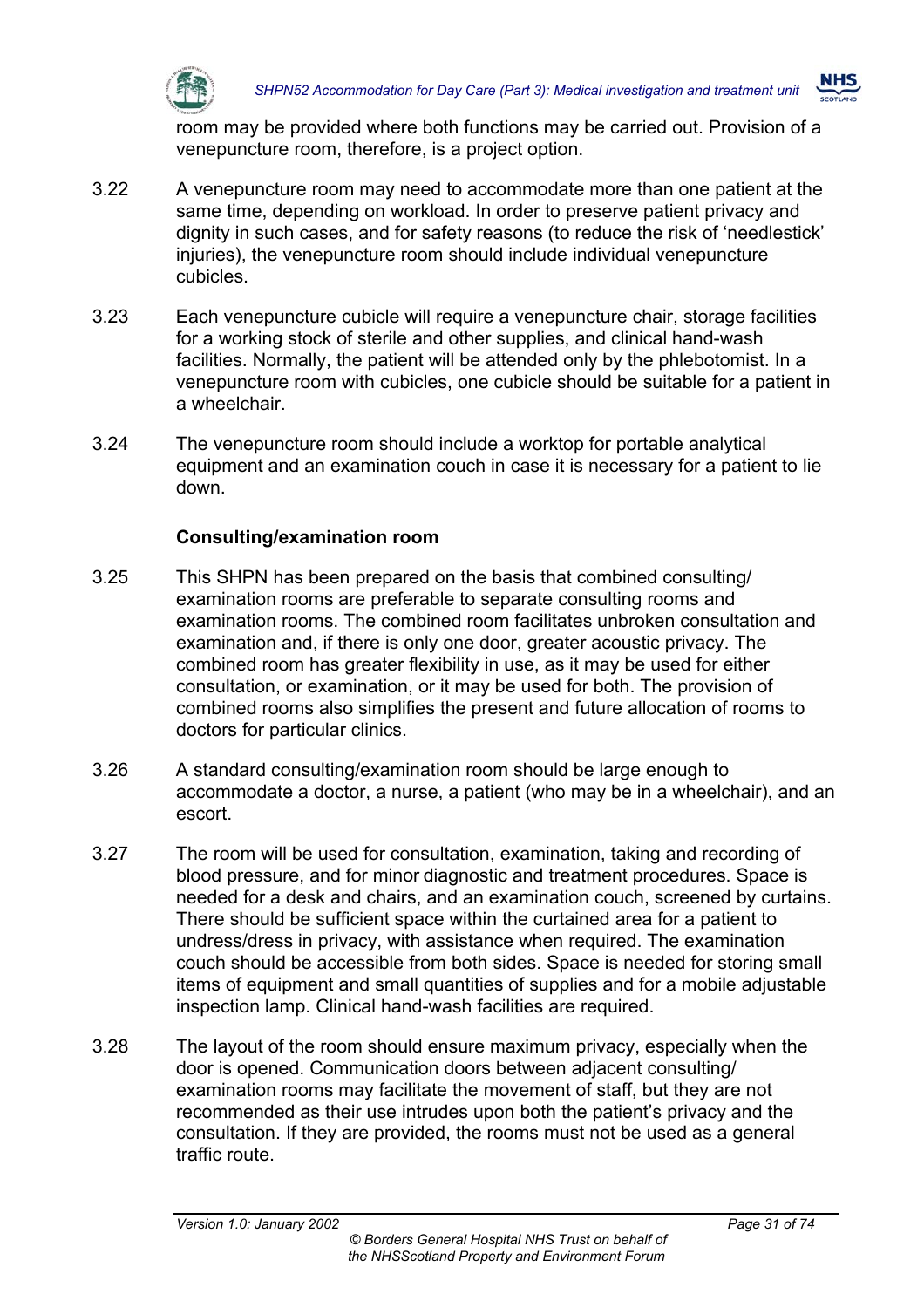room may be provided where both functions may be carried out. Provision of a venepuncture room, therefore, is a project option.

3.22 A venepuncture room may need to accommodate more than one patient at the same time, depending on workload. In order to preserve patient privacy and dignity in such cases, and for safety reasons (to reduce the risk of 'needlestick' injuries), the venepuncture room should include individual venepuncture cubicles.

3.23 Each venepuncture cubicle will require a venepuncture chair, storage facilities for a working stock of sterile and other supplies, and clinical hand-wash facilities. Normally, the patient will be attended only by the phlebotomist. In a venepuncture room with cubicles, one cubicle should be suitable for a patient in a wheelchair.

3.24 The venepuncture room should include a worktop for portable analytical equipment and an examination couch in case it is necessary for a patient to lie down.

**Consulting/examination room**

3.25 This SHPN has been prepared on the basis that combined consulting/examination rooms are preferable to separate consulting rooms and examination rooms. The combined room facilitates unbroken consultation and examination and, if there is only one door, greater acoustic privacy. The combined room has greater flexibility in use, as it may be used for either consultation, or examination, or it may be used for both. The provision of combined rooms also simplifies the present and future allocation of rooms to doctors for particular clinics.

3.26 A standard consulting/examination room should be large enough to accommodate a doctor, a nurse, a patient (who may be in a wheelchair), and an escort.

3.27 The room will be used for consultation, examination, taking and recording of blood pressure, and for minor diagnostic and treatment procedures. Space is needed for a desk and chairs, and an examination couch, screened by curtains. There should be sufficient space within the curtained area for a patient to undress/dress in privacy, with assistance when required. The examination couch should be accessible from both sides. Space is needed for storing small items of equipment and small quantities of supplies and for a mobile adjustable inspection lamp. Clinical hand-wash facilities are required.

3.28 The layout of the room should ensure maximum privacy, especially when the door is opened. Communication doors between adjacent consulting/examination rooms may facilitate the movement of staff, but they are not recommended as their use intrudes upon both the patient's privacy and the consultation. If they are provided, the rooms must not be used as a general traffic route.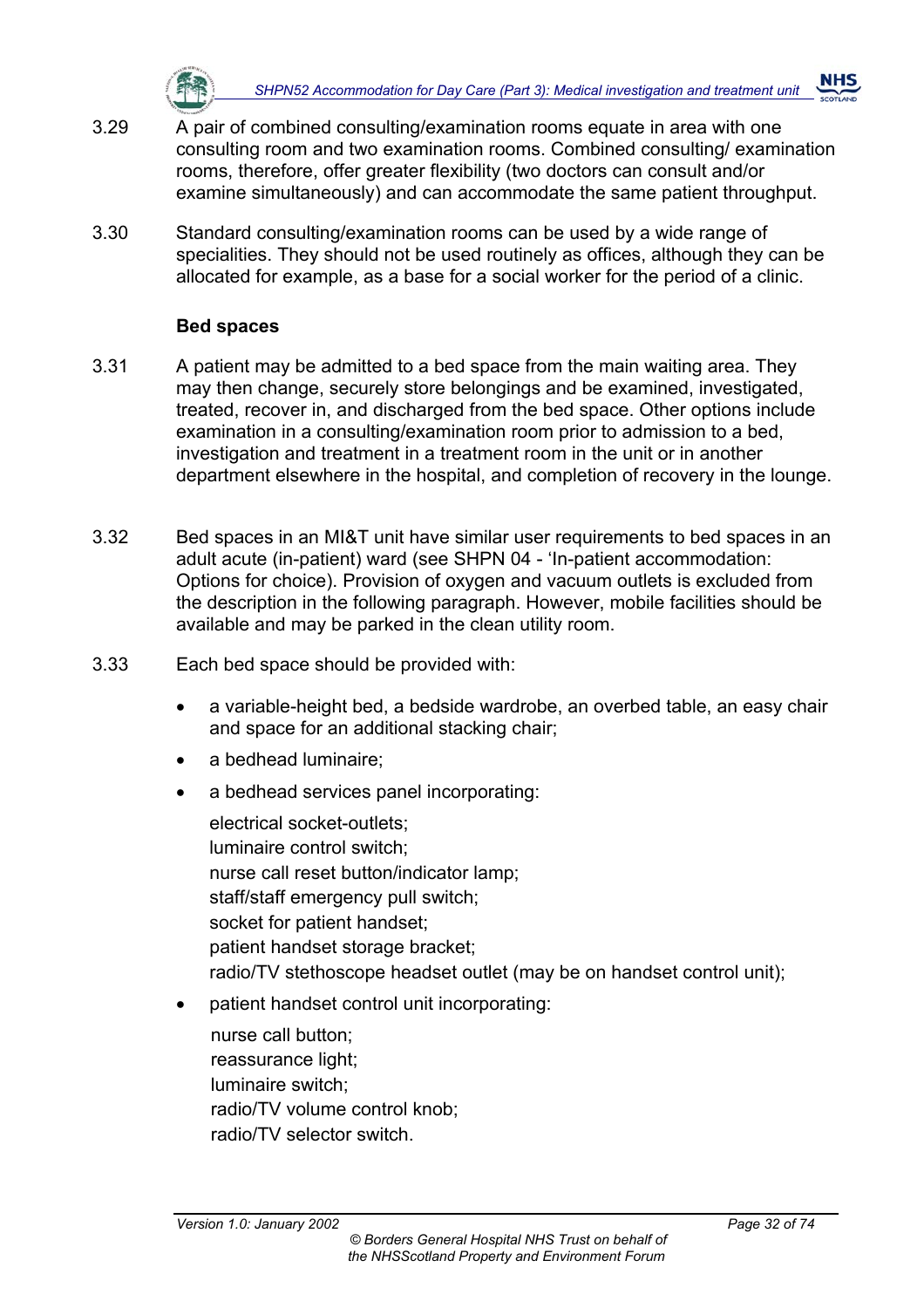3.29 A pair of combined consulting/examination rooms equate in area with one consulting room and two examination rooms. Combined consulting/ examination rooms, therefore, offer greater flexibility (two doctors can consult and/or examine simultaneously) and can accommodate the same patient throughput.

3.30 Standard consulting/examination rooms can be used by a wide range of specialities. They should not be used routinely as offices, although they can be allocated for example, as a base for a social worker for the period of a clinic.

**Bed spaces**

3.31 A patient may be admitted to a bed space from the main waiting area. They may then change, securely store belongings and be examined, investigated, treated, recover in, and discharged from the bed space. Other options include examination in a consulting/examination room prior to admission to a bed, investigation and treatment in a treatment room in the unit or in another department elsewhere in the hospital, and completion of recovery in the lounge.

3.32 Bed spaces in an MI&T unit have similar user requirements to bed spaces in an adult acute (in-patient) ward (see SHPN 04 - 'In-patient accommodation: Options for choice). Provision of oxygen and vacuum outlets is excluded from the description in the following paragraph. However, mobile facilities should be available and may be parked in the clean utility room.

3.33 Each bed space should be provided with:

- a variable-height bed, a bedside wardrobe, an overbed table, an easy chair and space for an additional stacking chair;
- a bedhead luminaire;
- a bedhead services panel incorporating:

  electrical socket-outlets;
  luminaire control switch;
  nurse call reset button/indicator lamp;
  staff/staff emergency pull switch;
  socket for patient handset;
  patient handset storage bracket;
  radio/TV stethoscope headset outlet (may be on handset control unit);

- patient handset control unit incorporating:

  nurse call button;
  reassurance light;
  luminaire switch;
  radio/TV volume control knob;
  radio/TV selector switch.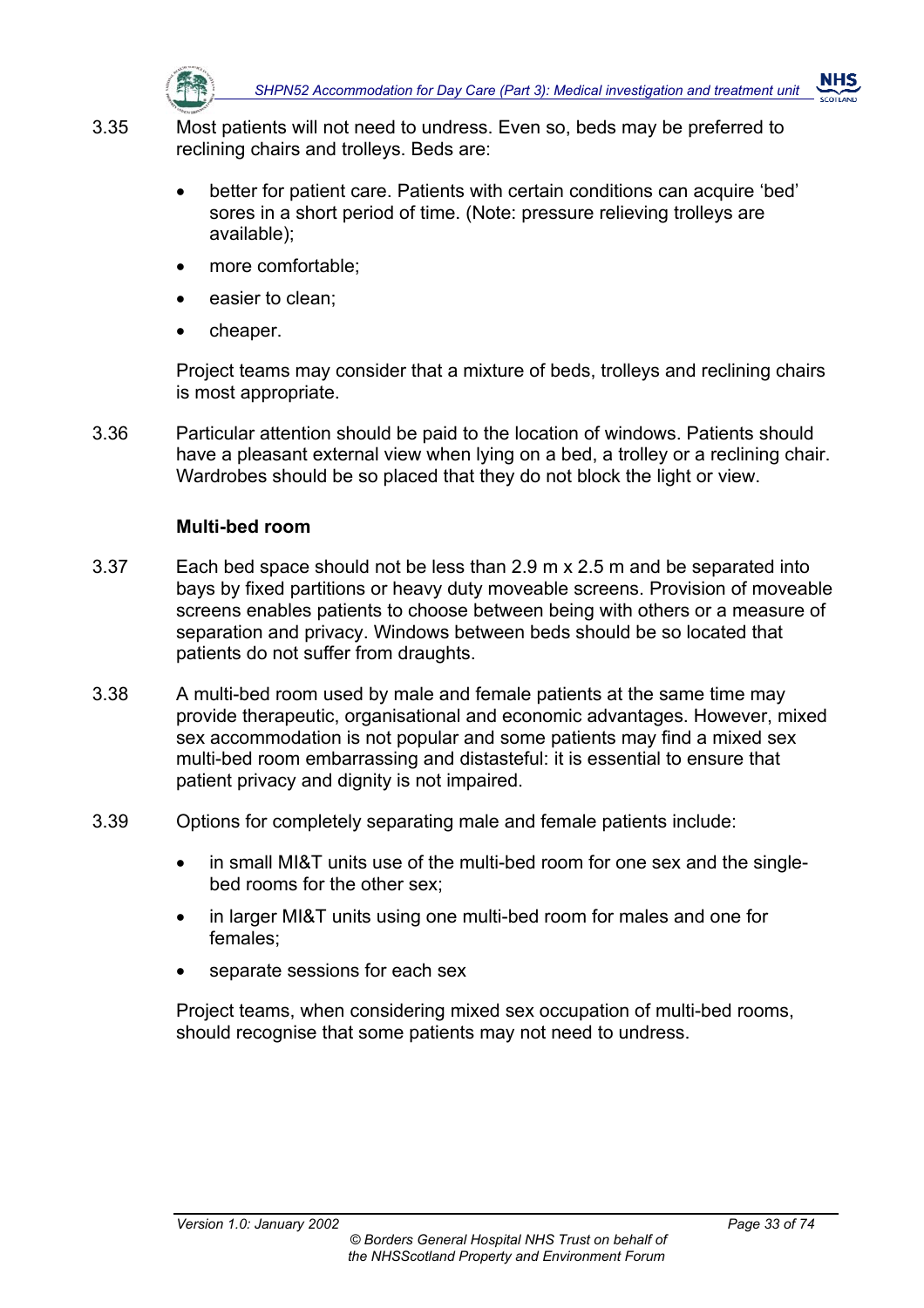3.35 Most patients will not need to undress. Even so, beds may be preferred to reclining chairs and trolleys. Beds are:

- better for patient care. Patients with certain conditions can acquire 'bed' sores in a short period of time. (Note: pressure relieving trolleys are available);
- more comfortable;
- easier to clean;
- cheaper.

Project teams may consider that a mixture of beds, trolleys and reclining chairs is most appropriate.

3.36 Particular attention should be paid to the location of windows. Patients should have a pleasant external view when lying on a bed, a trolley or a reclining chair. Wardrobes should be so placed that they do not block the light or view.

**Multi-bed room**

3.37 Each bed space should not be less than 2.9 m x 2.5 m and be separated into bays by fixed partitions or heavy duty moveable screens. Provision of moveable screens enables patients to choose between being with others or a measure of separation and privacy. Windows between beds should be so located that patients do not suffer from draughts.

3.38 A multi-bed room used by male and female patients at the same time may provide therapeutic, organisational and economic advantages. However, mixed sex accommodation is not popular and some patients may find a mixed sex multi-bed room embarrassing and distasteful: it is essential to ensure that patient privacy and dignity is not impaired.

3.39 Options for completely separating male and female patients include:

- in small MI&T units use of the multi-bed room for one sex and the single-bed rooms for the other sex;
- in larger MI&T units using one multi-bed room for males and one for females;
- separate sessions for each sex

Project teams, when considering mixed sex occupation of multi-bed rooms, should recognise that some patients may not need to undress.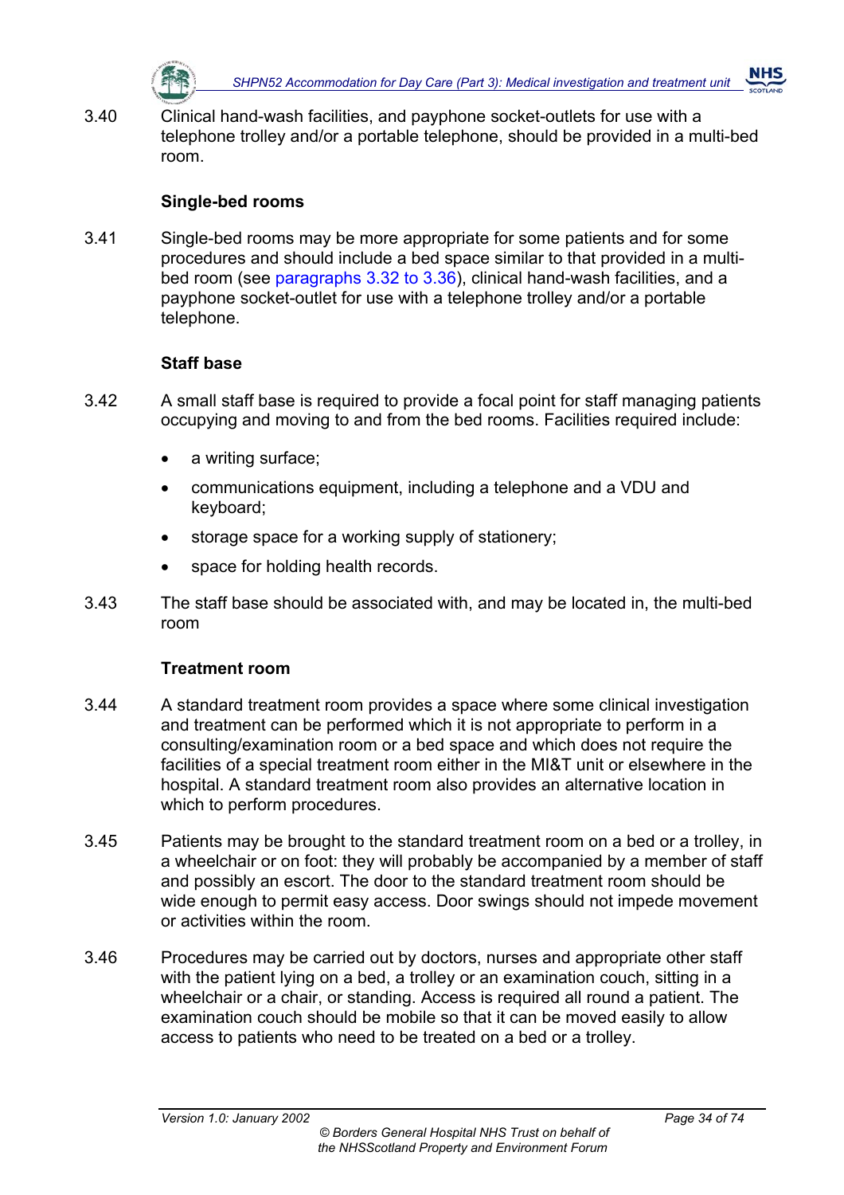3.40 Clinical hand-wash facilities, and payphone socket-outlets for use with a telephone trolley and/or a portable telephone, should be provided in a multi-bed room.

### Single-bed rooms

3.41 Single-bed rooms may be more appropriate for some patients and for some procedures and should include a bed space similar to that provided in a multi-bed room (see paragraphs 3.32 to 3.36), clinical hand-wash facilities, and a payphone socket-outlet for use with a telephone trolley and/or a portable telephone.

### Staff base

3.42 A small staff base is required to provide a focal point for staff managing patients occupying and moving to and from the bed rooms. Facilities required include:

- a writing surface;
- communications equipment, including a telephone and a VDU and keyboard;
- storage space for a working supply of stationery;
- space for holding health records.

3.43 The staff base should be associated with, and may be located in, the multi-bed room

### Treatment room

3.44 A standard treatment room provides a space where some clinical investigation and treatment can be performed which it is not appropriate to perform in a consulting/examination room or a bed space and which does not require the facilities of a special treatment room either in the MI&T unit or elsewhere in the hospital. A standard treatment room also provides an alternative location in which to perform procedures.

3.45 Patients may be brought to the standard treatment room on a bed or a trolley, in a wheelchair or on foot: they will probably be accompanied by a member of staff and possibly an escort. The door to the standard treatment room should be wide enough to permit easy access. Door swings should not impede movement or activities within the room.

3.46 Procedures may be carried out by doctors, nurses and appropriate other staff with the patient lying on a bed, a trolley or an examination couch, sitting in a wheelchair or a chair, or standing. Access is required all round a patient. The examination couch should be mobile so that it can be moved easily to allow access to patients who need to be treated on a bed or a trolley.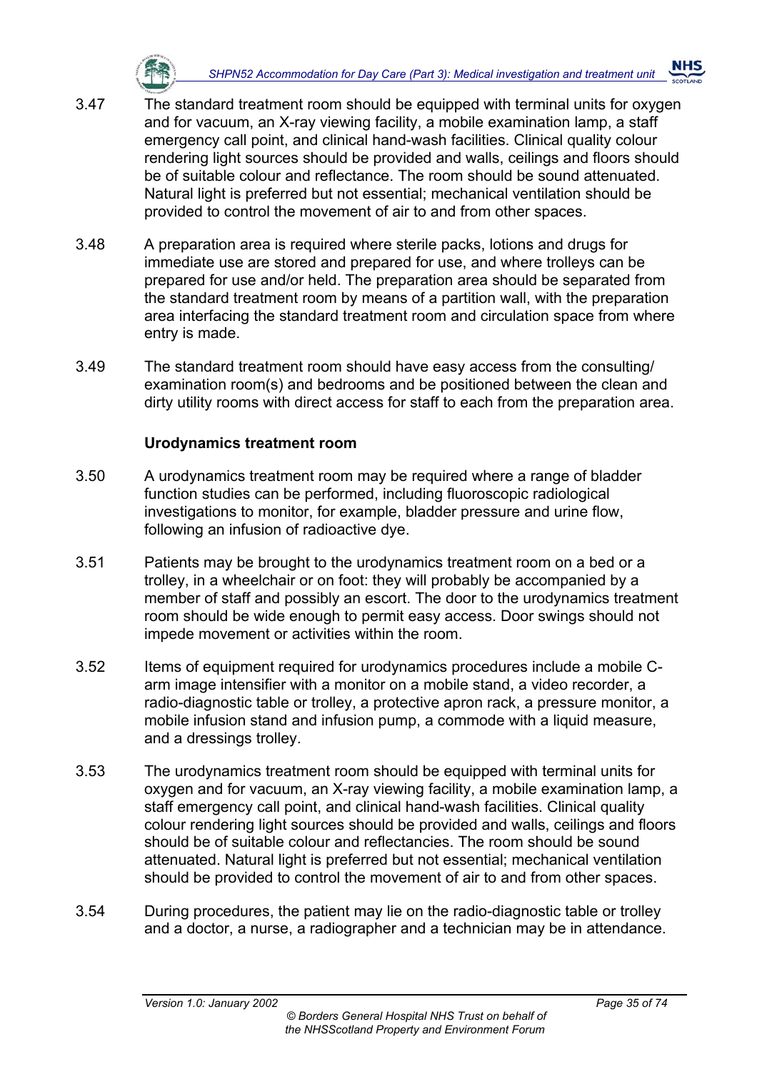3.47 The standard treatment room should be equipped with terminal units for oxygen and for vacuum, an X-ray viewing facility, a mobile examination lamp, a staff emergency call point, and clinical hand-wash facilities. Clinical quality colour rendering light sources should be provided and walls, ceilings and floors should be of suitable colour and reflectance. The room should be sound attenuated. Natural light is preferred but not essential; mechanical ventilation should be provided to control the movement of air to and from other spaces.

3.48 A preparation area is required where sterile packs, lotions and drugs for immediate use are stored and prepared for use, and where trolleys can be prepared for use and/or held. The preparation area should be separated from the standard treatment room by means of a partition wall, with the preparation area interfacing the standard treatment room and circulation space from where entry is made.

3.49 The standard treatment room should have easy access from the consulting/ examination room(s) and bedrooms and be positioned between the clean and dirty utility rooms with direct access for staff to each from the preparation area.

**Urodynamics treatment room**

3.50 A urodynamics treatment room may be required where a range of bladder function studies can be performed, including fluoroscopic radiological investigations to monitor, for example, bladder pressure and urine flow, following an infusion of radioactive dye.

3.51 Patients may be brought to the urodynamics treatment room on a bed or a trolley, in a wheelchair or on foot: they will probably be accompanied by a member of staff and possibly an escort. The door to the urodynamics treatment room should be wide enough to permit easy access. Door swings should not impede movement or activities within the room.

3.52 Items of equipment required for urodynamics procedures include a mobile C-arm image intensifier with a monitor on a mobile stand, a video recorder, a radio-diagnostic table or trolley, a protective apron rack, a pressure monitor, a mobile infusion stand and infusion pump, a commode with a liquid measure, and a dressings trolley.

3.53 The urodynamics treatment room should be equipped with terminal units for oxygen and for vacuum, an X-ray viewing facility, a mobile examination lamp, a staff emergency call point, and clinical hand-wash facilities. Clinical quality colour rendering light sources should be provided and walls, ceilings and floors should be of suitable colour and reflectancies. The room should be sound attenuated. Natural light is preferred but not essential; mechanical ventilation should be provided to control the movement of air to and from other spaces.

3.54 During procedures, the patient may lie on the radio-diagnostic table or trolley and a doctor, a nurse, a radiographer and a technician may be in attendance.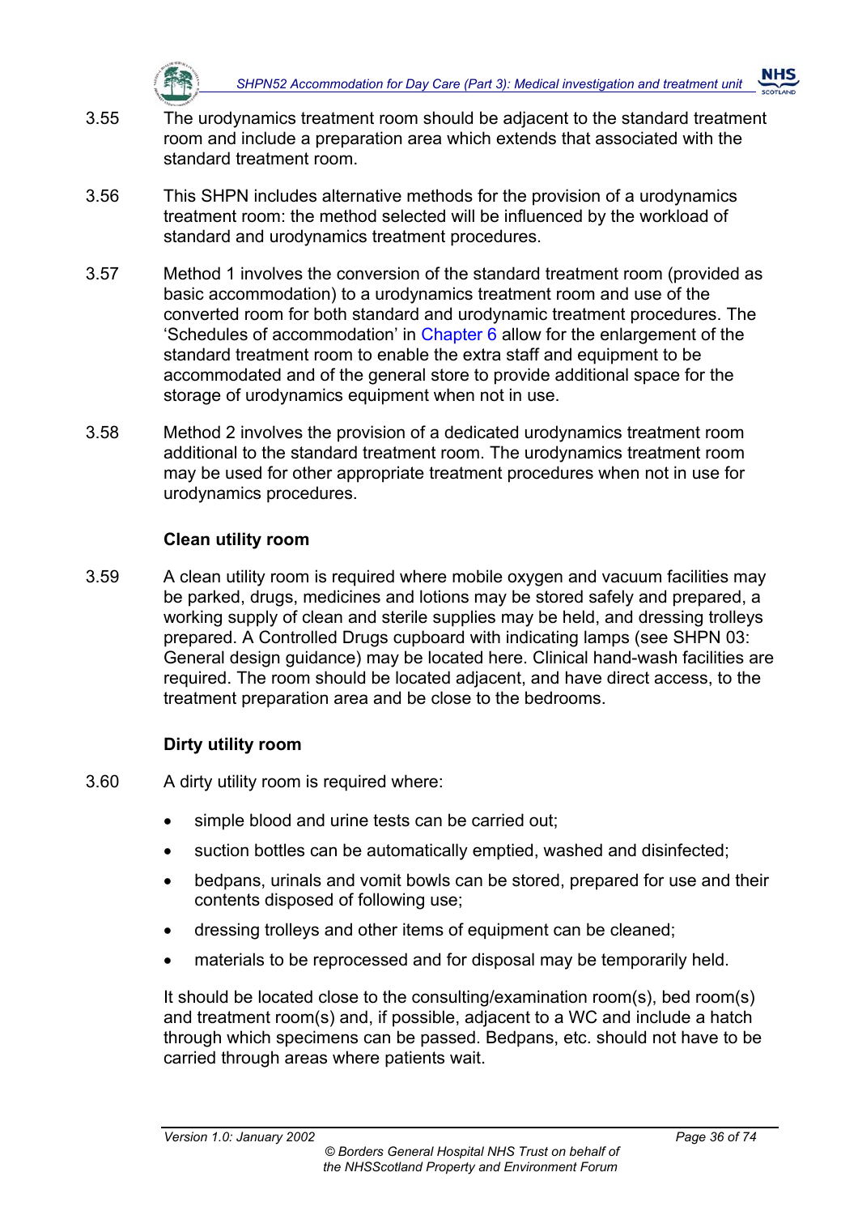3.55 The urodynamics treatment room should be adjacent to the standard treatment room and include a preparation area which extends that associated with the standard treatment room.

3.56 This SHPN includes alternative methods for the provision of a urodynamics treatment room: the method selected will be influenced by the workload of standard and urodynamics treatment procedures.

3.57 Method 1 involves the conversion of the standard treatment room (provided as basic accommodation) to a urodynamics treatment room and use of the converted room for both standard and urodynamic treatment procedures. The 'Schedules of accommodation' in Chapter 6 allow for the enlargement of the standard treatment room to enable the extra staff and equipment to be accommodated and of the general store to provide additional space for the storage of urodynamics equipment when not in use.

3.58 Method 2 involves the provision of a dedicated urodynamics treatment room additional to the standard treatment room. The urodynamics treatment room may be used for other appropriate treatment procedures when not in use for urodynamics procedures.

### Clean utility room

3.59 A clean utility room is required where mobile oxygen and vacuum facilities may be parked, drugs, medicines and lotions may be stored safely and prepared, a working supply of clean and sterile supplies may be held, and dressing trolleys prepared. A Controlled Drugs cupboard with indicating lamps (see SHPN 03: General design guidance) may be located here. Clinical hand-wash facilities are required. The room should be located adjacent, and have direct access, to the treatment preparation area and be close to the bedrooms.

### Dirty utility room

3.60 A dirty utility room is required where:

- simple blood and urine tests can be carried out;
- suction bottles can be automatically emptied, washed and disinfected;
- bedpans, urinals and vomit bowls can be stored, prepared for use and their contents disposed of following use;
- dressing trolleys and other items of equipment can be cleaned;
- materials to be reprocessed and for disposal may be temporarily held.

It should be located close to the consulting/examination room(s), bed room(s) and treatment room(s) and, if possible, adjacent to a WC and include a hatch through which specimens can be passed. Bedpans, etc. should not have to be carried through areas where patients wait.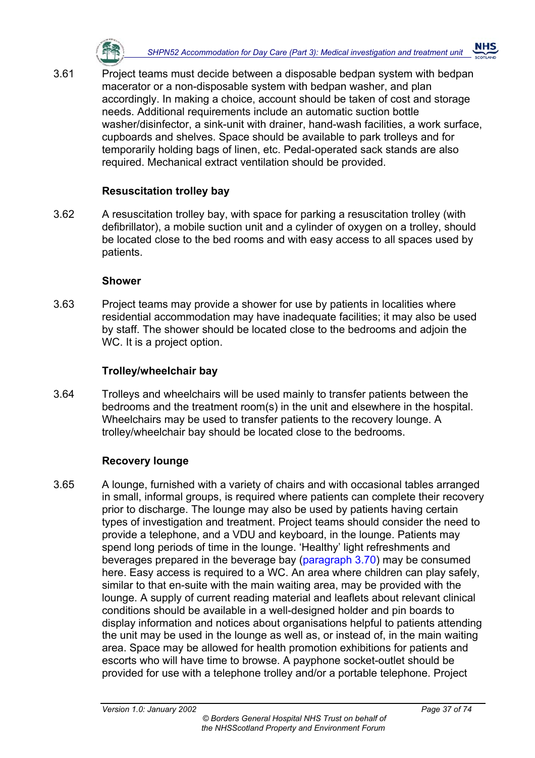3.61 Project teams must decide between a disposable bedpan system with bedpan macerator or a non-disposable system with bedpan washer, and plan accordingly. In making a choice, account should be taken of cost and storage needs. Additional requirements include an automatic suction bottle washer/disinfector, a sink-unit with drainer, hand-wash facilities, a work surface, cupboards and shelves. Space should be available to park trolleys and for temporarily holding bags of linen, etc. Pedal-operated sack stands are also required. Mechanical extract ventilation should be provided.

**Resuscitation trolley bay**

3.62 A resuscitation trolley bay, with space for parking a resuscitation trolley (with defibrillator), a mobile suction unit and a cylinder of oxygen on a trolley, should be located close to the bed rooms and with easy access to all spaces used by patients.

**Shower**

3.63 Project teams may provide a shower for use by patients in localities where residential accommodation may have inadequate facilities; it may also be used by staff. The shower should be located close to the bedrooms and adjoin the WC. It is a project option.

**Trolley/wheelchair bay**

3.64 Trolleys and wheelchairs will be used mainly to transfer patients between the bedrooms and the treatment room(s) in the unit and elsewhere in the hospital. Wheelchairs may be used to transfer patients to the recovery lounge. A trolley/wheelchair bay should be located close to the bedrooms.

**Recovery lounge**

3.65 A lounge, furnished with a variety of chairs and with occasional tables arranged in small, informal groups, is required where patients can complete their recovery prior to discharge. The lounge may also be used by patients having certain types of investigation and treatment. Project teams should consider the need to provide a telephone, and a VDU and keyboard, in the lounge. Patients may spend long periods of time in the lounge. 'Healthy' light refreshments and beverages prepared in the beverage bay (paragraph 3.70) may be consumed here. Easy access is required to a WC. An area where children can play safely, similar to that en-suite with the main waiting area, may be provided with the lounge. A supply of current reading material and leaflets about relevant clinical conditions should be available in a well-designed holder and pin boards to display information and notices about organisations helpful to patients attending the unit may be used in the lounge as well as, or instead of, in the main waiting area. Space may be allowed for health promotion exhibitions for patients and escorts who will have time to browse. A payphone socket-outlet should be provided for use with a telephone trolley and/or a portable telephone. Project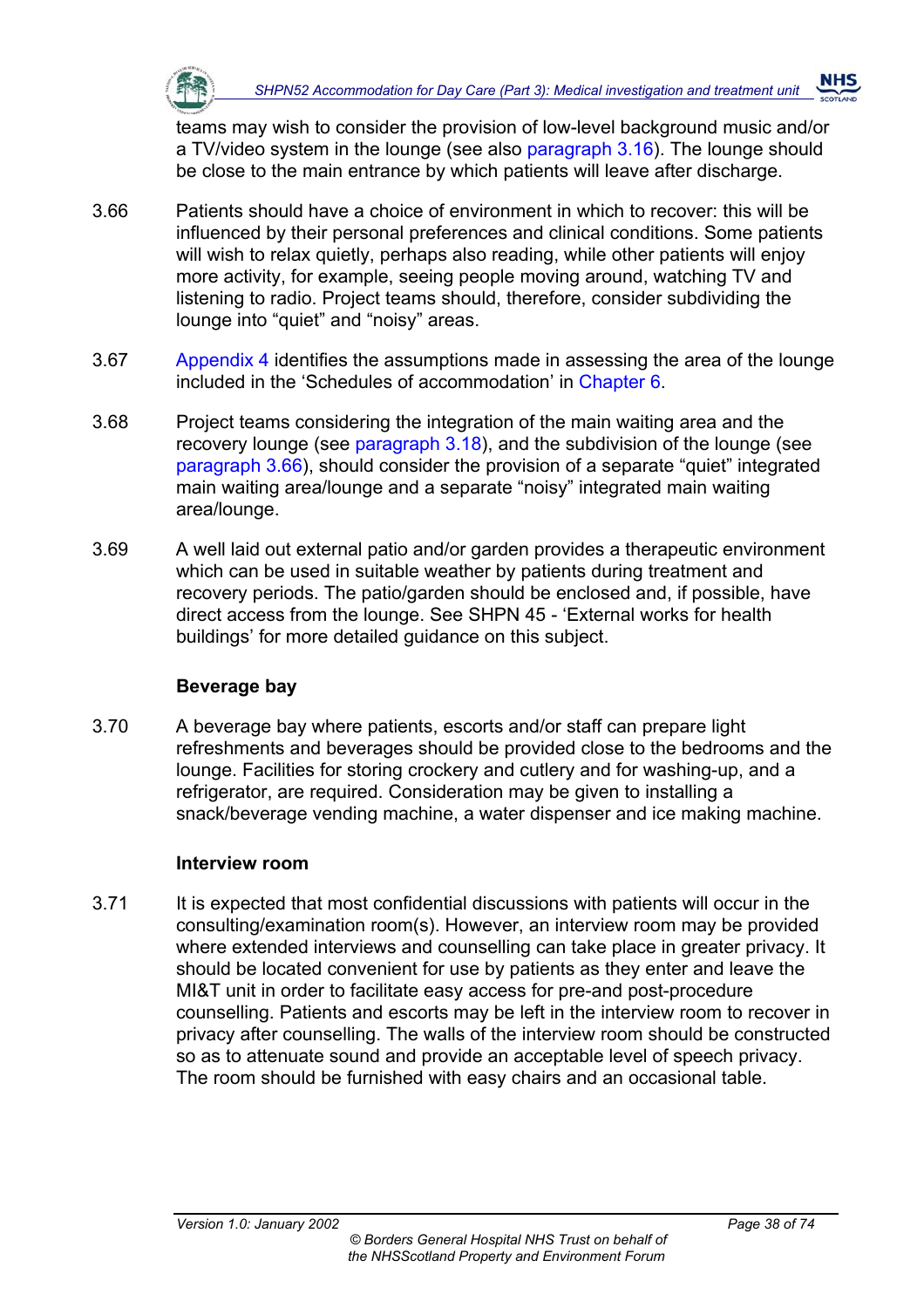teams may wish to consider the provision of low-level background music and/or a TV/video system in the lounge (see also paragraph 3.16). The lounge should be close to the main entrance by which patients will leave after discharge.

3.66 Patients should have a choice of environment in which to recover: this will be influenced by their personal preferences and clinical conditions. Some patients will wish to relax quietly, perhaps also reading, while other patients will enjoy more activity, for example, seeing people moving around, watching TV and listening to radio. Project teams should, therefore, consider subdividing the lounge into "quiet" and "noisy" areas.

3.67 Appendix 4 identifies the assumptions made in assessing the area of the lounge included in the 'Schedules of accommodation' in Chapter 6.

3.68 Project teams considering the integration of the main waiting area and the recovery lounge (see paragraph 3.18), and the subdivision of the lounge (see paragraph 3.66), should consider the provision of a separate "quiet" integrated main waiting area/lounge and a separate "noisy" integrated main waiting area/lounge.

3.69 A well laid out external patio and/or garden provides a therapeutic environment which can be used in suitable weather by patients during treatment and recovery periods. The patio/garden should be enclosed and, if possible, have direct access from the lounge. See SHPN 45 - 'External works for health buildings' for more detailed guidance on this subject.

**Beverage bay**

3.70 A beverage bay where patients, escorts and/or staff can prepare light refreshments and beverages should be provided close to the bedrooms and the lounge. Facilities for storing crockery and cutlery and for washing-up, and a refrigerator, are required. Consideration may be given to installing a snack/beverage vending machine, a water dispenser and ice making machine.

**Interview room**

3.71 It is expected that most confidential discussions with patients will occur in the consulting/examination room(s). However, an interview room may be provided where extended interviews and counselling can take place in greater privacy. It should be located convenient for use by patients as they enter and leave the MI&T unit in order to facilitate easy access for pre-and post-procedure counselling. Patients and escorts may be left in the interview room to recover in privacy after counselling. The walls of the interview room should be constructed so as to attenuate sound and provide an acceptable level of speech privacy. The room should be furnished with easy chairs and an occasional table.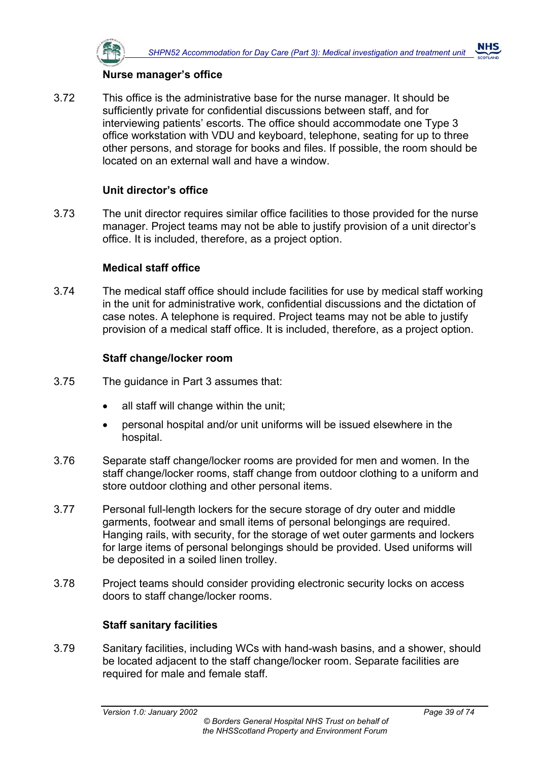### Nurse manager's office

3.72 This office is the administrative base for the nurse manager. It should be sufficiently private for confidential discussions between staff, and for interviewing patients' escorts. The office should accommodate one Type 3 office workstation with VDU and keyboard, telephone, seating for up to three other persons, and storage for books and files. If possible, the room should be located on an external wall and have a window.

### Unit director's office

3.73 The unit director requires similar office facilities to those provided for the nurse manager. Project teams may not be able to justify provision of a unit director's office. It is included, therefore, as a project option.

### Medical staff office

3.74 The medical staff office should include facilities for use by medical staff working in the unit for administrative work, confidential discussions and the dictation of case notes. A telephone is required. Project teams may not be able to justify provision of a medical staff office. It is included, therefore, as a project option.

### Staff change/locker room

3.75 The guidance in Part 3 assumes that:

- all staff will change within the unit;
- personal hospital and/or unit uniforms will be issued elsewhere in the hospital.

3.76 Separate staff change/locker rooms are provided for men and women. In the staff change/locker rooms, staff change from outdoor clothing to a uniform and store outdoor clothing and other personal items.

3.77 Personal full-length lockers for the secure storage of dry outer and middle garments, footwear and small items of personal belongings are required. Hanging rails, with security, for the storage of wet outer garments and lockers for large items of personal belongings should be provided. Used uniforms will be deposited in a soiled linen trolley.

3.78 Project teams should consider providing electronic security locks on access doors to staff change/locker rooms.

### Staff sanitary facilities

3.79 Sanitary facilities, including WCs with hand-wash basins, and a shower, should be located adjacent to the staff change/locker room. Separate facilities are required for male and female staff.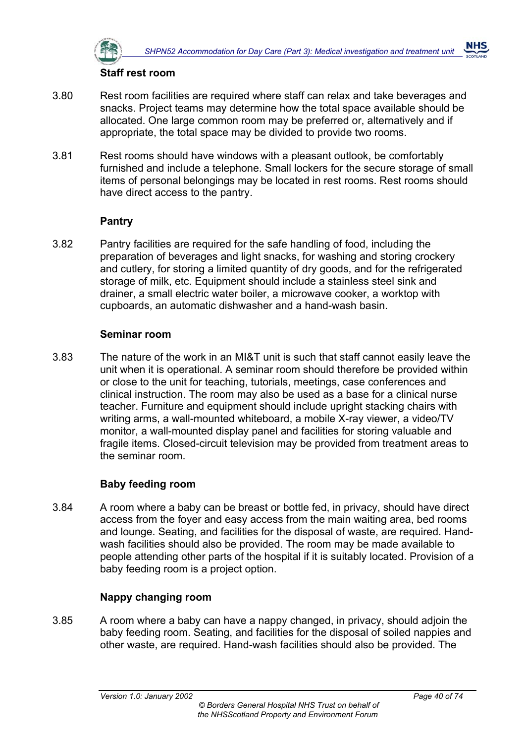### Staff rest room

3.80 Rest room facilities are required where staff can relax and take beverages and snacks. Project teams may determine how the total space available should be allocated. One large common room may be preferred or, alternatively and if appropriate, the total space may be divided to provide two rooms.

3.81 Rest rooms should have windows with a pleasant outlook, be comfortably furnished and include a telephone. Small lockers for the secure storage of small items of personal belongings may be located in rest rooms. Rest rooms should have direct access to the pantry.

### Pantry

3.82 Pantry facilities are required for the safe handling of food, including the preparation of beverages and light snacks, for washing and storing crockery and cutlery, for storing a limited quantity of dry goods, and for the refrigerated storage of milk, etc. Equipment should include a stainless steel sink and drainer, a small electric water boiler, a microwave cooker, a worktop with cupboards, an automatic dishwasher and a hand-wash basin.

### Seminar room

3.83 The nature of the work in an MI&T unit is such that staff cannot easily leave the unit when it is operational. A seminar room should therefore be provided within or close to the unit for teaching, tutorials, meetings, case conferences and clinical instruction. The room may also be used as a base for a clinical nurse teacher. Furniture and equipment should include upright stacking chairs with writing arms, a wall-mounted whiteboard, a mobile X-ray viewer, a video/TV monitor, a wall-mounted display panel and facilities for storing valuable and fragile items. Closed-circuit television may be provided from treatment areas to the seminar room.

### Baby feeding room

3.84 A room where a baby can be breast or bottle fed, in privacy, should have direct access from the foyer and easy access from the main waiting area, bed rooms and lounge. Seating, and facilities for the disposal of waste, are required. Hand-wash facilities should also be provided. The room may be made available to people attending other parts of the hospital if it is suitably located. Provision of a baby feeding room is a project option.

### Nappy changing room

3.85 A room where a baby can have a nappy changed, in privacy, should adjoin the baby feeding room. Seating, and facilities for the disposal of soiled nappies and other waste, are required. Hand-wash facilities should also be provided. The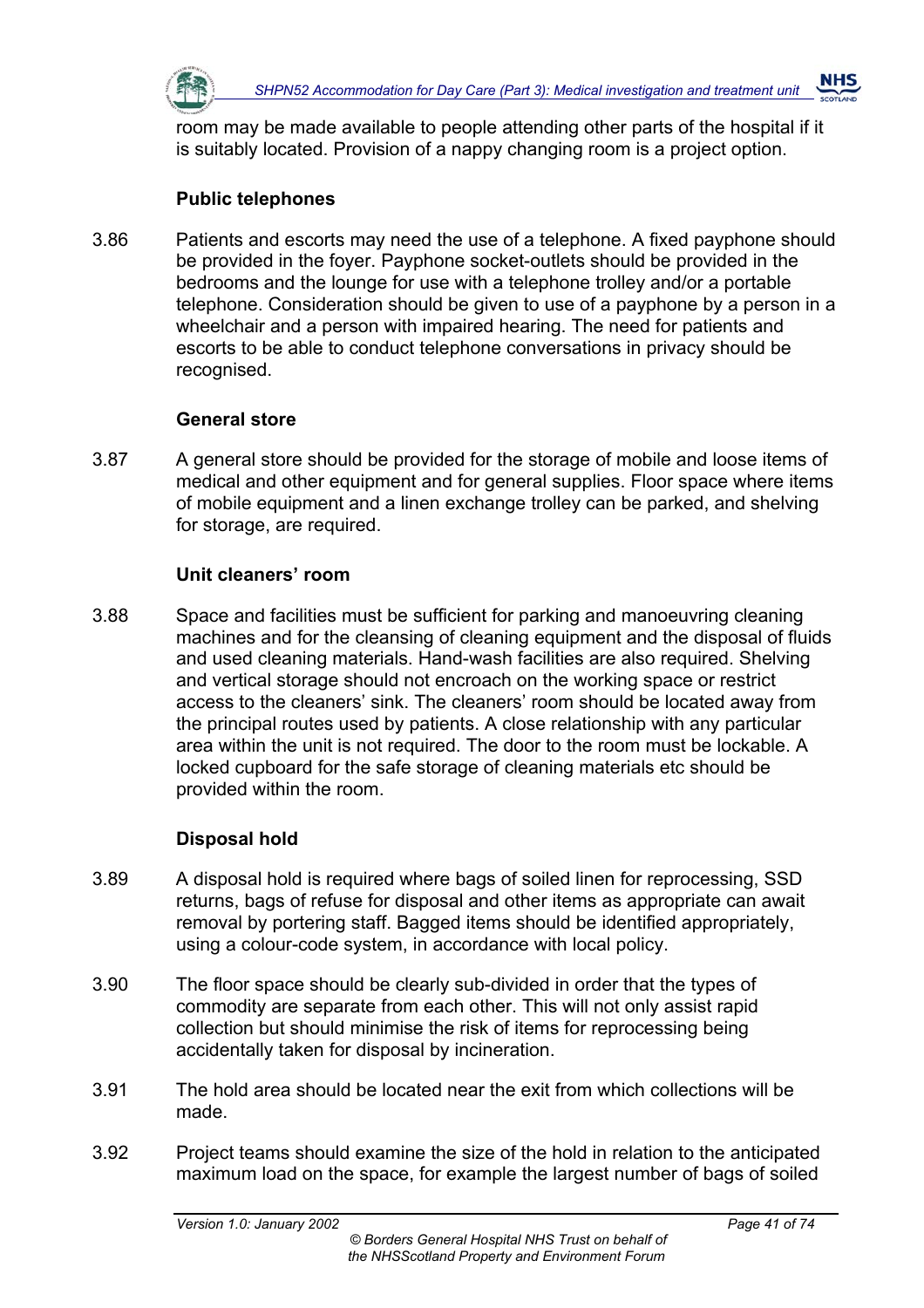room may be made available to people attending other parts of the hospital if it is suitably located. Provision of a nappy changing room is a project option.

### Public telephones

3.86 Patients and escorts may need the use of a telephone. A fixed payphone should be provided in the foyer. Payphone socket-outlets should be provided in the bedrooms and the lounge for use with a telephone trolley and/or a portable telephone. Consideration should be given to use of a payphone by a person in a wheelchair and a person with impaired hearing. The need for patients and escorts to be able to conduct telephone conversations in privacy should be recognised.

### General store

3.87 A general store should be provided for the storage of mobile and loose items of medical and other equipment and for general supplies. Floor space where items of mobile equipment and a linen exchange trolley can be parked, and shelving for storage, are required.

### Unit cleaners' room

3.88 Space and facilities must be sufficient for parking and manoeuvring cleaning machines and for the cleansing of cleaning equipment and the disposal of fluids and used cleaning materials. Hand-wash facilities are also required. Shelving and vertical storage should not encroach on the working space or restrict access to the cleaners' sink. The cleaners' room should be located away from the principal routes used by patients. A close relationship with any particular area within the unit is not required. The door to the room must be lockable. A locked cupboard for the safe storage of cleaning materials etc should be provided within the room.

### Disposal hold

3.89 A disposal hold is required where bags of soiled linen for reprocessing, SSD returns, bags of refuse for disposal and other items as appropriate can await removal by portering staff. Bagged items should be identified appropriately, using a colour-code system, in accordance with local policy.

3.90 The floor space should be clearly sub-divided in order that the types of commodity are separate from each other. This will not only assist rapid collection but should minimise the risk of items for reprocessing being accidentally taken for disposal by incineration.

3.91 The hold area should be located near the exit from which collections will be made.

3.92 Project teams should examine the size of the hold in relation to the anticipated maximum load on the space, for example the largest number of bags of soiled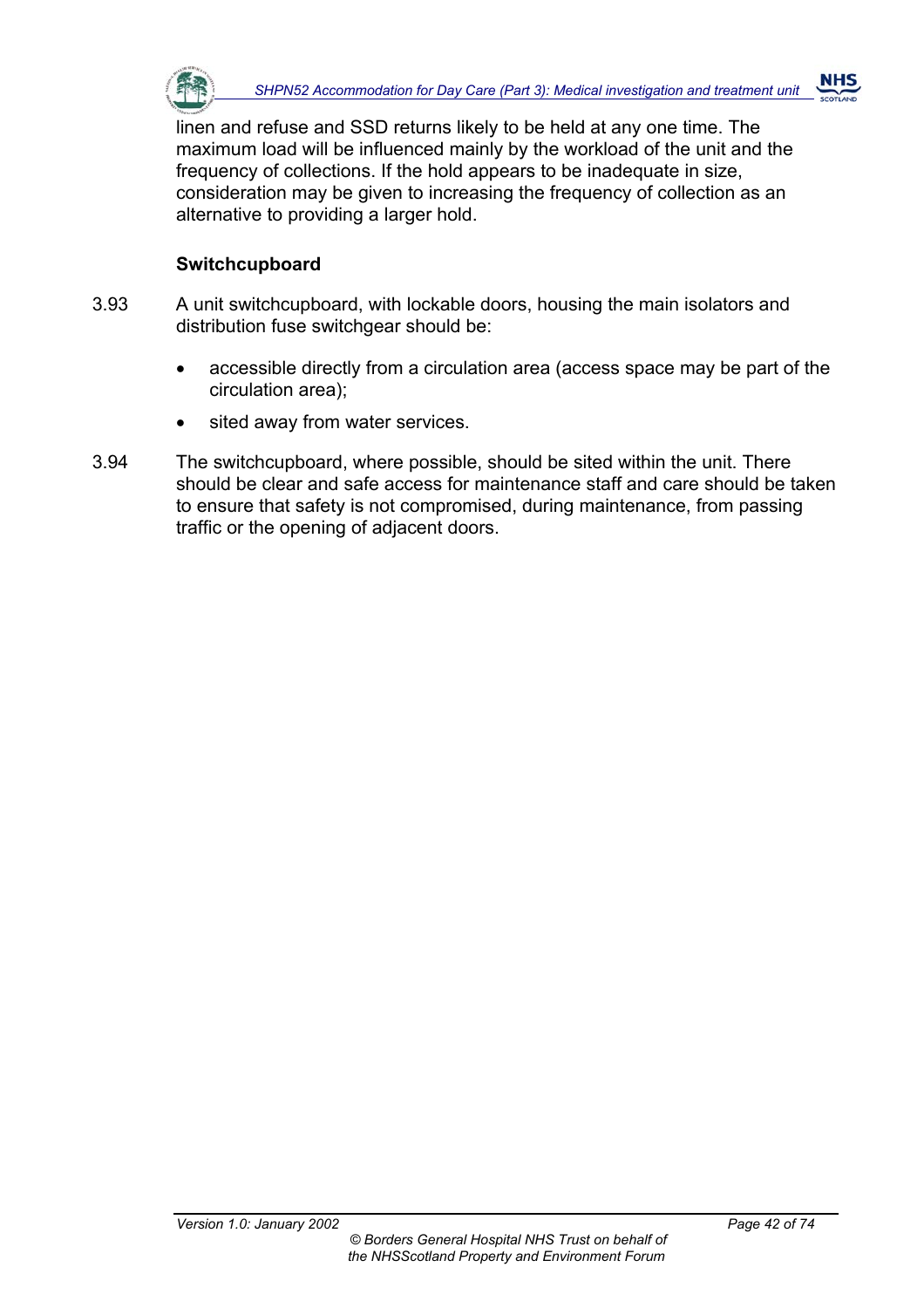linen and refuse and SSD returns likely to be held at any one time. The maximum load will be influenced mainly by the workload of the unit and the frequency of collections. If the hold appears to be inadequate in size, consideration may be given to increasing the frequency of collection as an alternative to providing a larger hold.

### Switchcupboard

3.93 A unit switchcupboard, with lockable doors, housing the main isolators and distribution fuse switchgear should be:

- accessible directly from a circulation area (access space may be part of the circulation area);
- sited away from water services.

3.94 The switchcupboard, where possible, should be sited within the unit. There should be clear and safe access for maintenance staff and care should be taken to ensure that safety is not compromised, during maintenance, from passing traffic or the opening of adjacent doors.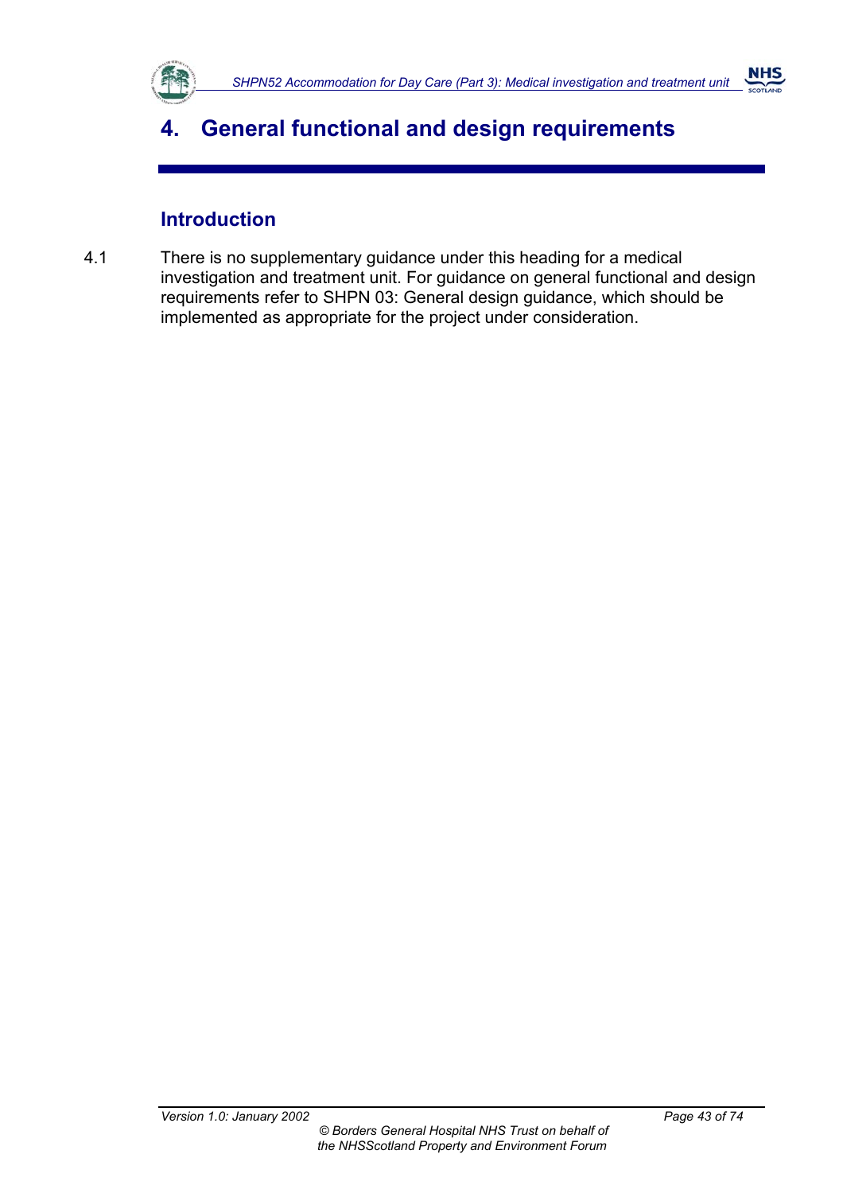# 4. General functional and design requirements

## Introduction

4.1 There is no supplementary guidance under this heading for a medical investigation and treatment unit. For guidance on general functional and design requirements refer to SHPN 03: General design guidance, which should be implemented as appropriate for the project under consideration.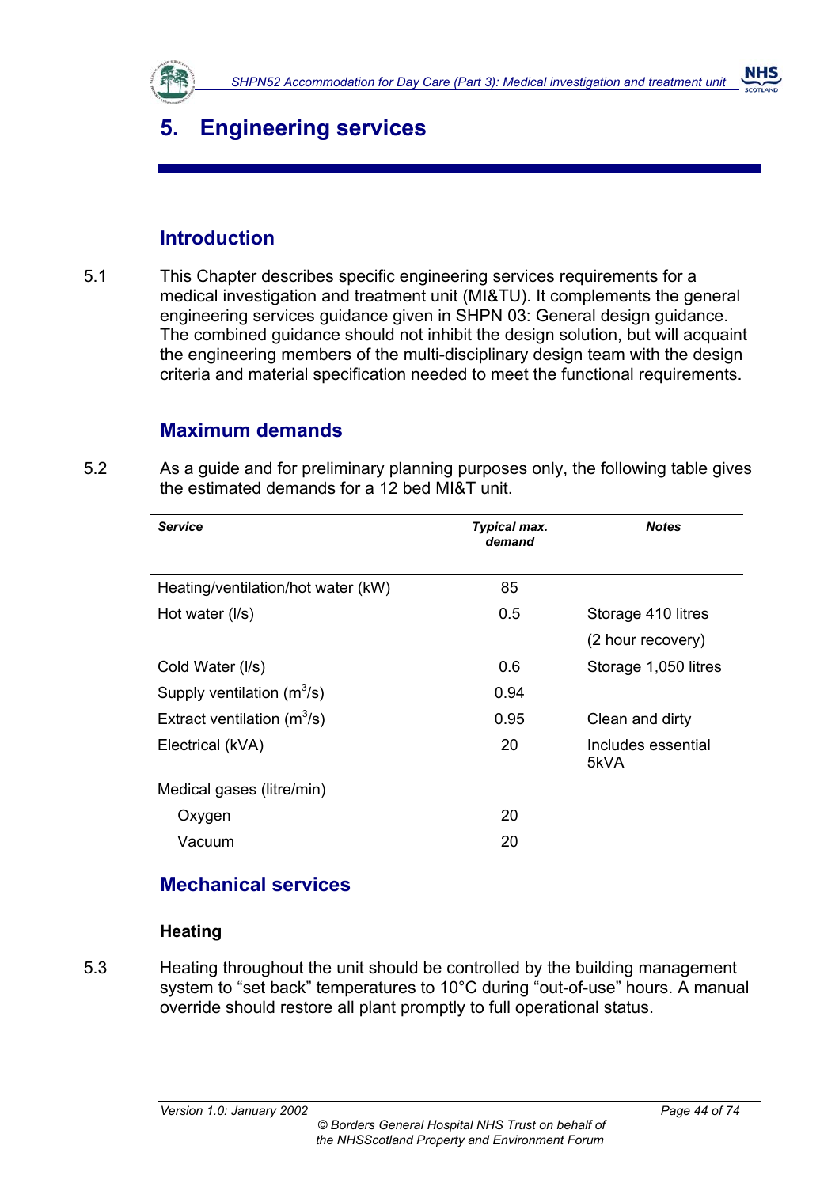# 5. Engineering services

## Introduction

5.1 This Chapter describes specific engineering services requirements for a medical investigation and treatment unit (MI&TU). It complements the general engineering services guidance given in SHPN 03: General design guidance. The combined guidance should not inhibit the design solution, but will acquaint the engineering members of the multi-disciplinary design team with the design criteria and material specification needed to meet the functional requirements.

## Maximum demands

5.2 As a guide and for preliminary planning purposes only, the following table gives the estimated demands for a 12 bed MI&T unit.

| *Service* | *Typical max. demand* | *Notes* |
|---|---|---|
| Heating/ventilation/hot water (kW) | 85 | |
| Hot water (l/s) | 0.5 | Storage 410 litres (2 hour recovery) |
| Cold Water (l/s) | 0.6 | Storage 1,050 litres |
| Supply ventilation ($m^3$/s) | 0.94 | |
| Extract ventilation ($m^3$/s) | 0.95 | Clean and dirty |
| Electrical (kVA) | 20 | Includes essential 5kVA |
| Medical gases (litre/min) | | |
| Oxygen | 20 | |
| Vacuum | 20 | |

## Mechanical services

### Heating

5.3 Heating throughout the unit should be controlled by the building management system to "set back" temperatures to 10°C during "out-of-use" hours. A manual override should restore all plant promptly to full operational status.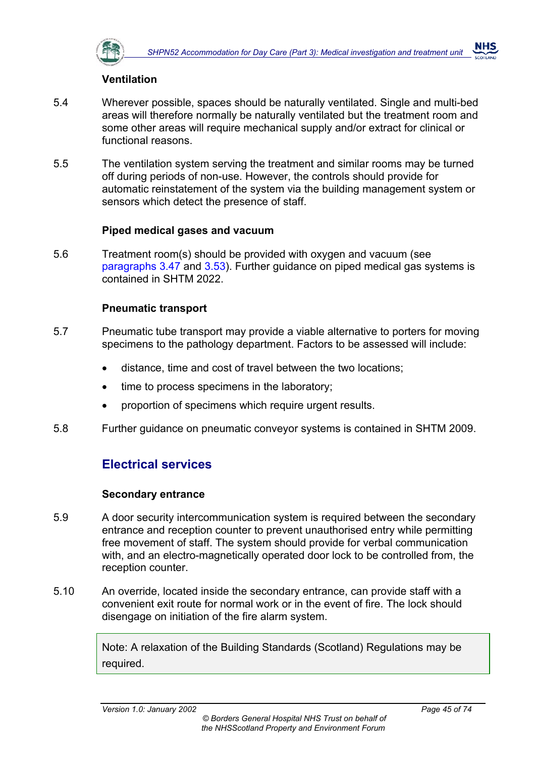### Ventilation

5.4 Wherever possible, spaces should be naturally ventilated. Single and multi-bed areas will therefore normally be naturally ventilated but the treatment room and some other areas will require mechanical supply and/or extract for clinical or functional reasons.

5.5 The ventilation system serving the treatment and similar rooms may be turned off during periods of non-use. However, the controls should provide for automatic reinstatement of the system via the building management system or sensors which detect the presence of staff.

### Piped medical gases and vacuum

5.6 Treatment room(s) should be provided with oxygen and vacuum (see paragraphs 3.47 and 3.53). Further guidance on piped medical gas systems is contained in SHTM 2022.

### Pneumatic transport

5.7 Pneumatic tube transport may provide a viable alternative to porters for moving specimens to the pathology department. Factors to be assessed will include:

- distance, time and cost of travel between the two locations;
- time to process specimens in the laboratory;
- proportion of specimens which require urgent results.

5.8 Further guidance on pneumatic conveyor systems is contained in SHTM 2009.

## Electrical services

### Secondary entrance

5.9 A door security intercommunication system is required between the secondary entrance and reception counter to prevent unauthorised entry while permitting free movement of staff. The system should provide for verbal communication with, and an electro-magnetically operated door lock to be controlled from, the reception counter.

5.10 An override, located inside the secondary entrance, can provide staff with a convenient exit route for normal work or in the event of fire. The lock should disengage on initiation of the fire alarm system.

> Note: A relaxation of the Building Standards (Scotland) Regulations may be required.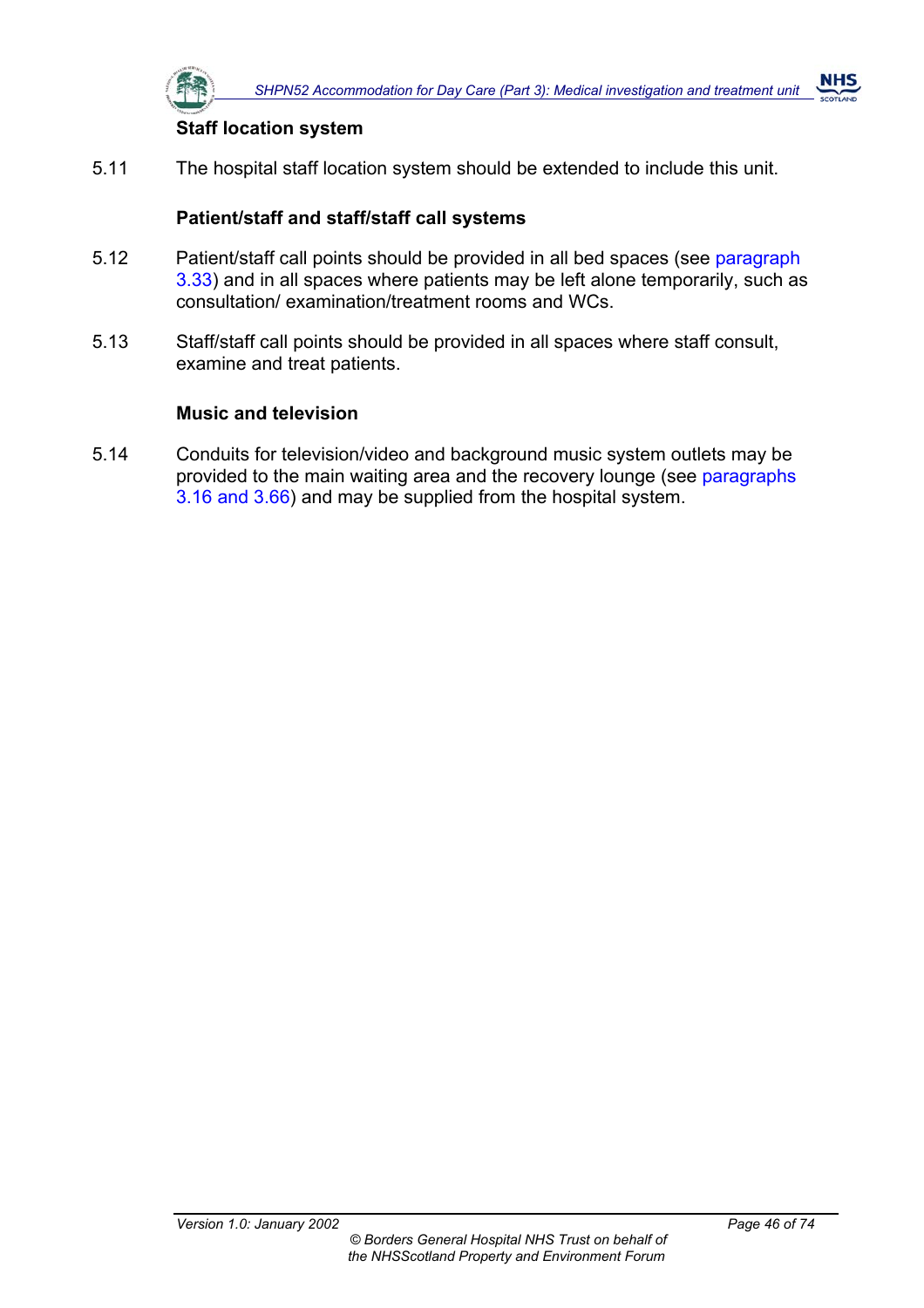### Staff location system

5.11 The hospital staff location system should be extended to include this unit.

### Patient/staff and staff/staff call systems

5.12 Patient/staff call points should be provided in all bed spaces (see paragraph 3.33) and in all spaces where patients may be left alone temporarily, such as consultation/ examination/treatment rooms and WCs.

5.13 Staff/staff call points should be provided in all spaces where staff consult, examine and treat patients.

### Music and television

5.14 Conduits for television/video and background music system outlets may be provided to the main waiting area and the recovery lounge (see paragraphs 3.16 and 3.66) and may be supplied from the hospital system.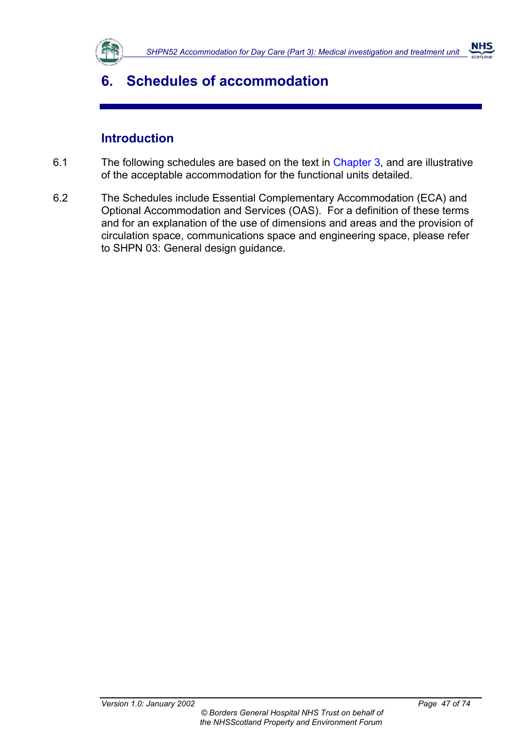# 6. Schedules of accommodation

## Introduction

6.1 The following schedules are based on the text in Chapter 3, and are illustrative of the acceptable accommodation for the functional units detailed.

6.2 The Schedules include Essential Complementary Accommodation (ECA) and Optional Accommodation and Services (OAS). For a definition of these terms and for an explanation of the use of dimensions and areas and the provision of circulation space, communications space and engineering space, please refer to SHPN 03: General design guidance.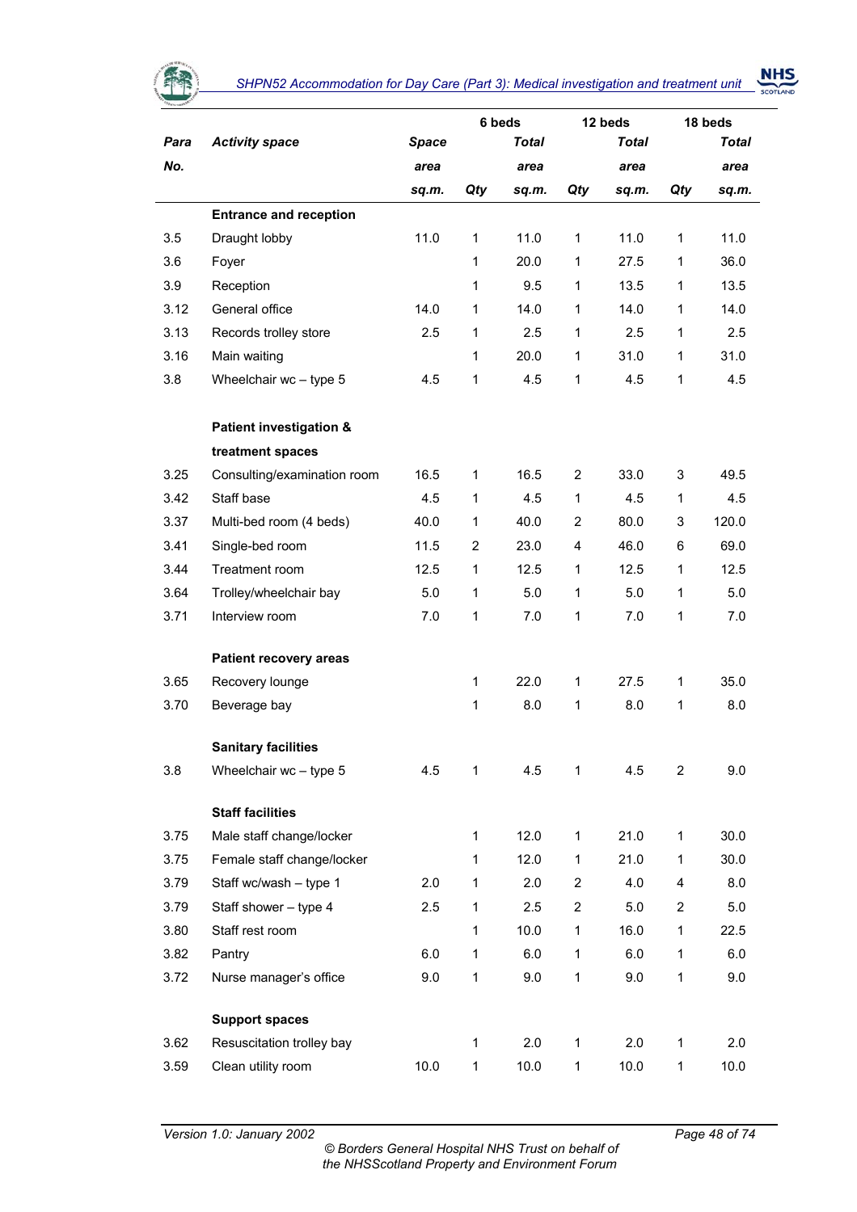| Para No. | Activity space | Space area sq.m. | 6 beds Qty | 6 beds Total area sq.m. | 12 beds Qty | 12 beds Total area sq.m. | 18 beds Qty | 18 beds Total area sq.m. |
|---|---|---|---|---|---|---|---|---|
| | **Entrance and reception** | | | | | | | |
| 3.5 | Draught lobby | 11.0 | 1 | 11.0 | 1 | 11.0 | 1 | 11.0 |
| 3.6 | Foyer | | 1 | 20.0 | 1 | 27.5 | 1 | 36.0 |
| 3.9 | Reception | | 1 | 9.5 | 1 | 13.5 | 1 | 13.5 |
| 3.12 | General office | 14.0 | 1 | 14.0 | 1 | 14.0 | 1 | 14.0 |
| 3.13 | Records trolley store | 2.5 | 1 | 2.5 | 1 | 2.5 | 1 | 2.5 |
| 3.16 | Main waiting | | 1 | 20.0 | 1 | 31.0 | 1 | 31.0 |
| 3.8 | Wheelchair wc – type 5 | 4.5 | 1 | 4.5 | 1 | 4.5 | 1 | 4.5 |
| | **Patient investigation & treatment spaces** | | | | | | | |
| 3.25 | Consulting/examination room | 16.5 | 1 | 16.5 | 2 | 33.0 | 3 | 49.5 |
| 3.42 | Staff base | 4.5 | 1 | 4.5 | 1 | 4.5 | 1 | 4.5 |
| 3.37 | Multi-bed room (4 beds) | 40.0 | 1 | 40.0 | 2 | 80.0 | 3 | 120.0 |
| 3.41 | Single-bed room | 11.5 | 2 | 23.0 | 4 | 46.0 | 6 | 69.0 |
| 3.44 | Treatment room | 12.5 | 1 | 12.5 | 1 | 12.5 | 1 | 12.5 |
| 3.64 | Trolley/wheelchair bay | 5.0 | 1 | 5.0 | 1 | 5.0 | 1 | 5.0 |
| 3.71 | Interview room | 7.0 | 1 | 7.0 | 1 | 7.0 | 1 | 7.0 |
| | **Patient recovery areas** | | | | | | | |
| 3.65 | Recovery lounge | | 1 | 22.0 | 1 | 27.5 | 1 | 35.0 |
| 3.70 | Beverage bay | | 1 | 8.0 | 1 | 8.0 | 1 | 8.0 |
| | **Sanitary facilities** | | | | | | | |
| 3.8 | Wheelchair wc – type 5 | 4.5 | 1 | 4.5 | 1 | 4.5 | 2 | 9.0 |
| | **Staff facilities** | | | | | | | |
| 3.75 | Male staff change/locker | | 1 | 12.0 | 1 | 21.0 | 1 | 30.0 |
| 3.75 | Female staff change/locker | | 1 | 12.0 | 1 | 21.0 | 1 | 30.0 |
| 3.79 | Staff wc/wash – type 1 | 2.0 | 1 | 2.0 | 2 | 4.0 | 4 | 8.0 |
| 3.79 | Staff shower – type 4 | 2.5 | 1 | 2.5 | 2 | 5.0 | 2 | 5.0 |
| 3.80 | Staff rest room | | 1 | 10.0 | 1 | 16.0 | 1 | 22.5 |
| 3.82 | Pantry | 6.0 | 1 | 6.0 | 1 | 6.0 | 1 | 6.0 |
| 3.72 | Nurse manager's office | 9.0 | 1 | 9.0 | 1 | 9.0 | 1 | 9.0 |
| | **Support spaces** | | | | | | | |
| 3.62 | Resuscitation trolley bay | | 1 | 2.0 | 1 | 2.0 | 1 | 2.0 |
| 3.59 | Clean utility room | 10.0 | 1 | 10.0 | 1 | 10.0 | 1 | 10.0 |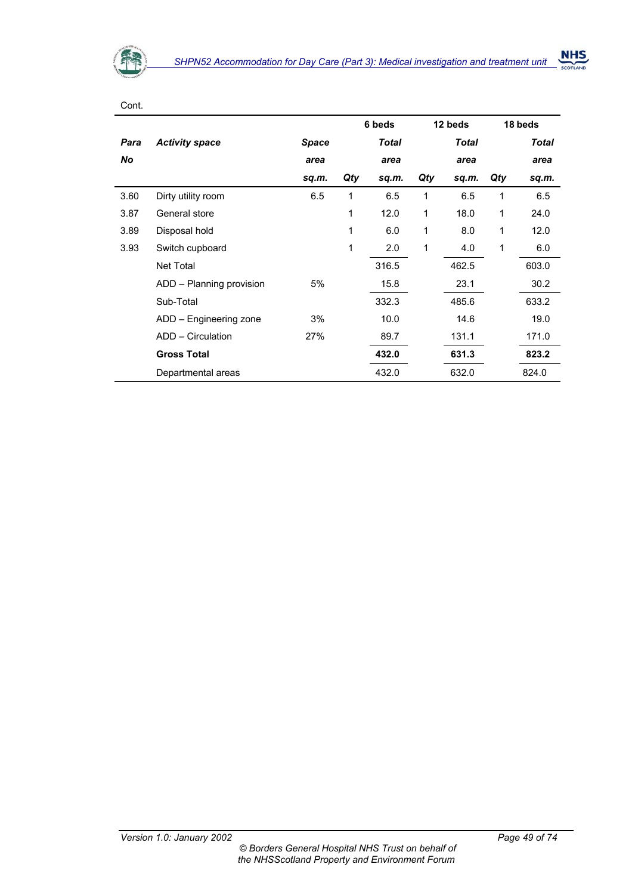Cont.

| Para No | Activity space | Space area sq.m. | 6 beds Qty | 6 beds Total area sq.m. | 12 beds Qty | 12 beds Total area sq.m. | 18 beds Qty | 18 beds Total area sq.m. |
|---|---|---|---|---|---|---|---|---|
| 3.60 | Dirty utility room | 6.5 | 1 | 6.5 | 1 | 6.5 | 1 | 6.5 |
| 3.87 | General store | | 1 | 12.0 | 1 | 18.0 | 1 | 24.0 |
| 3.89 | Disposal hold | | 1 | 6.0 | 1 | 8.0 | 1 | 12.0 |
| 3.93 | Switch cupboard | | 1 | 2.0 | 1 | 4.0 | 1 | 6.0 |
| | Net Total | | | 316.5 | | 462.5 | | 603.0 |
| | ADD – Planning provision | 5% | | 15.8 | | 23.1 | | 30.2 |
| | Sub-Total | | | 332.3 | | 485.6 | | 633.2 |
| | ADD – Engineering zone | 3% | | 10.0 | | 14.6 | | 19.0 |
| | ADD – Circulation | 27% | | 89.7 | | 131.1 | | 171.0 |
| | **Gross Total** | | | **432.0** | | **631.3** | | **823.2** |
| | Departmental areas | | | 432.0 | | 632.0 | | 824.0 |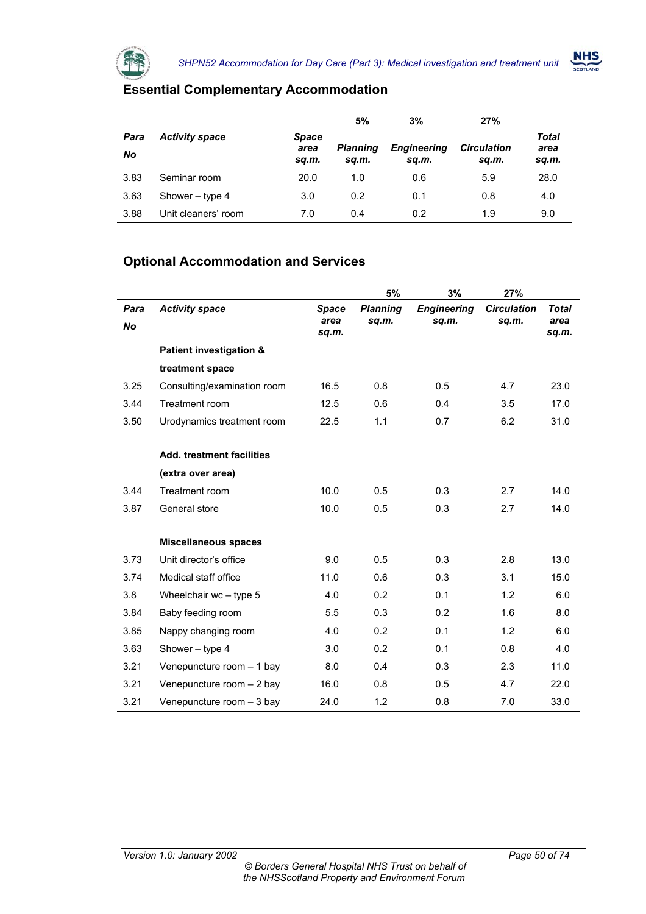## Essential Complementary Accommodation

| | | | 5% | 3% | 27% | |
|---|---|---|---|---|---|---|
| ***Para No*** | ***Activity space*** | ***Space area sq.m.*** | ***Planning sq.m.*** | ***Engineering sq.m.*** | ***Circulation sq.m.*** | ***Total area sq.m.*** |
| 3.83 | Seminar room | 20.0 | 1.0 | 0.6 | 5.9 | 28.0 |
| 3.63 | Shower – type 4 | 3.0 | 0.2 | 0.1 | 0.8 | 4.0 |
| 3.88 | Unit cleaners' room | 7.0 | 0.4 | 0.2 | 1.9 | 9.0 |

## Optional Accommodation and Services

| | | | 5% | 3% | 27% | |
|---|---|---|---|---|---|---|
| ***Para No*** | ***Activity space*** | ***Space area sq.m.*** | ***Planning sq.m.*** | ***Engineering sq.m.*** | ***Circulation sq.m.*** | ***Total area sq.m.*** |
| | **Patient investigation & treatment space** | | | | | |
| 3.25 | Consulting/examination room | 16.5 | 0.8 | 0.5 | 4.7 | 23.0 |
| 3.44 | Treatment room | 12.5 | 0.6 | 0.4 | 3.5 | 17.0 |
| 3.50 | Urodynamics treatment room | 22.5 | 1.1 | 0.7 | 6.2 | 31.0 |
| | **Add. treatment facilities (extra over area)** | | | | | |
| 3.44 | Treatment room | 10.0 | 0.5 | 0.3 | 2.7 | 14.0 |
| 3.87 | General store | 10.0 | 0.5 | 0.3 | 2.7 | 14.0 |
| | **Miscellaneous spaces** | | | | | |
| 3.73 | Unit director's office | 9.0 | 0.5 | 0.3 | 2.8 | 13.0 |
| 3.74 | Medical staff office | 11.0 | 0.6 | 0.3 | 3.1 | 15.0 |
| 3.8 | Wheelchair wc – type 5 | 4.0 | 0.2 | 0.1 | 1.2 | 6.0 |
| 3.84 | Baby feeding room | 5.5 | 0.3 | 0.2 | 1.6 | 8.0 |
| 3.85 | Nappy changing room | 4.0 | 0.2 | 0.1 | 1.2 | 6.0 |
| 3.63 | Shower – type 4 | 3.0 | 0.2 | 0.1 | 0.8 | 4.0 |
| 3.21 | Venepuncture room – 1 bay | 8.0 | 0.4 | 0.3 | 2.3 | 11.0 |
| 3.21 | Venepuncture room – 2 bay | 16.0 | 0.8 | 0.5 | 4.7 | 22.0 |
| 3.21 | Venepuncture room – 3 bay | 24.0 | 1.2 | 0.8 | 7.0 | 33.0 |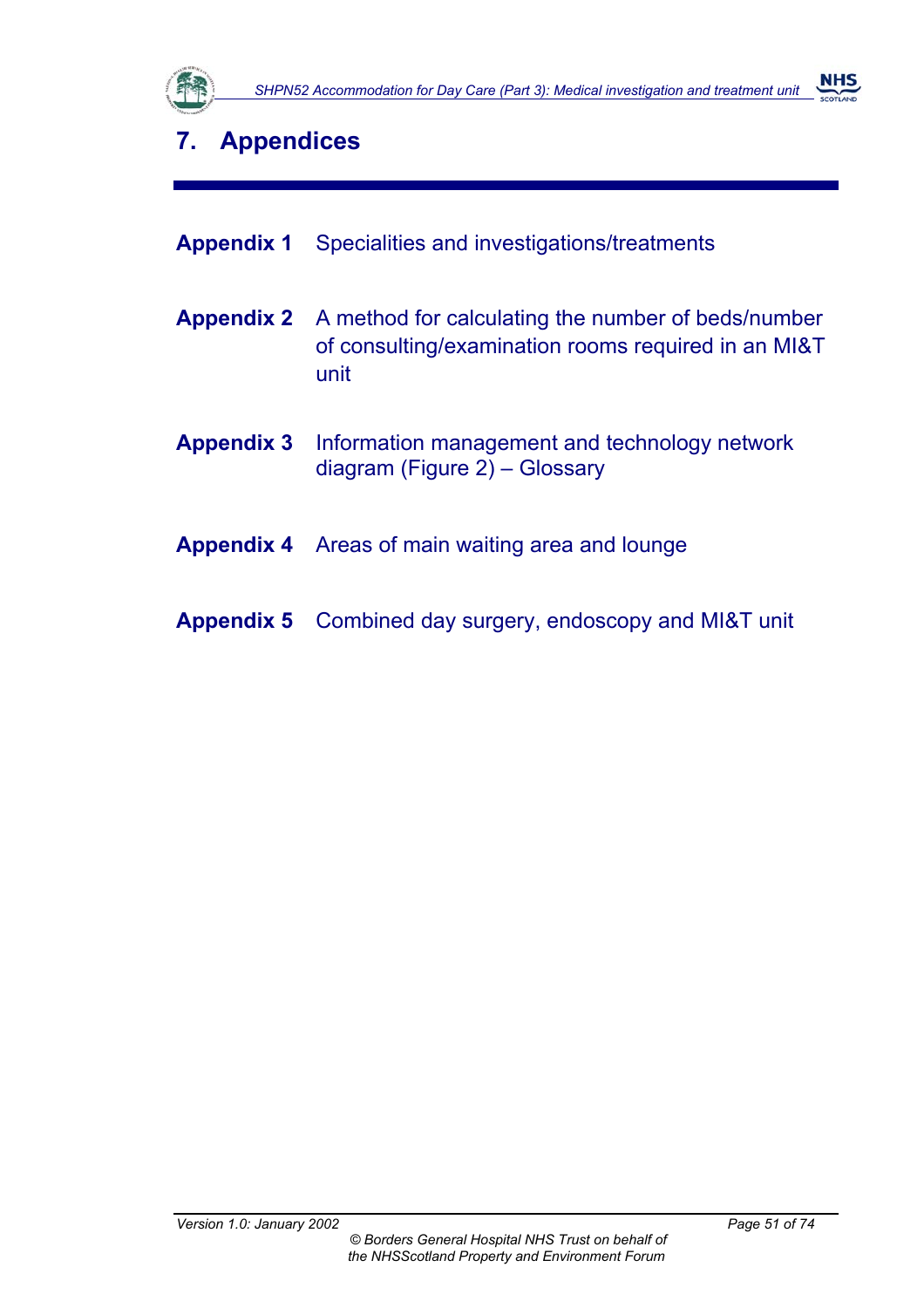# 7. Appendices

**Appendix 1** Specialities and investigations/treatments

**Appendix 2** A method for calculating the number of beds/number of consulting/examination rooms required in an MI&T unit

**Appendix 3** Information management and technology network diagram (Figure 2) – Glossary

**Appendix 4** Areas of main waiting area and lounge

**Appendix 5** Combined day surgery, endoscopy and MI&T unit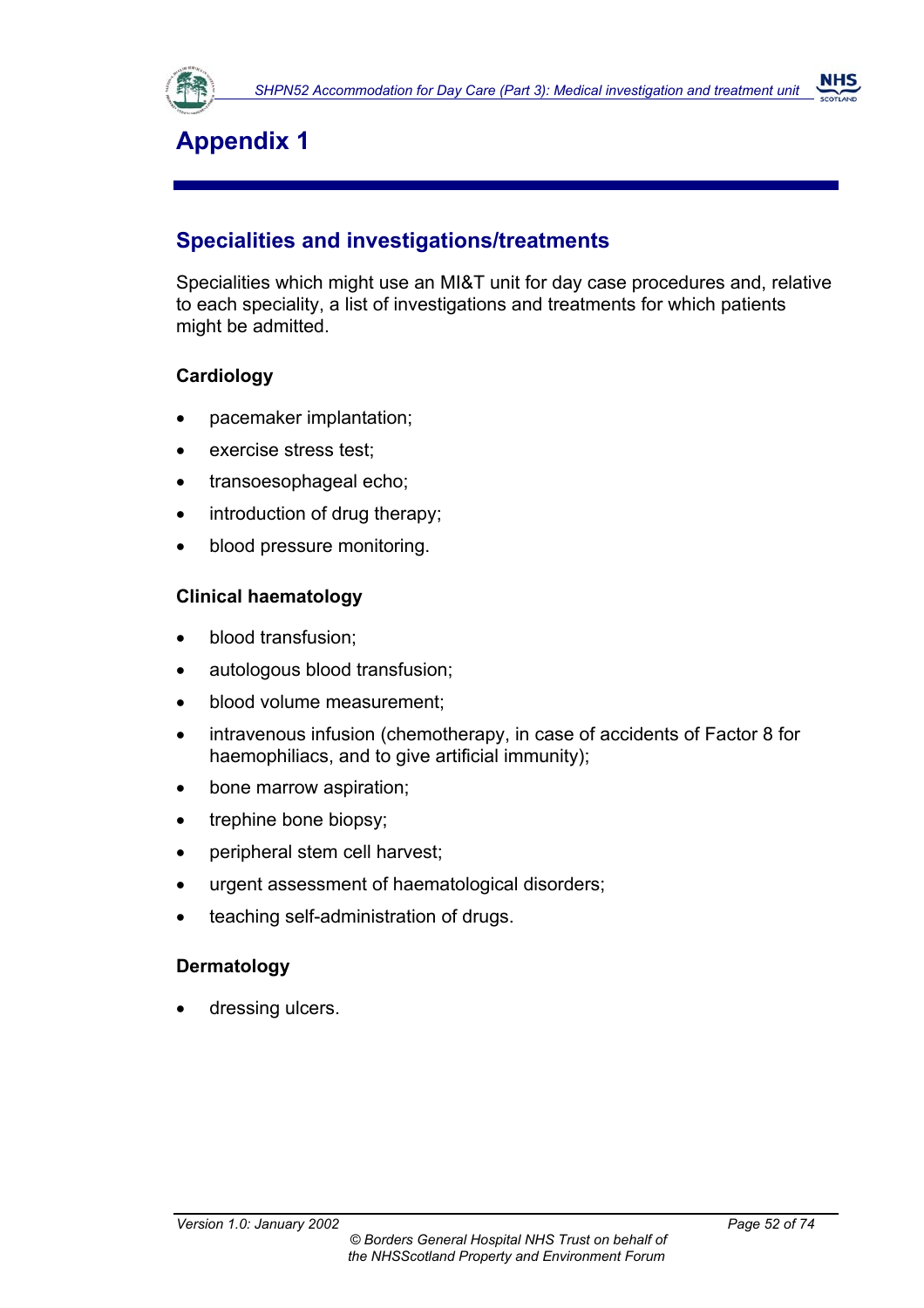# Appendix 1

## Specialities and investigations/treatments

Specialities which might use an MI&T unit for day case procedures and, relative to each speciality, a list of investigations and treatments for which patients might be admitted.

**Cardiology**

- pacemaker implantation;
- exercise stress test;
- transoesophageal echo;
- introduction of drug therapy;
- blood pressure monitoring.

**Clinical haematology**

- blood transfusion;
- autologous blood transfusion;
- blood volume measurement;
- intravenous infusion (chemotherapy, in case of accidents of Factor 8 for haemophiliacs, and to give artificial immunity);
- bone marrow aspiration;
- trephine bone biopsy;
- peripheral stem cell harvest;
- urgent assessment of haematological disorders;
- teaching self-administration of drugs.

**Dermatology**

- dressing ulcers.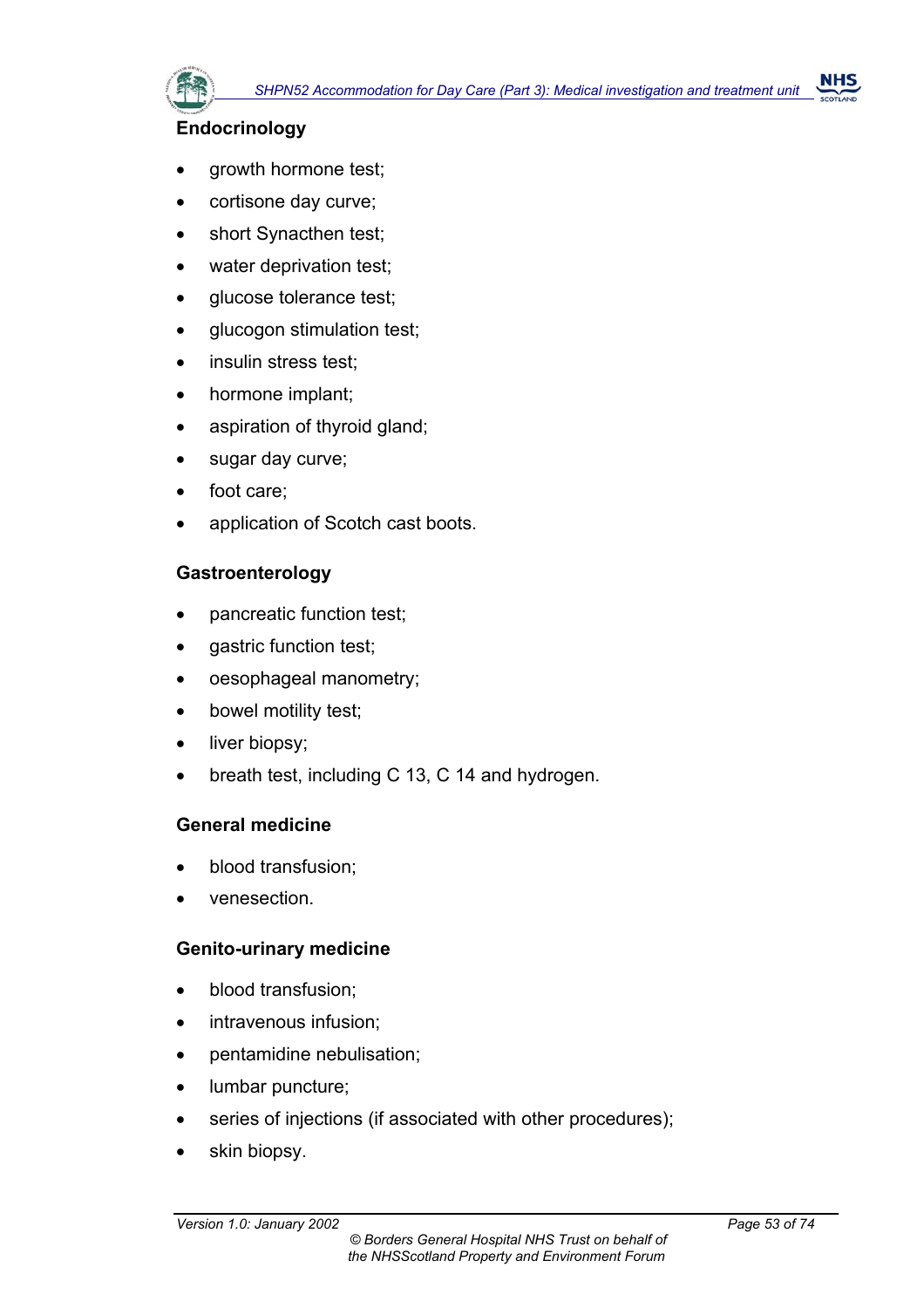### Endocrinology

- growth hormone test;
- cortisone day curve;
- short Synacthen test;
- water deprivation test;
- glucose tolerance test;
- glucogon stimulation test;
- insulin stress test;
- hormone implant;
- aspiration of thyroid gland;
- sugar day curve;
- foot care;
- application of Scotch cast boots.

### Gastroenterology

- pancreatic function test;
- gastric function test;
- oesophageal manometry;
- bowel motility test;
- liver biopsy;
- breath test, including C 13, C 14 and hydrogen.

### General medicine

- blood transfusion;
- venesection.

### Genito-urinary medicine

- blood transfusion;
- intravenous infusion;
- pentamidine nebulisation;
- lumbar puncture;
- series of injections (if associated with other procedures);
- skin biopsy.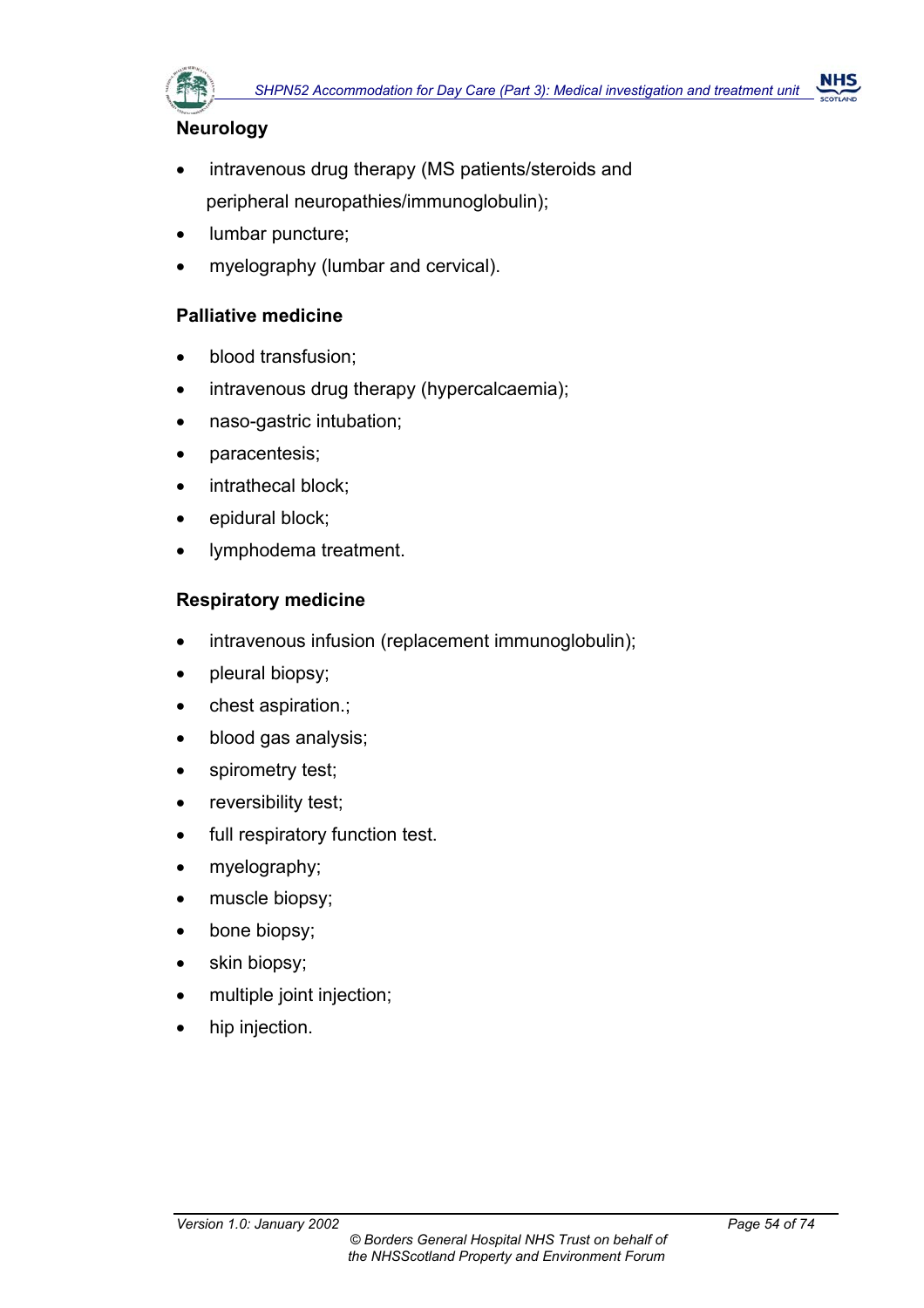**Neurology**

- intravenous drug therapy (MS patients/steroids and peripheral neuropathies/immunoglobulin);
- lumbar puncture;
- myelography (lumbar and cervical).

**Palliative medicine**

- blood transfusion;
- intravenous drug therapy (hypercalcaemia);
- naso-gastric intubation;
- paracentesis;
- intrathecal block;
- epidural block;
- lymphodema treatment.

**Respiratory medicine**

- intravenous infusion (replacement immunoglobulin);
- pleural biopsy;
- chest aspiration.;
- blood gas analysis;
- spirometry test;
- reversibility test;
- full respiratory function test.
- myelography;
- muscle biopsy;
- bone biopsy;
- skin biopsy;
- multiple joint injection;
- hip injection.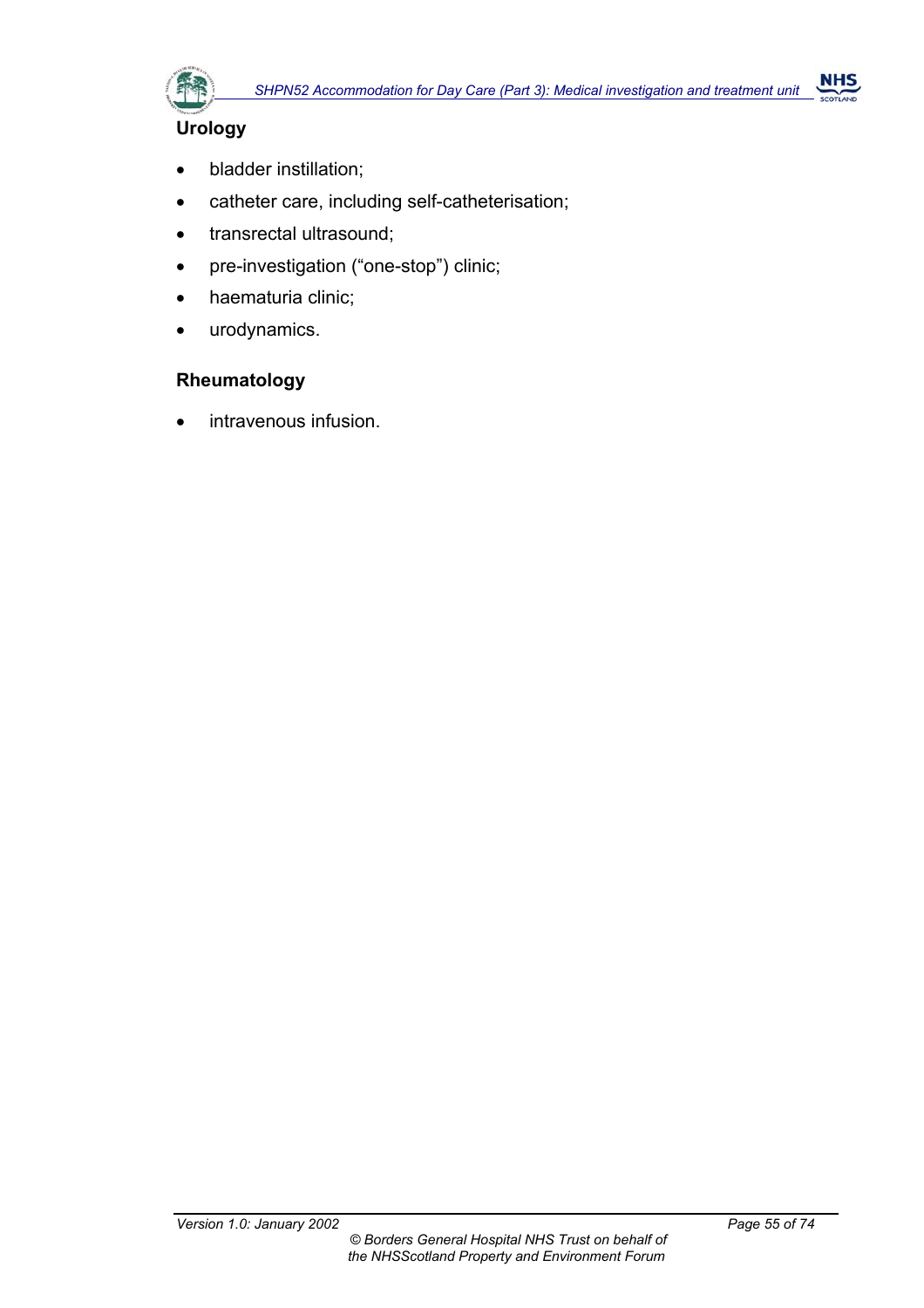### Urology

- bladder instillation;
- catheter care, including self-catheterisation;
- transrectal ultrasound;
- pre-investigation ("one-stop") clinic;
- haematuria clinic;
- urodynamics.

### Rheumatology

- intravenous infusion.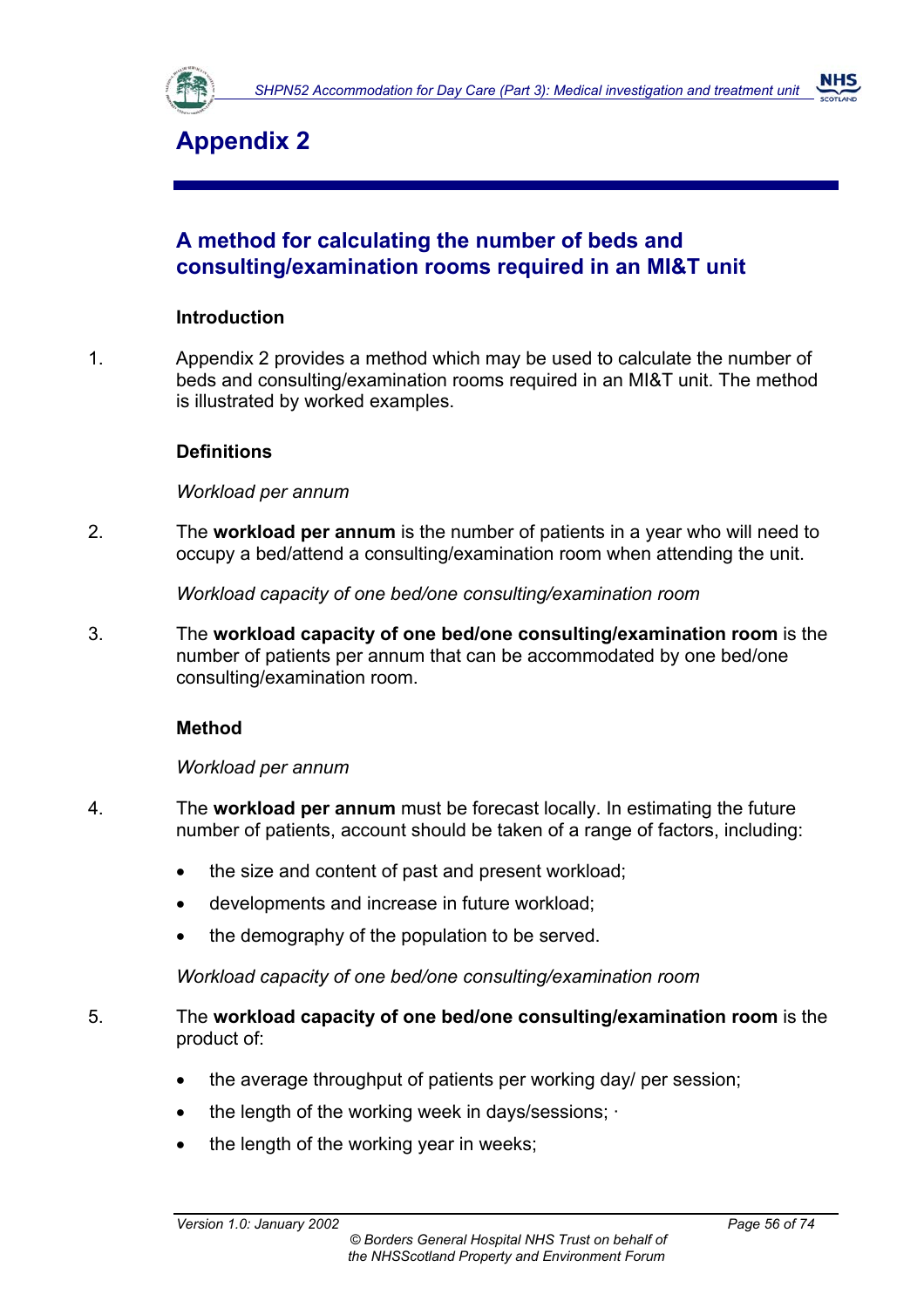# Appendix 2

## A method for calculating the number of beds and consulting/examination rooms required in an MI&T unit

### Introduction

1. Appendix 2 provides a method which may be used to calculate the number of beds and consulting/examination rooms required in an MI&T unit. The method is illustrated by worked examples.

### Definitions

*Workload per annum*

2. The **workload per annum** is the number of patients in a year who will need to occupy a bed/attend a consulting/examination room when attending the unit.

*Workload capacity of one bed/one consulting/examination room*

3. The **workload capacity of one bed/one consulting/examination room** is the number of patients per annum that can be accommodated by one bed/one consulting/examination room.

### Method

*Workload per annum*

4. The **workload per annum** must be forecast locally. In estimating the future number of patients, account should be taken of a range of factors, including:

- the size and content of past and present workload;
- developments and increase in future workload;
- the demography of the population to be served.

*Workload capacity of one bed/one consulting/examination room*

5. The **workload capacity of one bed/one consulting/examination room** is the product of:

- the average throughput of patients per working day/ per session;
- the length of the working week in days/sessions; ·
- the length of the working year in weeks;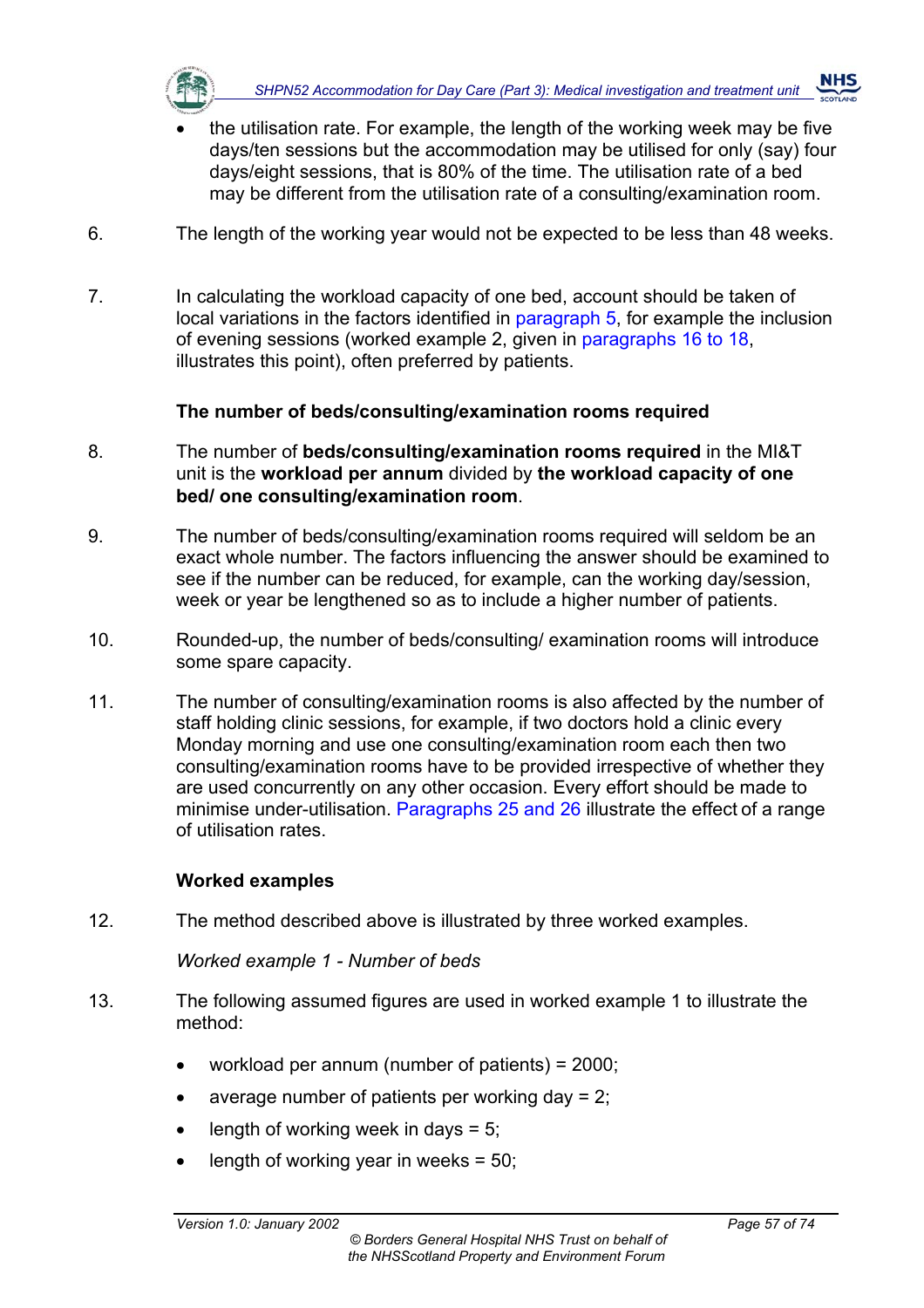- the utilisation rate. For example, the length of the working week may be five days/ten sessions but the accommodation may be utilised for only (say) four days/eight sessions, that is 80% of the time. The utilisation rate of a bed may be different from the utilisation rate of a consulting/examination room.

6. The length of the working year would not be expected to be less than 48 weeks.

7. In calculating the workload capacity of one bed, account should be taken of local variations in the factors identified in paragraph 5, for example the inclusion of evening sessions (worked example 2, given in paragraphs 16 to 18, illustrates this point), often preferred by patients.

### The number of beds/consulting/examination rooms required

8. The number of **beds/consulting/examination rooms required** in the MI&T unit is the **workload per annum** divided by **the workload capacity of one bed/ one consulting/examination room**.

9. The number of beds/consulting/examination rooms required will seldom be an exact whole number. The factors influencing the answer should be examined to see if the number can be reduced, for example, can the working day/session, week or year be lengthened so as to include a higher number of patients.

10. Rounded-up, the number of beds/consulting/ examination rooms will introduce some spare capacity.

11. The number of consulting/examination rooms is also affected by the number of staff holding clinic sessions, for example, if two doctors hold a clinic every Monday morning and use one consulting/examination room each then two consulting/examination rooms have to be provided irrespective of whether they are used concurrently on any other occasion. Every effort should be made to minimise under-utilisation. Paragraphs 25 and 26 illustrate the effect of a range of utilisation rates.

### Worked examples

12. The method described above is illustrated by three worked examples.

*Worked example 1 - Number of beds*

13. The following assumed figures are used in worked example 1 to illustrate the method:

- workload per annum (number of patients) = 2000;
- average number of patients per working day = 2;
- length of working week in days = 5;
- length of working year in weeks = 50;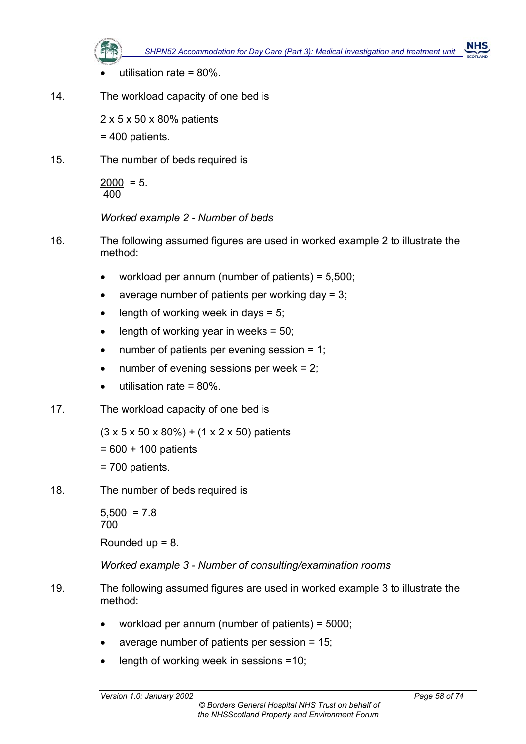- utilisation rate = 80%.

14. The workload capacity of one bed is

    2 x 5 x 50 x 80% patients

    = 400 patients.

15. The number of beds required is

    $$\frac{2000}{400} = 5.$$

*Worked example 2 - Number of beds*

16. The following assumed figures are used in worked example 2 to illustrate the method:

    - workload per annum (number of patients) = 5,500;
    - average number of patients per working day = 3;
    - length of working week in days = 5;
    - length of working year in weeks = 50;
    - number of patients per evening session = 1;
    - number of evening sessions per week = 2;
    - utilisation rate = 80%.

17. The workload capacity of one bed is

    (3 x 5 x 50 x 80%) + (1 x 2 x 50) patients

    = 600 + 100 patients

    = 700 patients.

18. The number of beds required is

    $$\frac{5{,}500}{700} = 7.8$$

    Rounded up = 8.

*Worked example 3 - Number of consulting/examination rooms*

19. The following assumed figures are used in worked example 3 to illustrate the method:

    - workload per annum (number of patients) = 5000;
    - average number of patients per session = 15;
    - length of working week in sessions =10;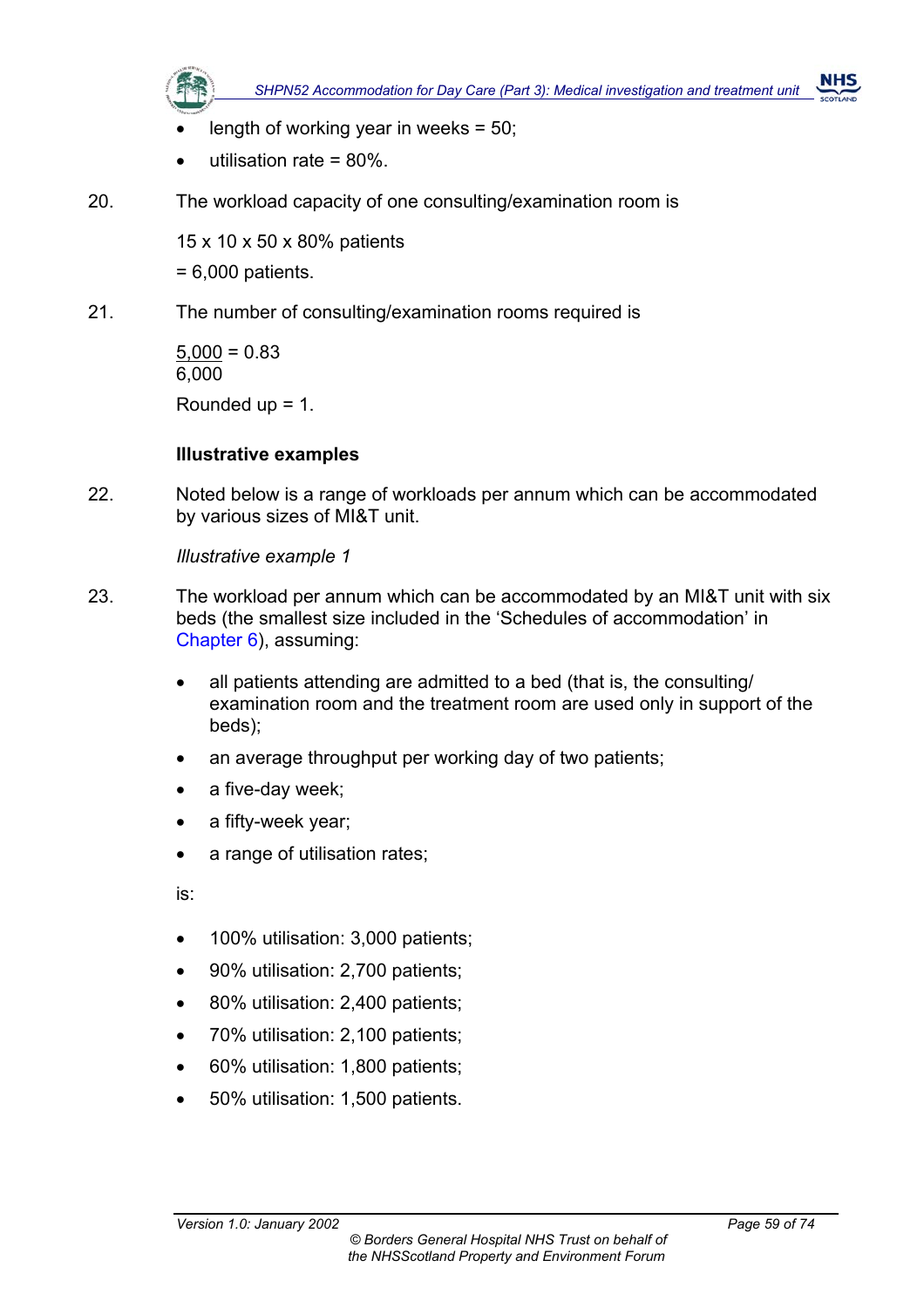- length of working year in weeks = 50;
- utilisation rate = 80%.

20. The workload capacity of one consulting/examination room is

    15 x 10 x 50 x 80% patients

    = 6,000 patients.

21. The number of consulting/examination rooms required is

    $\frac{5,000}{6,000} = 0.83$

    Rounded up = 1.

**Illustrative examples**

22. Noted below is a range of workloads per annum which can be accommodated by various sizes of MI&T unit.

*Illustrative example 1*

23. The workload per annum which can be accommodated by an MI&T unit with six beds (the smallest size included in the 'Schedules of accommodation' in Chapter 6), assuming:

    - all patients attending are admitted to a bed (that is, the consulting/ examination room and the treatment room are used only in support of the beds);
    - an average throughput per working day of two patients;
    - a five-day week;
    - a fifty-week year;
    - a range of utilisation rates;

    is:

    - 100% utilisation: 3,000 patients;
    - 90% utilisation: 2,700 patients;
    - 80% utilisation: 2,400 patients;
    - 70% utilisation: 2,100 patients;
    - 60% utilisation: 1,800 patients;
    - 50% utilisation: 1,500 patients.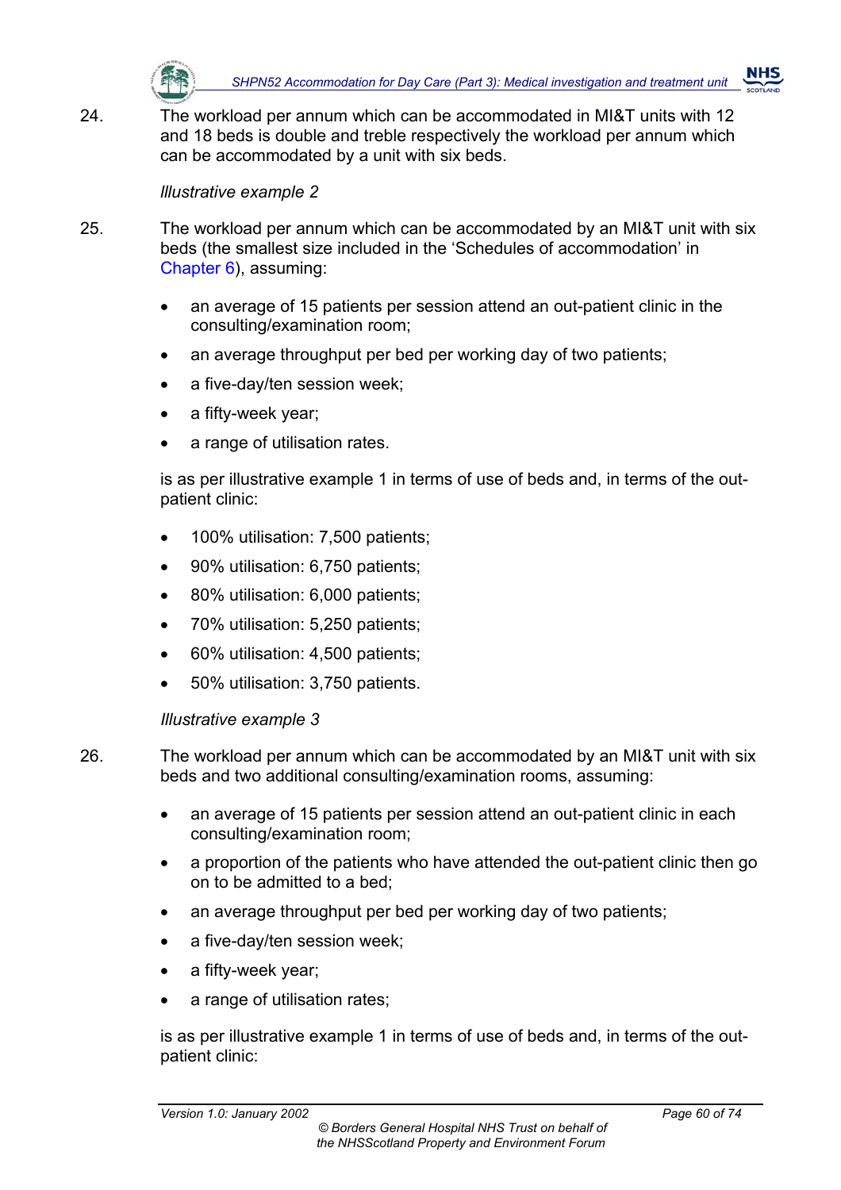24. The workload per annum which can be accommodated in MI&T units with 12 and 18 beds is double and treble respectively the workload per annum which can be accommodated by a unit with six beds.

*Illustrative example 2*

25. The workload per annum which can be accommodated by an MI&T unit with six beds (the smallest size included in the 'Schedules of accommodation' in Chapter 6), assuming:

- an average of 15 patients per session attend an out-patient clinic in the consulting/examination room;
- an average throughput per bed per working day of two patients;
- a five-day/ten session week;
- a fifty-week year;
- a range of utilisation rates.

is as per illustrative example 1 in terms of use of beds and, in terms of the out-patient clinic:

- 100% utilisation: 7,500 patients;
- 90% utilisation: 6,750 patients;
- 80% utilisation: 6,000 patients;
- 70% utilisation: 5,250 patients;
- 60% utilisation: 4,500 patients;
- 50% utilisation: 3,750 patients.

*Illustrative example 3*

26. The workload per annum which can be accommodated by an MI&T unit with six beds and two additional consulting/examination rooms, assuming:

- an average of 15 patients per session attend an out-patient clinic in each consulting/examination room;
- a proportion of the patients who have attended the out-patient clinic then go on to be admitted to a bed;
- an average throughput per bed per working day of two patients;
- a five-day/ten session week;
- a fifty-week year;
- a range of utilisation rates;

is as per illustrative example 1 in terms of use of beds and, in terms of the out-patient clinic: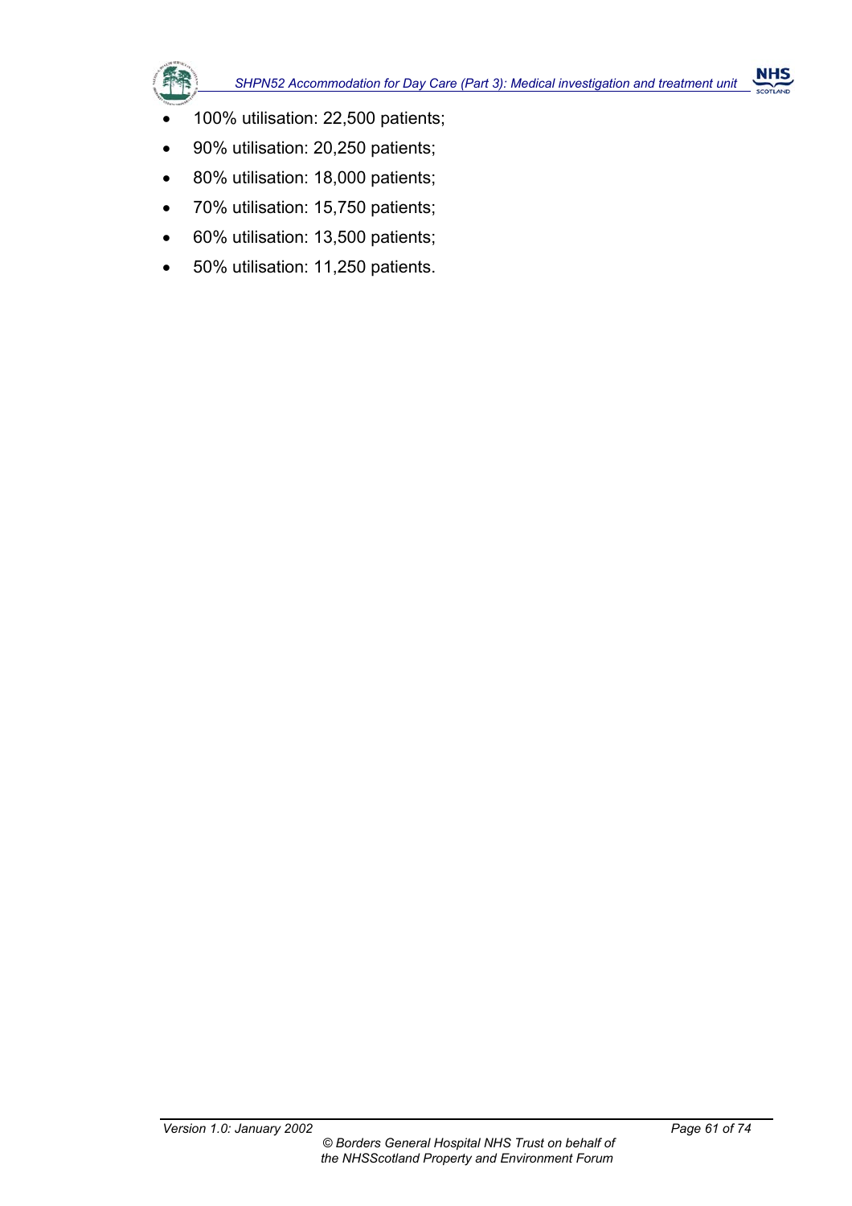- 100% utilisation: 22,500 patients;
- 90% utilisation: 20,250 patients;
- 80% utilisation: 18,000 patients;
- 70% utilisation: 15,750 patients;
- 60% utilisation: 13,500 patients;
- 50% utilisation: 11,250 patients.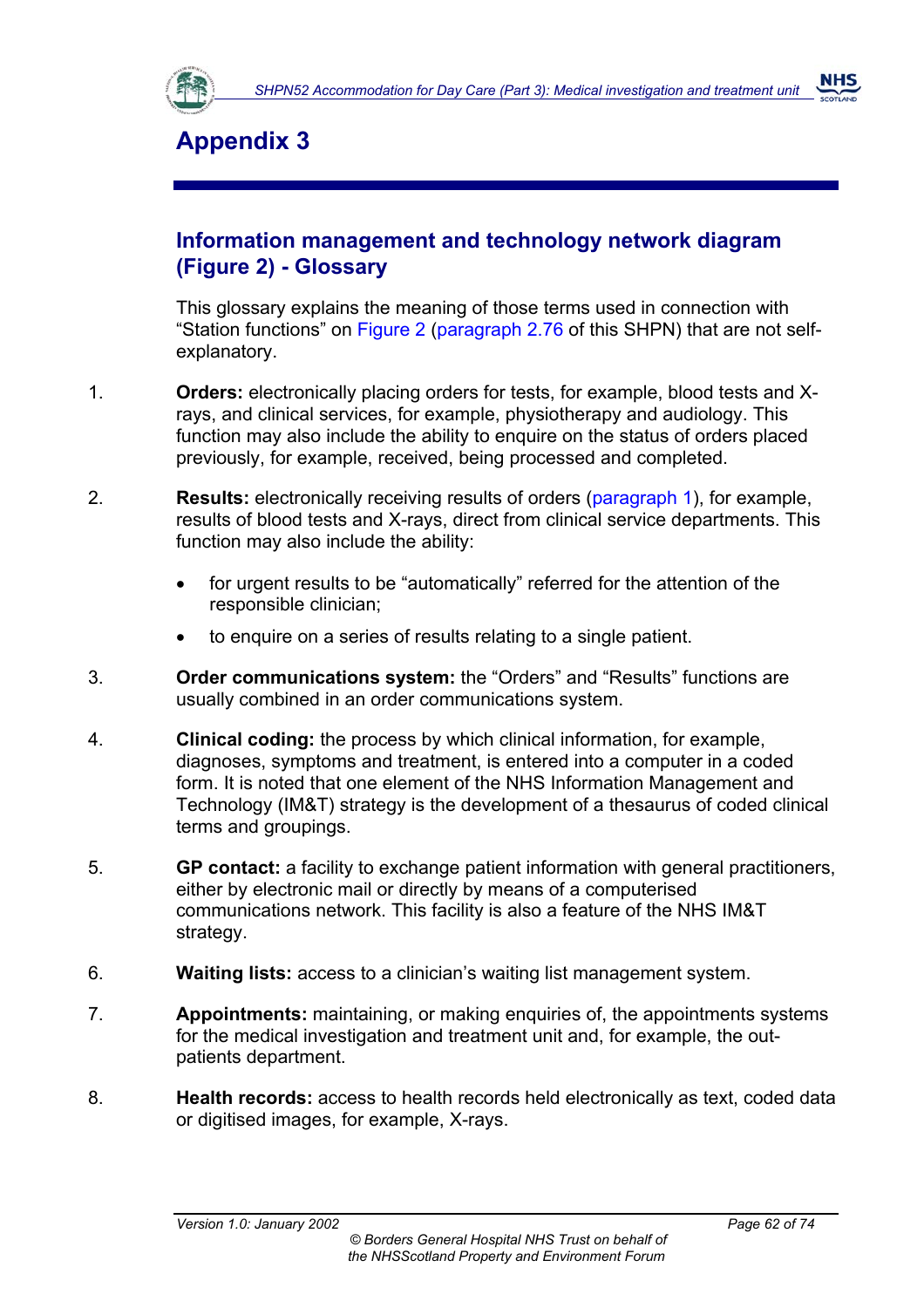# Appendix 3

## Information management and technology network diagram (Figure 2) - Glossary

This glossary explains the meaning of those terms used in connection with "Station functions" on Figure 2 (paragraph 2.76 of this SHPN) that are not self-explanatory.

1. **Orders:** electronically placing orders for tests, for example, blood tests and X-rays, and clinical services, for example, physiotherapy and audiology. This function may also include the ability to enquire on the status of orders placed previously, for example, received, being processed and completed.

2. **Results:** electronically receiving results of orders (paragraph 1), for example, results of blood tests and X-rays, direct from clinical service departments. This function may also include the ability:

   - for urgent results to be "automatically" referred for the attention of the responsible clinician;
   - to enquire on a series of results relating to a single patient.

3. **Order communications system:** the "Orders" and "Results" functions are usually combined in an order communications system.

4. **Clinical coding:** the process by which clinical information, for example, diagnoses, symptoms and treatment, is entered into a computer in a coded form. It is noted that one element of the NHS Information Management and Technology (IM&T) strategy is the development of a thesaurus of coded clinical terms and groupings.

5. **GP contact:** a facility to exchange patient information with general practitioners, either by electronic mail or directly by means of a computerised communications network. This facility is also a feature of the NHS IM&T strategy.

6. **Waiting lists:** access to a clinician's waiting list management system.

7. **Appointments:** maintaining, or making enquiries of, the appointments systems for the medical investigation and treatment unit and, for example, the out-patients department.

8. **Health records:** access to health records held electronically as text, coded data or digitised images, for example, X-rays.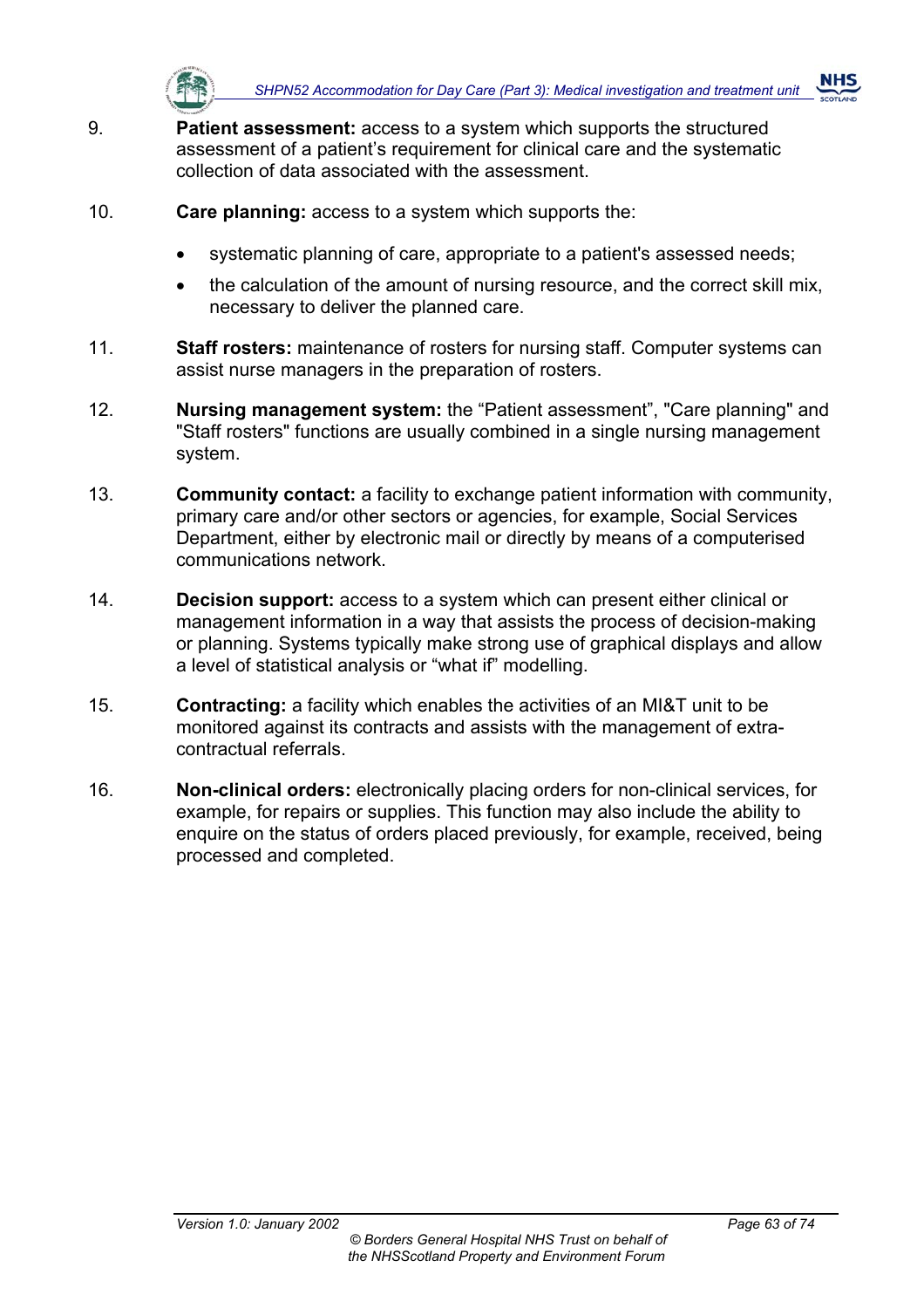9. **Patient assessment:** access to a system which supports the structured assessment of a patient's requirement for clinical care and the systematic collection of data associated with the assessment.

10. **Care planning:** access to a system which supports the:

    - systematic planning of care, appropriate to a patient's assessed needs;
    - the calculation of the amount of nursing resource, and the correct skill mix, necessary to deliver the planned care.

11. **Staff rosters:** maintenance of rosters for nursing staff. Computer systems can assist nurse managers in the preparation of rosters.

12. **Nursing management system:** the "Patient assessment", "Care planning" and "Staff rosters" functions are usually combined in a single nursing management system.

13. **Community contact:** a facility to exchange patient information with community, primary care and/or other sectors or agencies, for example, Social Services Department, either by electronic mail or directly by means of a computerised communications network.

14. **Decision support:** access to a system which can present either clinical or management information in a way that assists the process of decision-making or planning. Systems typically make strong use of graphical displays and allow a level of statistical analysis or "what if" modelling.

15. **Contracting:** a facility which enables the activities of an MI&T unit to be monitored against its contracts and assists with the management of extra-contractual referrals.

16. **Non-clinical orders:** electronically placing orders for non-clinical services, for example, for repairs or supplies. This function may also include the ability to enquire on the status of orders placed previously, for example, received, being processed and completed.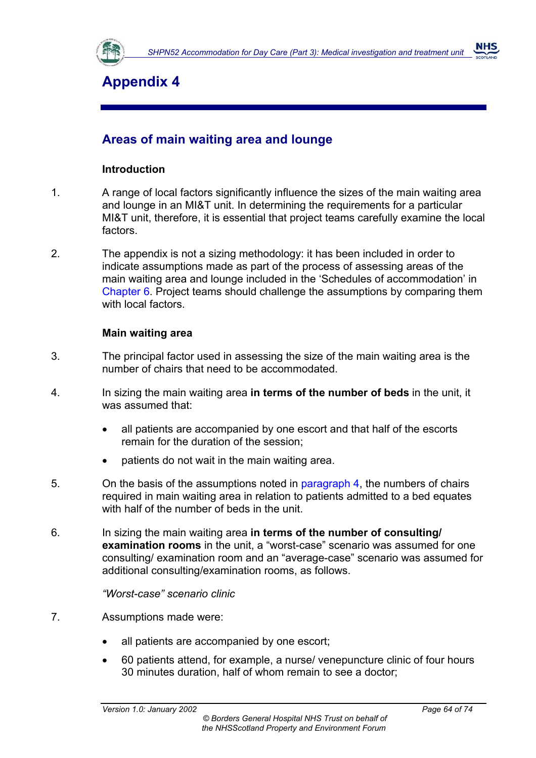# Appendix 4

## Areas of main waiting area and lounge

### Introduction

1. A range of local factors significantly influence the sizes of the main waiting area and lounge in an MI&T unit. In determining the requirements for a particular MI&T unit, therefore, it is essential that project teams carefully examine the local factors.

2. The appendix is not a sizing methodology: it has been included in order to indicate assumptions made as part of the process of assessing areas of the main waiting area and lounge included in the 'Schedules of accommodation' in Chapter 6. Project teams should challenge the assumptions by comparing them with local factors.

### Main waiting area

3. The principal factor used in assessing the size of the main waiting area is the number of chairs that need to be accommodated.

4. In sizing the main waiting area **in terms of the number of beds** in the unit, it was assumed that:

   - all patients are accompanied by one escort and that half of the escorts remain for the duration of the session;
   - patients do not wait in the main waiting area.

5. On the basis of the assumptions noted in paragraph 4, the numbers of chairs required in main waiting area in relation to patients admitted to a bed equates with half of the number of beds in the unit.

6. In sizing the main waiting area **in terms of the number of consulting/ examination rooms** in the unit, a "worst-case" scenario was assumed for one consulting/ examination room and an "average-case" scenario was assumed for additional consulting/examination rooms, as follows.

*"Worst-case" scenario clinic*

7. Assumptions made were:

   - all patients are accompanied by one escort;
   - 60 patients attend, for example, a nurse/ venepuncture clinic of four hours 30 minutes duration, half of whom remain to see a doctor;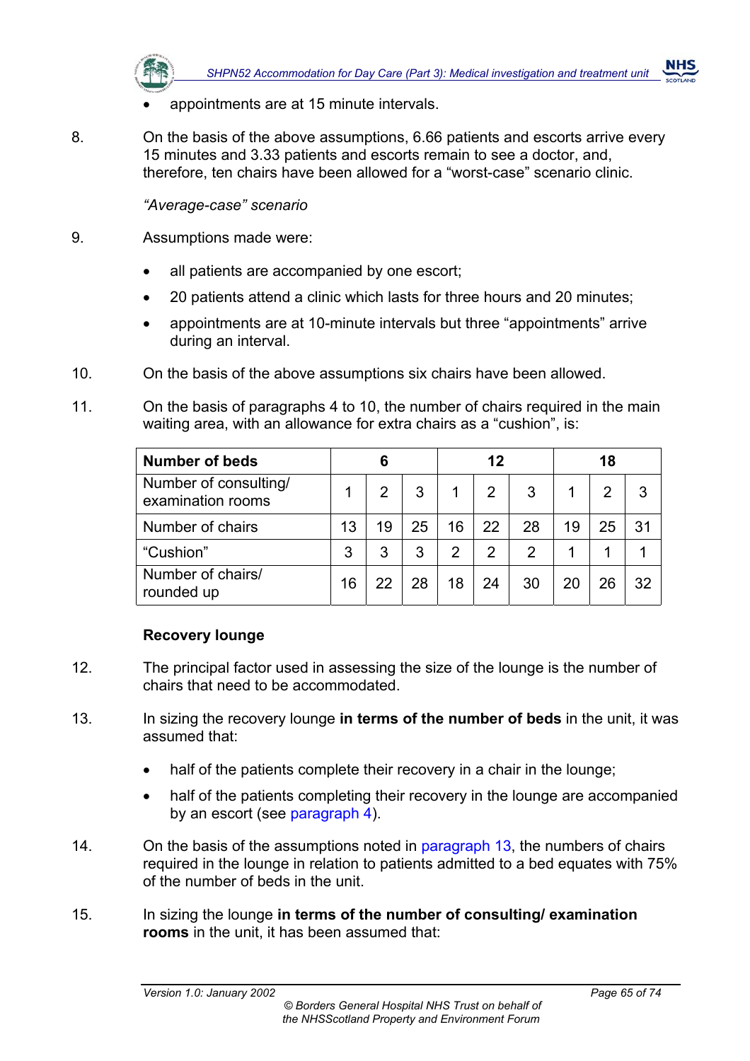- appointments are at 15 minute intervals.

8. On the basis of the above assumptions, 6.66 patients and escorts arrive every 15 minutes and 3.33 patients and escorts remain to see a doctor, and, therefore, ten chairs have been allowed for a "worst-case" scenario clinic.

*"Average-case" scenario*

9. Assumptions made were:

- all patients are accompanied by one escort;
- 20 patients attend a clinic which lasts for three hours and 20 minutes;
- appointments are at 10-minute intervals but three "appointments" arrive during an interval.

10. On the basis of the above assumptions six chairs have been allowed.

11. On the basis of paragraphs 4 to 10, the number of chairs required in the main waiting area, with an allowance for extra chairs as a "cushion", is:

| **Number of beds** | **6** | | | **12** | | | **18** | | |
|---|---|---|---|---|---|---|---|---|---|
| Number of consulting/ examination rooms | 1 | 2 | 3 | 1 | 2 | 3 | 1 | 2 | 3 |
| Number of chairs | 13 | 19 | 25 | 16 | 22 | 28 | 19 | 25 | 31 |
| "Cushion" | 3 | 3 | 3 | 2 | 2 | 2 | 1 | 1 | 1 |
| Number of chairs/ rounded up | 16 | 22 | 28 | 18 | 24 | 30 | 20 | 26 | 32 |

**Recovery lounge**

12. The principal factor used in assessing the size of the lounge is the number of chairs that need to be accommodated.

13. In sizing the recovery lounge **in terms of the number of beds** in the unit, it was assumed that:

- half of the patients complete their recovery in a chair in the lounge;
- half of the patients completing their recovery in the lounge are accompanied by an escort (see paragraph 4).

14. On the basis of the assumptions noted in paragraph 13, the numbers of chairs required in the lounge in relation to patients admitted to a bed equates with 75% of the number of beds in the unit.

15. In sizing the lounge **in terms of the number of consulting/ examination rooms** in the unit, it has been assumed that: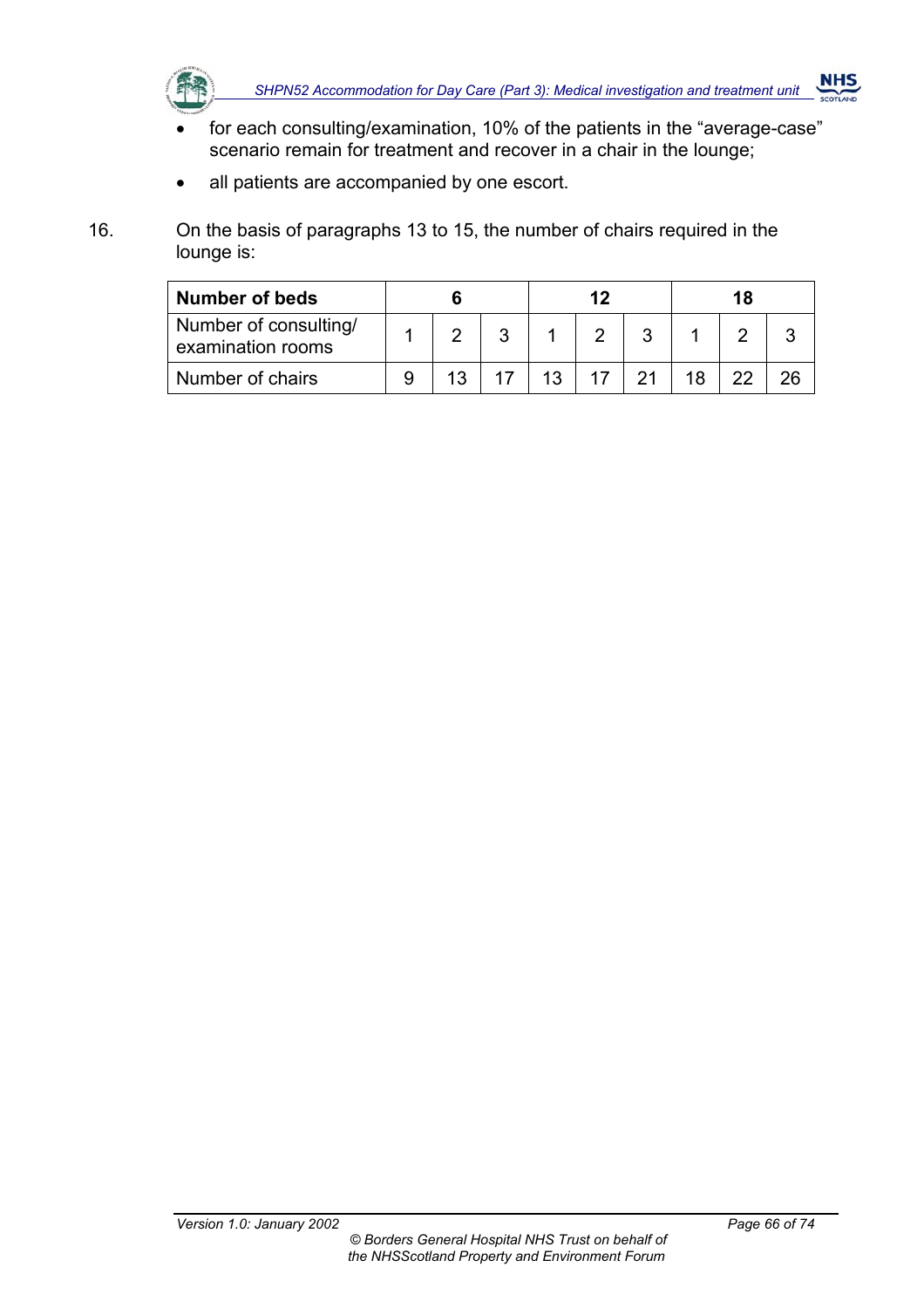- for each consulting/examination, 10% of the patients in the "average-case" scenario remain for treatment and recover in a chair in the lounge;
- all patients are accompanied by one escort.

16. On the basis of paragraphs 13 to 15, the number of chairs required in the lounge is:

| **Number of beds** | **6** | | | **12** | | | **18** | | |
|---|---|---|---|---|---|---|---|---|---|
| Number of consulting/ examination rooms | 1 | 2 | 3 | 1 | 2 | 3 | 1 | 2 | 3 |
| Number of chairs | 9 | 13 | 17 | 13 | 17 | 21 | 18 | 22 | 26 |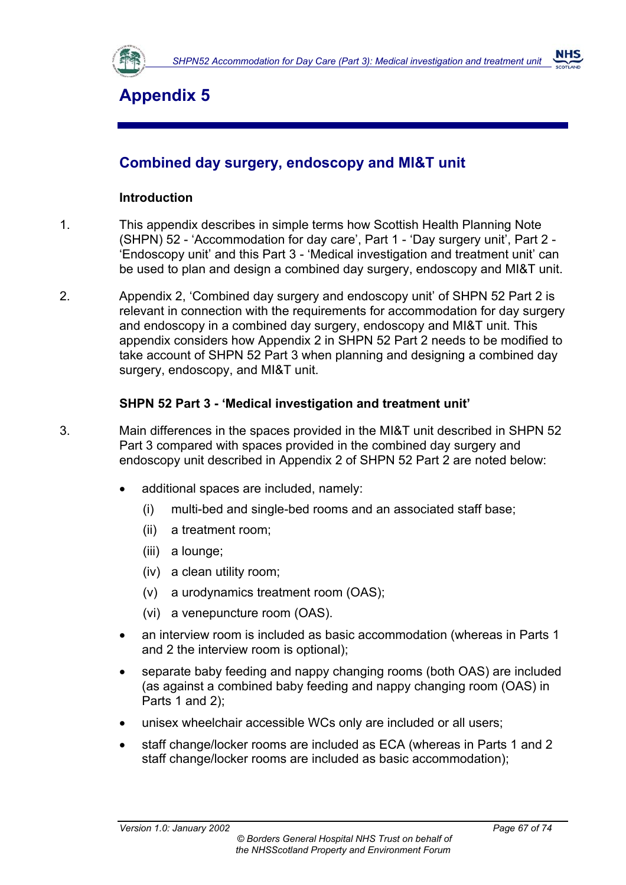# Appendix 5

## Combined day surgery, endoscopy and MI&T unit

### Introduction

1. This appendix describes in simple terms how Scottish Health Planning Note (SHPN) 52 - 'Accommodation for day care', Part 1 - 'Day surgery unit', Part 2 - 'Endoscopy unit' and this Part 3 - 'Medical investigation and treatment unit' can be used to plan and design a combined day surgery, endoscopy and MI&T unit.

2. Appendix 2, 'Combined day surgery and endoscopy unit' of SHPN 52 Part 2 is relevant in connection with the requirements for accommodation for day surgery and endoscopy in a combined day surgery, endoscopy and MI&T unit. This appendix considers how Appendix 2 in SHPN 52 Part 2 needs to be modified to take account of SHPN 52 Part 3 when planning and designing a combined day surgery, endoscopy, and MI&T unit.

### SHPN 52 Part 3 - 'Medical investigation and treatment unit'

3. Main differences in the spaces provided in the MI&T unit described in SHPN 52 Part 3 compared with spaces provided in the combined day surgery and endoscopy unit described in Appendix 2 of SHPN 52 Part 2 are noted below:

   - additional spaces are included, namely:
     - (i) multi-bed and single-bed rooms and an associated staff base;
     - (ii) a treatment room;
     - (iii) a lounge;
     - (iv) a clean utility room;
     - (v) a urodynamics treatment room (OAS);
     - (vi) a venepuncture room (OAS).
   - an interview room is included as basic accommodation (whereas in Parts 1 and 2 the interview room is optional);
   - separate baby feeding and nappy changing rooms (both OAS) are included (as against a combined baby feeding and nappy changing room (OAS) in Parts 1 and 2);
   - unisex wheelchair accessible WCs only are included or all users;
   - staff change/locker rooms are included as ECA (whereas in Parts 1 and 2 staff change/locker rooms are included as basic accommodation);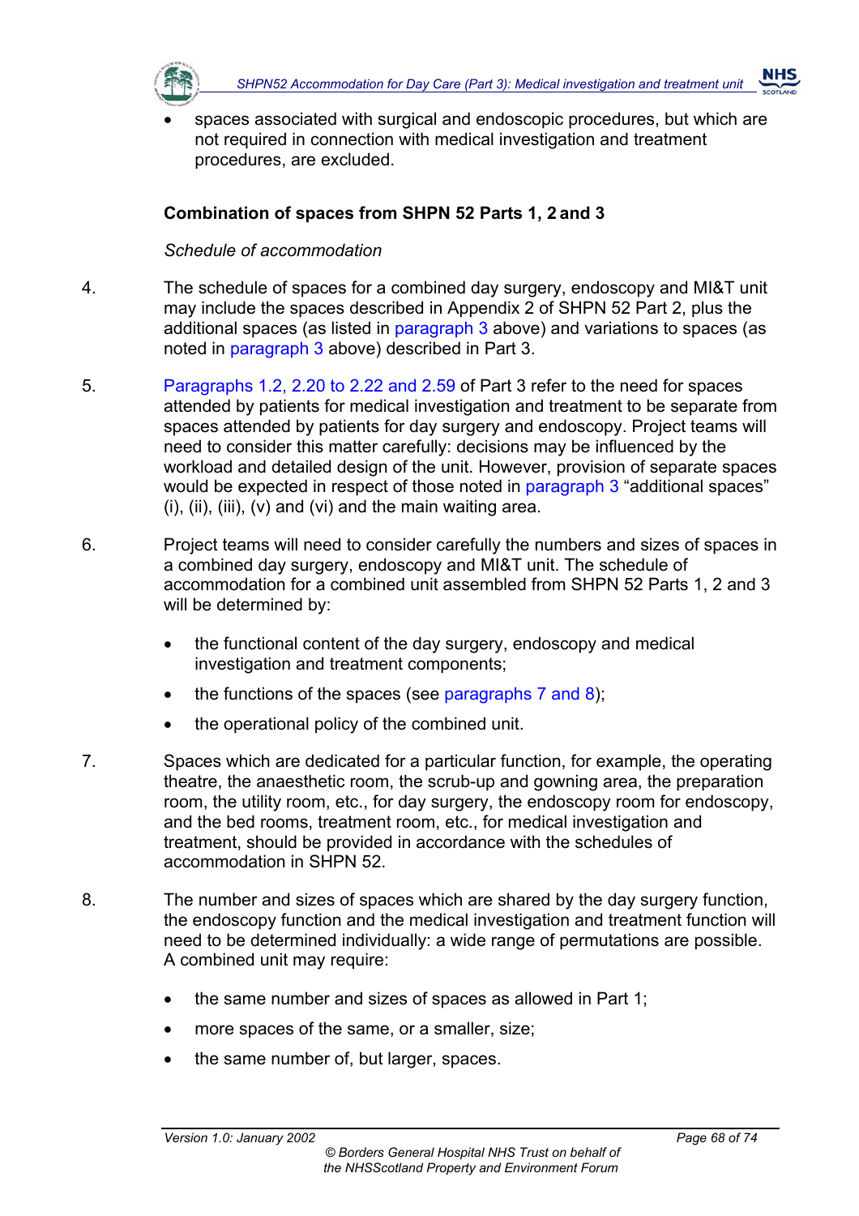- spaces associated with surgical and endoscopic procedures, but which are not required in connection with medical investigation and treatment procedures, are excluded.

### Combination of spaces from SHPN 52 Parts 1, 2 and 3

*Schedule of accommodation*

4. The schedule of spaces for a combined day surgery, endoscopy and MI&T unit may include the spaces described in Appendix 2 of SHPN 52 Part 2, plus the additional spaces (as listed in paragraph 3 above) and variations to spaces (as noted in paragraph 3 above) described in Part 3.

5. Paragraphs 1.2, 2.20 to 2.22 and 2.59 of Part 3 refer to the need for spaces attended by patients for medical investigation and treatment to be separate from spaces attended by patients for day surgery and endoscopy. Project teams will need to consider this matter carefully: decisions may be influenced by the workload and detailed design of the unit. However, provision of separate spaces would be expected in respect of those noted in paragraph 3 "additional spaces" (i), (ii), (iii), (v) and (vi) and the main waiting area.

6. Project teams will need to consider carefully the numbers and sizes of spaces in a combined day surgery, endoscopy and MI&T unit. The schedule of accommodation for a combined unit assembled from SHPN 52 Parts 1, 2 and 3 will be determined by:

   - the functional content of the day surgery, endoscopy and medical investigation and treatment components;
   - the functions of the spaces (see paragraphs 7 and 8);
   - the operational policy of the combined unit.

7. Spaces which are dedicated for a particular function, for example, the operating theatre, the anaesthetic room, the scrub-up and gowning area, the preparation room, the utility room, etc., for day surgery, the endoscopy room for endoscopy, and the bed rooms, treatment room, etc., for medical investigation and treatment, should be provided in accordance with the schedules of accommodation in SHPN 52.

8. The number and sizes of spaces which are shared by the day surgery function, the endoscopy function and the medical investigation and treatment function will need to be determined individually: a wide range of permutations are possible. A combined unit may require:

   - the same number and sizes of spaces as allowed in Part 1;
   - more spaces of the same, or a smaller, size;
   - the same number of, but larger, spaces.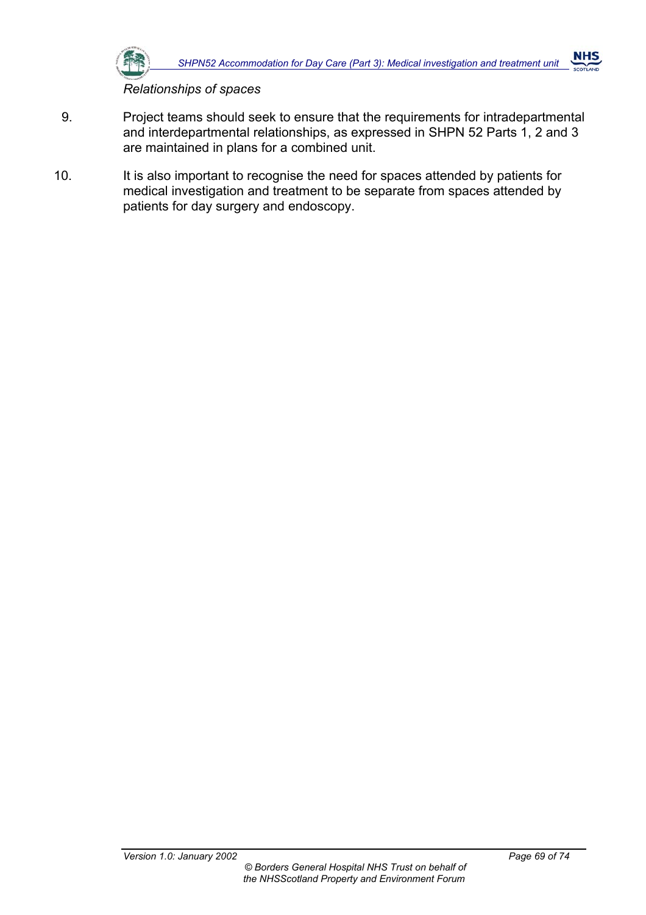*Relationships of spaces*

9. Project teams should seek to ensure that the requirements for intradepartmental and interdepartmental relationships, as expressed in SHPN 52 Parts 1, 2 and 3 are maintained in plans for a combined unit.

10. It is also important to recognise the need for spaces attended by patients for medical investigation and treatment to be separate from spaces attended by patients for day surgery and endoscopy.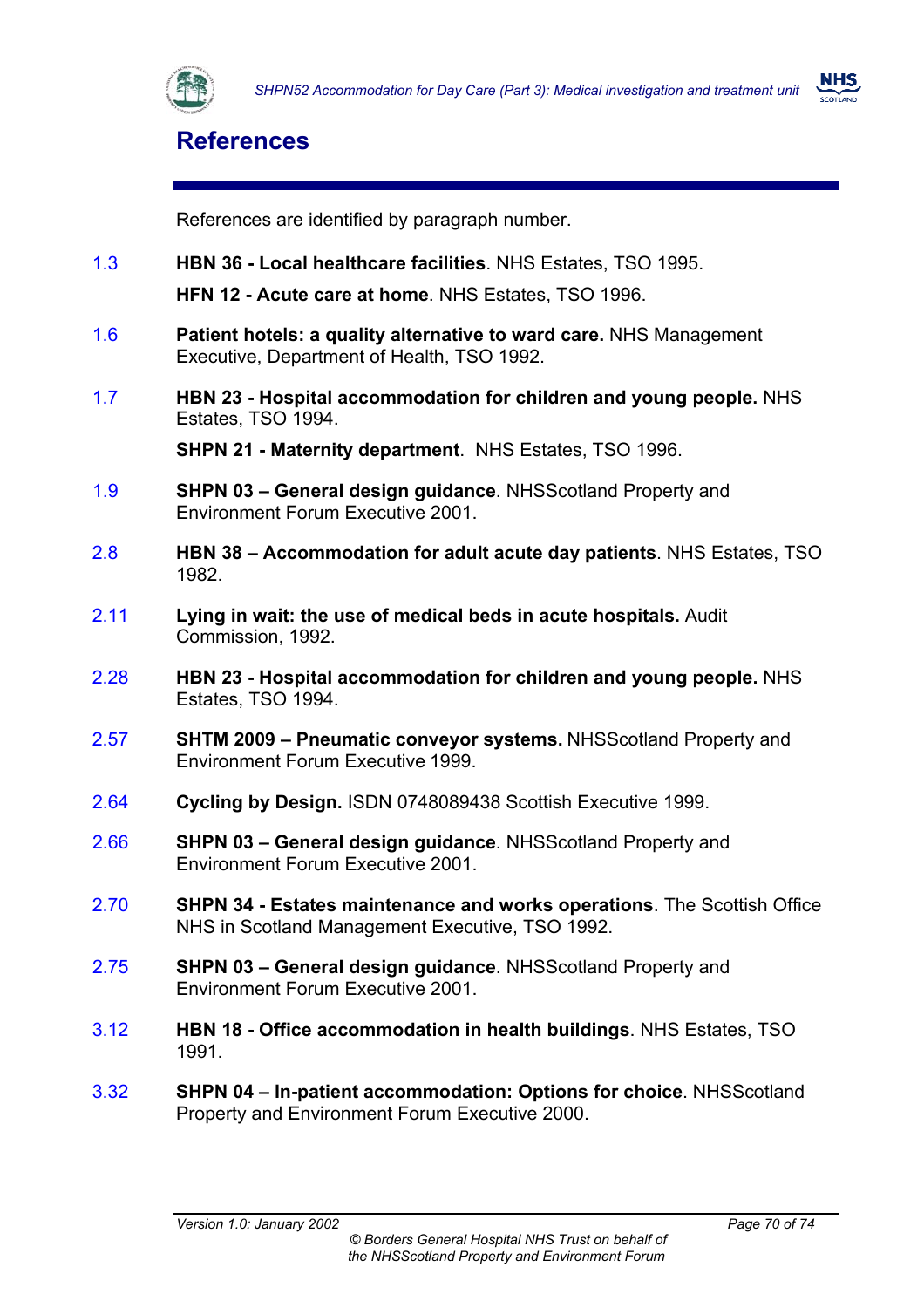# References

References are identified by paragraph number.

1.3 **HBN 36 - Local healthcare facilities**. NHS Estates, TSO 1995.

**HFN 12 - Acute care at home**. NHS Estates, TSO 1996.

1.6 **Patient hotels: a quality alternative to ward care.** NHS Management Executive, Department of Health, TSO 1992.

1.7 **HBN 23 - Hospital accommodation for children and young people.** NHS Estates, TSO 1994.

**SHPN 21 - Maternity department**. NHS Estates, TSO 1996.

1.9 **SHPN 03 – General design guidance**. NHSScotland Property and Environment Forum Executive 2001.

2.8 **HBN 38 – Accommodation for adult acute day patients**. NHS Estates, TSO 1982.

2.11 **Lying in wait: the use of medical beds in acute hospitals.** Audit Commission, 1992.

2.28 **HBN 23 - Hospital accommodation for children and young people.** NHS Estates, TSO 1994.

2.57 **SHTM 2009 – Pneumatic conveyor systems.** NHSScotland Property and Environment Forum Executive 1999.

2.64 **Cycling by Design.** ISDN 0748089438 Scottish Executive 1999.

2.66 **SHPN 03 – General design guidance**. NHSScotland Property and Environment Forum Executive 2001.

2.70 **SHPN 34 - Estates maintenance and works operations**. The Scottish Office NHS in Scotland Management Executive, TSO 1992.

2.75 **SHPN 03 – General design guidance**. NHSScotland Property and Environment Forum Executive 2001.

3.12 **HBN 18 - Office accommodation in health buildings**. NHS Estates, TSO 1991.

3.32 **SHPN 04 – In-patient accommodation: Options for choice**. NHSScotland Property and Environment Forum Executive 2000.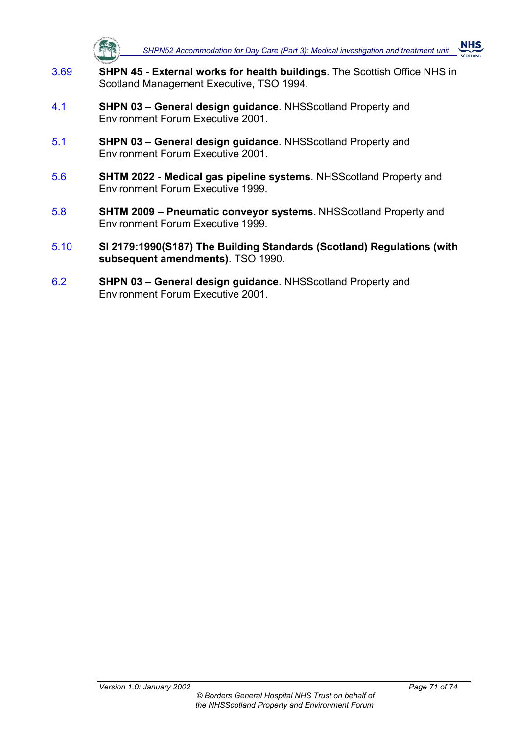3.69 **SHPN 45 - External works for health buildings**. The Scottish Office NHS in Scotland Management Executive, TSO 1994.

4.1 **SHPN 03 – General design guidance**. NHSScotland Property and Environment Forum Executive 2001.

5.1 **SHPN 03 – General design guidance**. NHSScotland Property and Environment Forum Executive 2001.

5.6 **SHTM 2022 - Medical gas pipeline systems**. NHSScotland Property and Environment Forum Executive 1999.

5.8 **SHTM 2009 – Pneumatic conveyor systems.** NHSScotland Property and Environment Forum Executive 1999.

5.10 **SI 2179:1990(S187) The Building Standards (Scotland) Regulations (with subsequent amendments)**. TSO 1990.

6.2 **SHPN 03 – General design guidance**. NHSScotland Property and Environment Forum Executive 2001.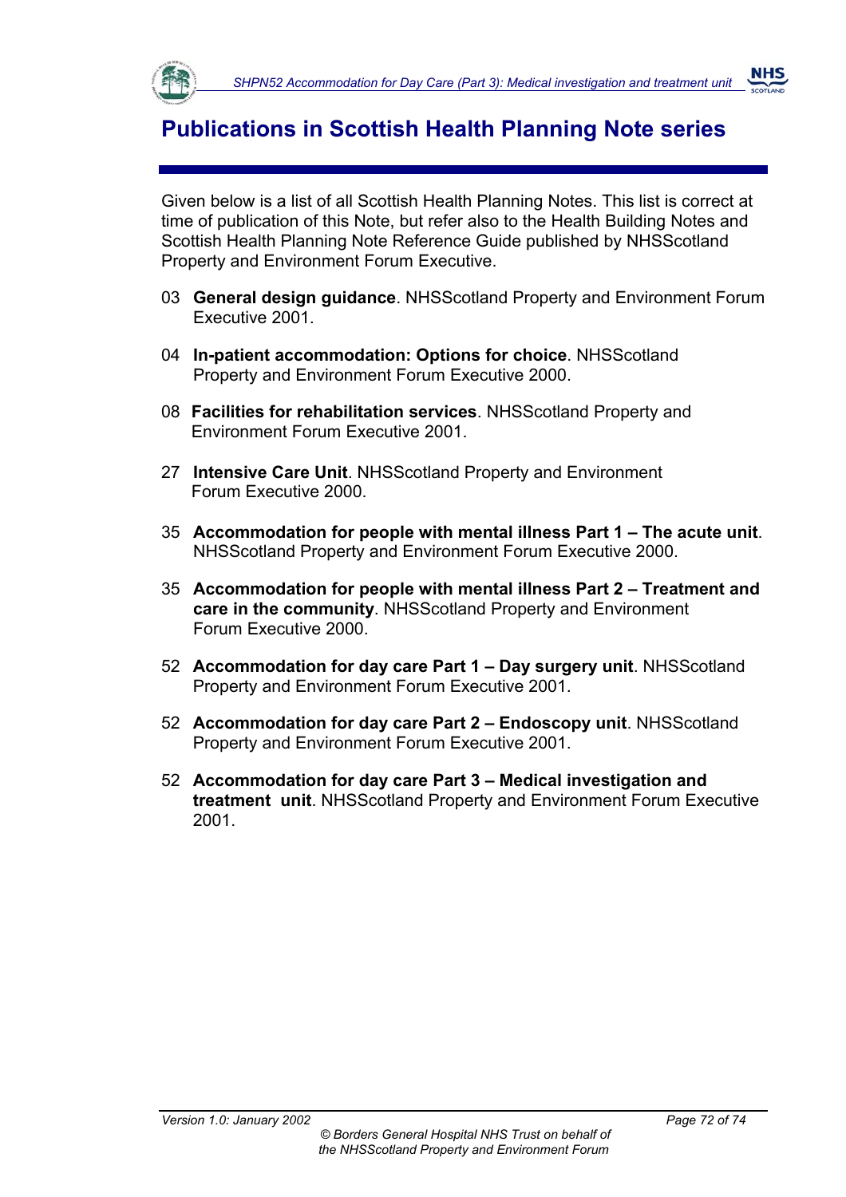# Publications in Scottish Health Planning Note series

Given below is a list of all Scottish Health Planning Notes. This list is correct at time of publication of this Note, but refer also to the Health Building Notes and Scottish Health Planning Note Reference Guide published by NHSScotland Property and Environment Forum Executive.

03 **General design guidance**. NHSScotland Property and Environment Forum Executive 2001.

04 **In-patient accommodation: Options for choice**. NHSScotland Property and Environment Forum Executive 2000.

08 **Facilities for rehabilitation services**. NHSScotland Property and Environment Forum Executive 2001.

27 **Intensive Care Unit**. NHSScotland Property and Environment Forum Executive 2000.

35 **Accommodation for people with mental illness Part 1 – The acute unit**. NHSScotland Property and Environment Forum Executive 2000.

35 **Accommodation for people with mental illness Part 2 – Treatment and care in the community**. NHSScotland Property and Environment Forum Executive 2000.

52 **Accommodation for day care Part 1 – Day surgery unit**. NHSScotland Property and Environment Forum Executive 2001.

52 **Accommodation for day care Part 2 – Endoscopy unit**. NHSScotland Property and Environment Forum Executive 2001.

52 **Accommodation for day care Part 3 – Medical investigation and treatment unit**. NHSScotland Property and Environment Forum Executive 2001.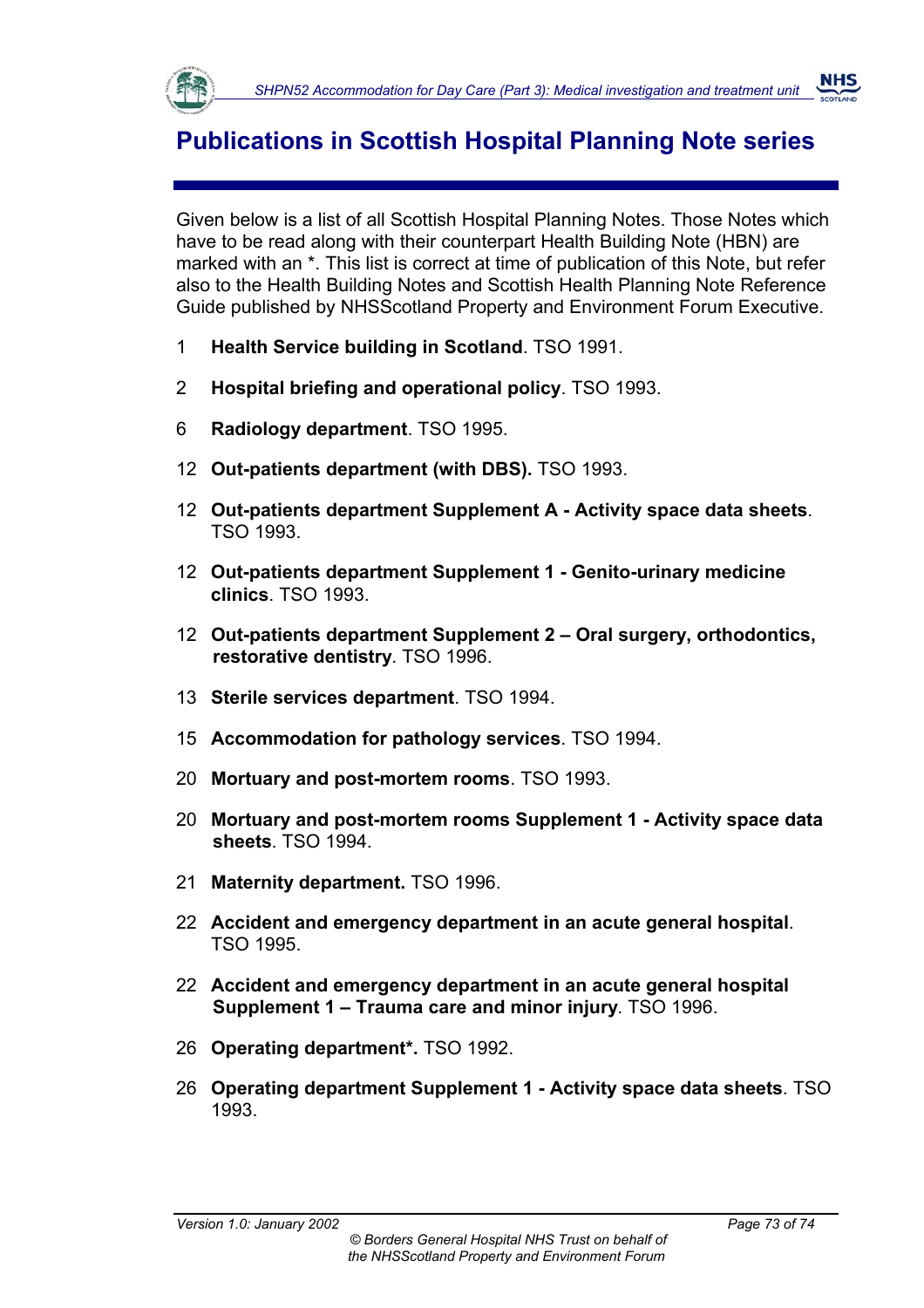# Publications in Scottish Hospital Planning Note series

Given below is a list of all Scottish Hospital Planning Notes. Those Notes which have to be read along with their counterpart Health Building Note (HBN) are marked with an *. This list is correct at time of publication of this Note, but refer also to the Health Building Notes and Scottish Health Planning Note Reference Guide published by NHSScotland Property and Environment Forum Executive.

1 **Health Service building in Scotland**. TSO 1991.

2 **Hospital briefing and operational policy**. TSO 1993.

6 **Radiology department**. TSO 1995.

12 **Out-patients department (with DBS).** TSO 1993.

12 **Out-patients department Supplement A - Activity space data sheets**. TSO 1993.

12 **Out-patients department Supplement 1 - Genito-urinary medicine clinics**. TSO 1993.

12 **Out-patients department Supplement 2 – Oral surgery, orthodontics, restorative dentistry**. TSO 1996.

13 **Sterile services department**. TSO 1994.

15 **Accommodation for pathology services**. TSO 1994.

20 **Mortuary and post-mortem rooms**. TSO 1993.

20 **Mortuary and post-mortem rooms Supplement 1 - Activity space data sheets**. TSO 1994.

21 **Maternity department.** TSO 1996.

22 **Accident and emergency department in an acute general hospital**. TSO 1995.

22 **Accident and emergency department in an acute general hospital Supplement 1 – Trauma care and minor injury**. TSO 1996.

26 **Operating department*.** TSO 1992.

26 **Operating department Supplement 1 - Activity space data sheets**. TSO 1993.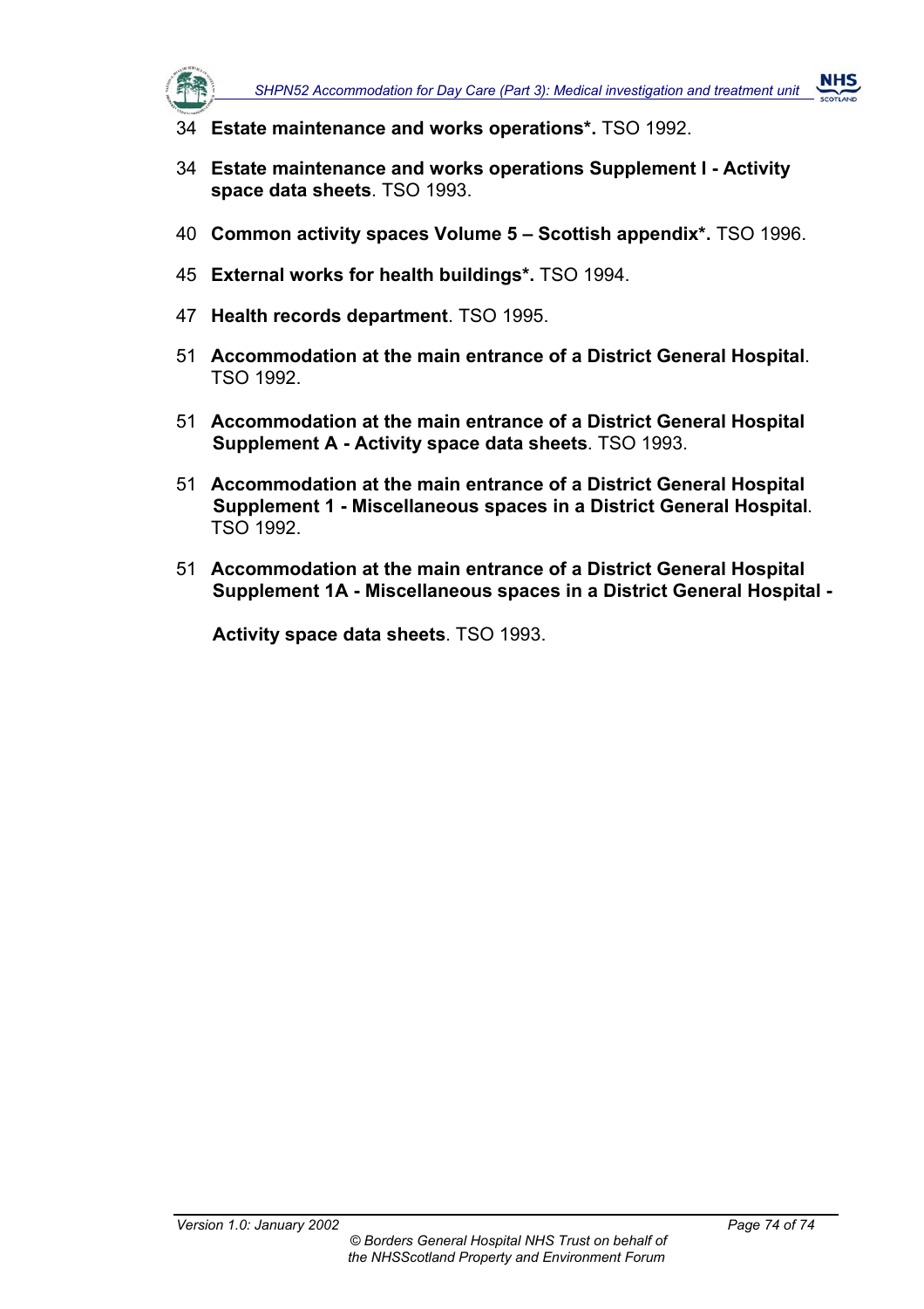34 **Estate maintenance and works operations*.** TSO 1992.

34 **Estate maintenance and works operations Supplement I - Activity space data sheets**. TSO 1993.

40 **Common activity spaces Volume 5 – Scottish appendix*.** TSO 1996.

45 **External works for health buildings*.** TSO 1994.

47 **Health records department**. TSO 1995.

51 **Accommodation at the main entrance of a District General Hospital**. TSO 1992.

51 **Accommodation at the main entrance of a District General Hospital Supplement A - Activity space data sheets**. TSO 1993.

51 **Accommodation at the main entrance of a District General Hospital Supplement 1 - Miscellaneous spaces in a District General Hospital**. TSO 1992.

51 **Accommodation at the main entrance of a District General Hospital Supplement 1A - Miscellaneous spaces in a District General Hospital -**

**Activity space data sheets**. TSO 1993.